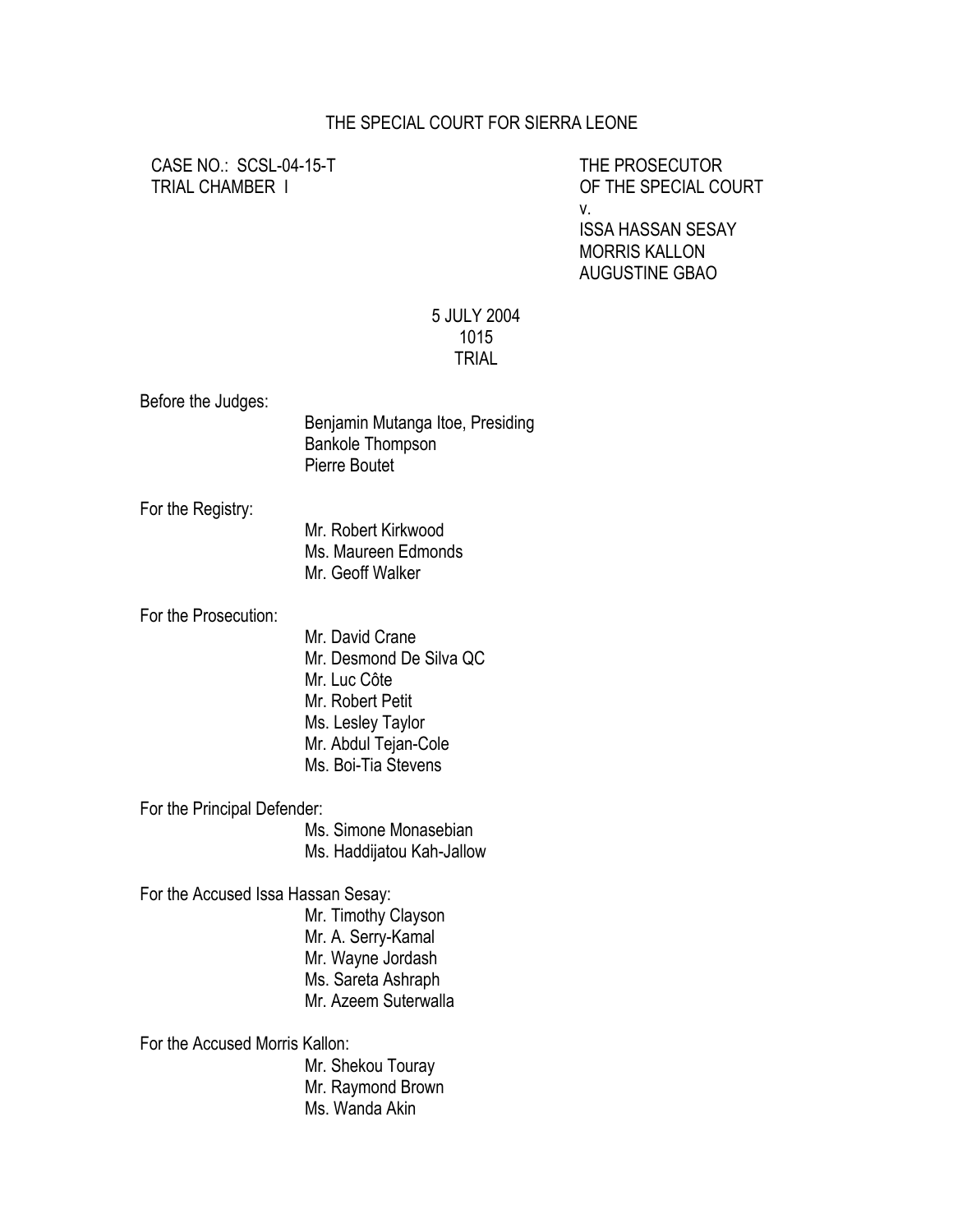# THE SPECIAL COURT FOR SIERRA LEONE

CASE NO.: SCSL-04-15-T
TRIAL CHAMBER I

THE PROSECUTOR
OF THE SPECIAL COURT
v.
ISSA HASSAN SESAY
MORRIS KALLON
AUGUSTINE GBAO

5 JULY 2004
1015
TRIAL

Before the Judges:

Benjamin Mutanga Itoe, Presiding
Bankole Thompson
Pierre Boutet

For the Registry:

Mr. Robert Kirkwood
Ms. Maureen Edmonds
Mr. Geoff Walker

For the Prosecution:

Mr. David Crane
Mr. Desmond De Silva QC
Mr. Luc Côte
Mr. Robert Petit
Ms. Lesley Taylor
Mr. Abdul Tejan-Cole
Ms. Boi-Tia Stevens

For the Principal Defender:

Ms. Simone Monasebian
Ms. Haddijatou Kah-Jallow

For the Accused Issa Hassan Sesay:

Mr. Timothy Clayson
Mr. A. Serry-Kamal
Mr. Wayne Jordash
Ms. Sareta Ashraph
Mr. Azeem Suterwalla

For the Accused Morris Kallon:

Mr. Shekou Touray
Mr. Raymond Brown
Ms. Wanda Akin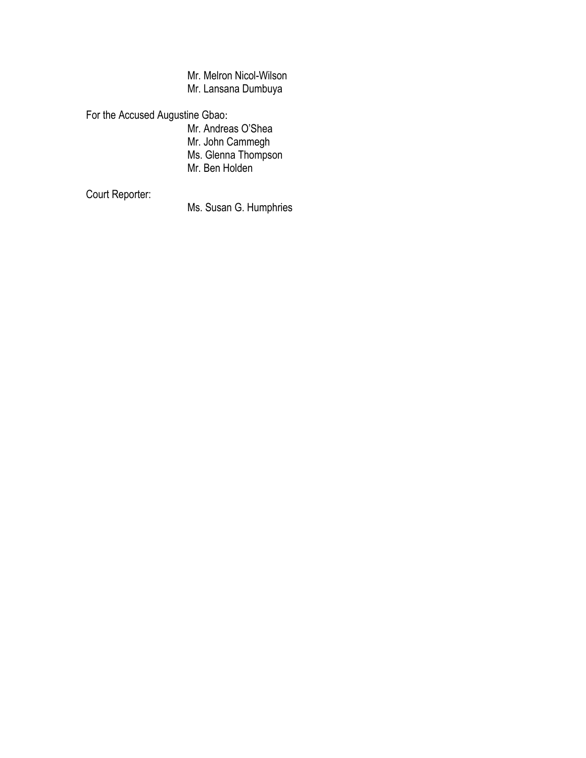Mr. Melron Nicol-Wilson
Mr. Lansana Dumbuya

For the Accused Augustine Gbao:
Mr. Andreas O'Shea
Mr. John Cammegh
Ms. Glenna Thompson
Mr. Ben Holden

Court Reporter:
Ms. Susan G. Humphries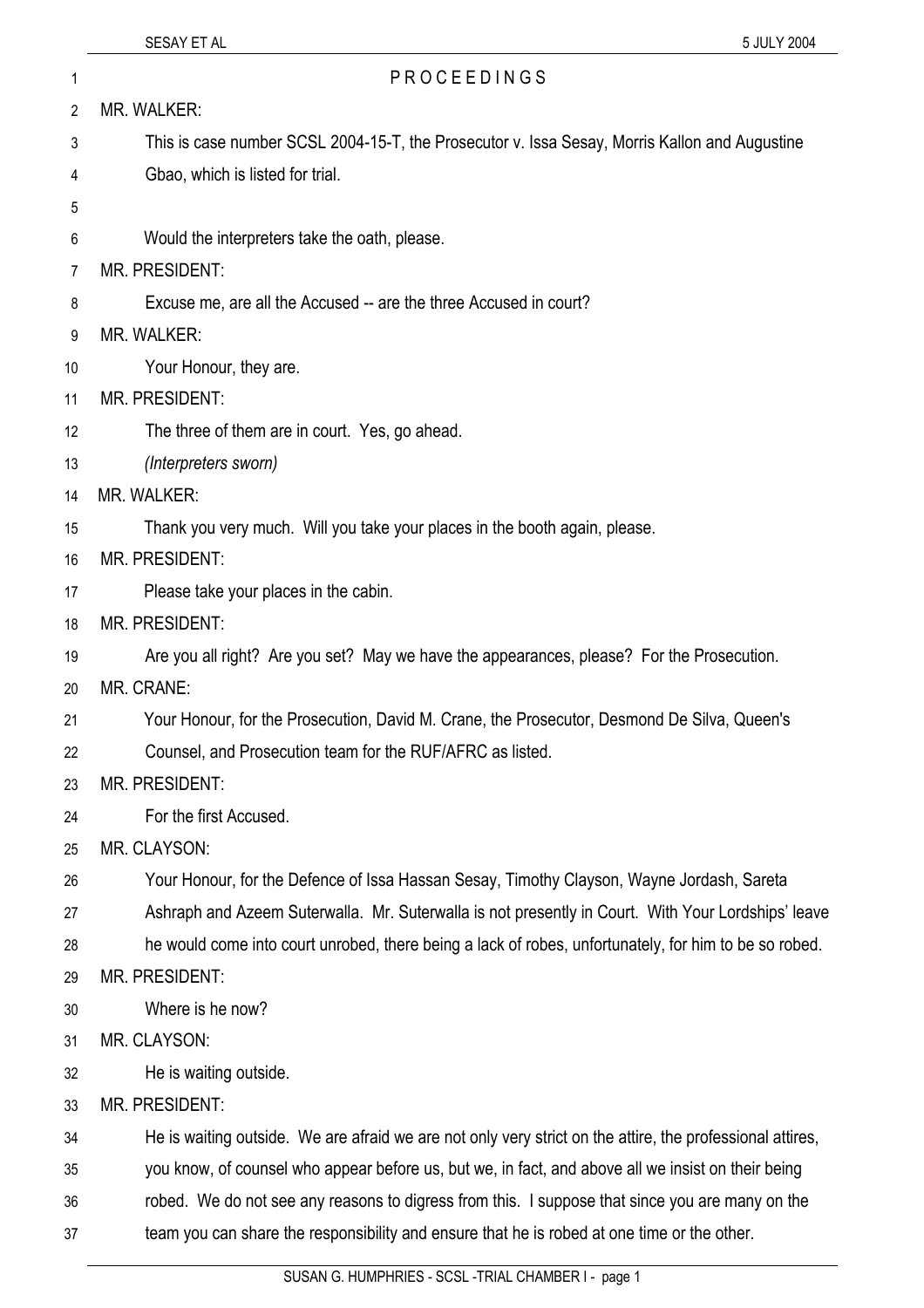# PROCEEDINGS

MR. WALKER:

This is case number SCSL 2004-15-T, the Prosecutor v. Issa Sesay, Morris Kallon and Augustine Gbao, which is listed for trial.

Would the interpreters take the oath, please.

MR. PRESIDENT:

Excuse me, are all the Accused -- are the three Accused in court?

MR. WALKER:

Your Honour, they are.

MR. PRESIDENT:

The three of them are in court. Yes, go ahead.

*(Interpreters sworn)*

MR. WALKER:

Thank you very much. Will you take your places in the booth again, please.

MR. PRESIDENT:

Please take your places in the cabin.

MR. PRESIDENT:

Are you all right? Are you set? May we have the appearances, please? For the Prosecution.

MR. CRANE:

Your Honour, for the Prosecution, David M. Crane, the Prosecutor, Desmond De Silva, Queen's Counsel, and Prosecution team for the RUF/AFRC as listed.

MR. PRESIDENT:

For the first Accused.

MR. CLAYSON:

Your Honour, for the Defence of Issa Hassan Sesay, Timothy Clayson, Wayne Jordash, Sareta Ashraph and Azeem Suterwalla. Mr. Suterwalla is not presently in Court. With Your Lordships' leave he would come into court unrobed, there being a lack of robes, unfortunately, for him to be so robed.

MR. PRESIDENT:

Where is he now?

MR. CLAYSON:

He is waiting outside.

MR. PRESIDENT:

He is waiting outside. We are afraid we are not only very strict on the attire, the professional attires, you know, of counsel who appear before us, but we, in fact, and above all we insist on their being robed. We do not see any reasons to digress from this. I suppose that since you are many on the team you can share the responsibility and ensure that he is robed at one time or the other.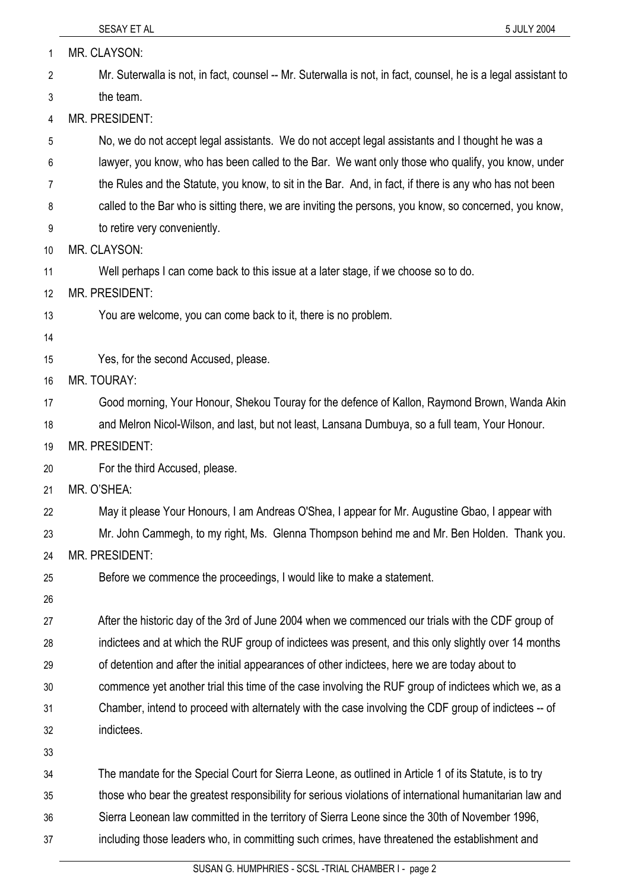MR. CLAYSON:

Mr. Suterwalla is not, in fact, counsel -- Mr. Suterwalla is not, in fact, counsel, he is a legal assistant to the team.

MR. PRESIDENT:

No, we do not accept legal assistants. We do not accept legal assistants and I thought he was a lawyer, you know, who has been called to the Bar. We want only those who qualify, you know, under the Rules and the Statute, you know, to sit in the Bar. And, in fact, if there is any who has not been called to the Bar who is sitting there, we are inviting the persons, you know, so concerned, you know, to retire very conveniently.

MR. CLAYSON:

Well perhaps I can come back to this issue at a later stage, if we choose so to do.

MR. PRESIDENT:

You are welcome, you can come back to it, there is no problem.

Yes, for the second Accused, please.

MR. TOURAY:

Good morning, Your Honour, Shekou Touray for the defence of Kallon, Raymond Brown, Wanda Akin and Melron Nicol-Wilson, and last, but not least, Lansana Dumbuya, so a full team, Your Honour.

MR. PRESIDENT:

For the third Accused, please.

MR. O'SHEA:

May it please Your Honours, I am Andreas O'Shea, I appear for Mr. Augustine Gbao, I appear with Mr. John Cammegh, to my right, Ms. Glenna Thompson behind me and Mr. Ben Holden. Thank you.

MR. PRESIDENT:

Before we commence the proceedings, I would like to make a statement.

After the historic day of the 3rd of June 2004 when we commenced our trials with the CDF group of indictees and at which the RUF group of indictees was present, and this only slightly over 14 months of detention and after the initial appearances of other indictees, here we are today about to commence yet another trial this time of the case involving the RUF group of indictees which we, as a Chamber, intend to proceed with alternately with the case involving the CDF group of indictees -- of indictees.

The mandate for the Special Court for Sierra Leone, as outlined in Article 1 of its Statute, is to try those who bear the greatest responsibility for serious violations of international humanitarian law and Sierra Leonean law committed in the territory of Sierra Leone since the 30th of November 1996, including those leaders who, in committing such crimes, have threatened the establishment and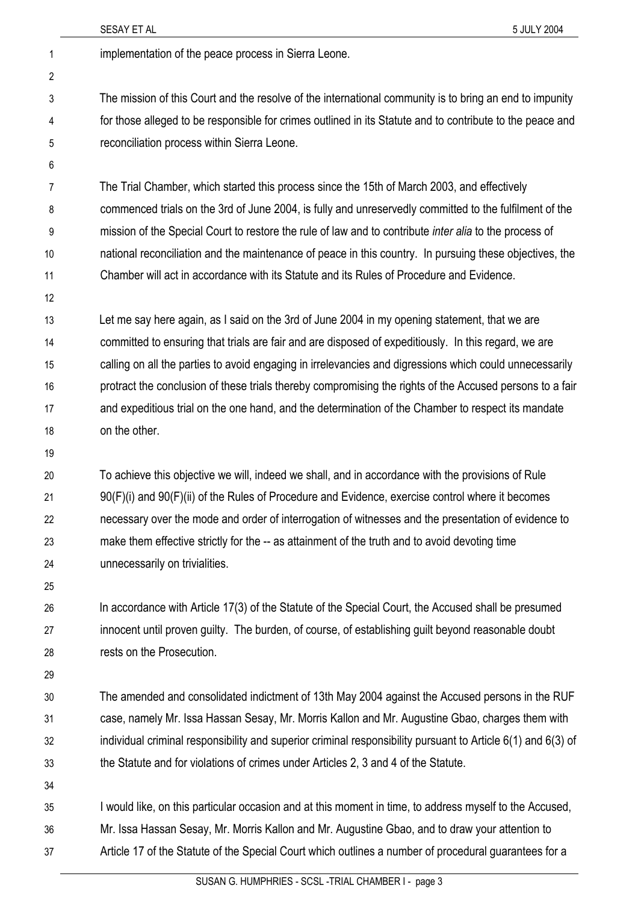implementation of the peace process in Sierra Leone.

The mission of this Court and the resolve of the international community is to bring an end to impunity for those alleged to be responsible for crimes outlined in its Statute and to contribute to the peace and reconciliation process within Sierra Leone.

The Trial Chamber, which started this process since the 15th of March 2003, and effectively commenced trials on the 3rd of June 2004, is fully and unreservedly committed to the fulfilment of the mission of the Special Court to restore the rule of law and to contribute *inter alia* to the process of national reconciliation and the maintenance of peace in this country. In pursuing these objectives, the Chamber will act in accordance with its Statute and its Rules of Procedure and Evidence.

Let me say here again, as I said on the 3rd of June 2004 in my opening statement, that we are committed to ensuring that trials are fair and are disposed of expeditiously. In this regard, we are calling on all the parties to avoid engaging in irrelevancies and digressions which could unnecessarily protract the conclusion of these trials thereby compromising the rights of the Accused persons to a fair and expeditious trial on the one hand, and the determination of the Chamber to respect its mandate on the other.

To achieve this objective we will, indeed we shall, and in accordance with the provisions of Rule 90(F)(i) and 90(F)(ii) of the Rules of Procedure and Evidence, exercise control where it becomes necessary over the mode and order of interrogation of witnesses and the presentation of evidence to make them effective strictly for the -- as attainment of the truth and to avoid devoting time unnecessarily on trivialities.

In accordance with Article 17(3) of the Statute of the Special Court, the Accused shall be presumed innocent until proven guilty. The burden, of course, of establishing guilt beyond reasonable doubt rests on the Prosecution.

The amended and consolidated indictment of 13th May 2004 against the Accused persons in the RUF case, namely Mr. Issa Hassan Sesay, Mr. Morris Kallon and Mr. Augustine Gbao, charges them with individual criminal responsibility and superior criminal responsibility pursuant to Article 6(1) and 6(3) of the Statute and for violations of crimes under Articles 2, 3 and 4 of the Statute.

I would like, on this particular occasion and at this moment in time, to address myself to the Accused, Mr. Issa Hassan Sesay, Mr. Morris Kallon and Mr. Augustine Gbao, and to draw your attention to Article 17 of the Statute of the Special Court which outlines a number of procedural guarantees for a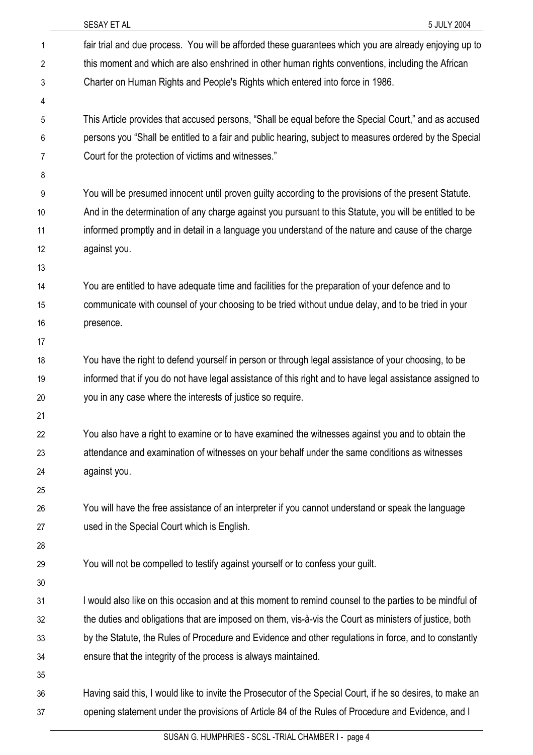fair trial and due process. You will be afforded these guarantees which you are already enjoying up to this moment and which are also enshrined in other human rights conventions, including the African Charter on Human Rights and People's Rights which entered into force in 1986.

This Article provides that accused persons, "Shall be equal before the Special Court," and as accused persons you "Shall be entitled to a fair and public hearing, subject to measures ordered by the Special Court for the protection of victims and witnesses."

You will be presumed innocent until proven guilty according to the provisions of the present Statute. And in the determination of any charge against you pursuant to this Statute, you will be entitled to be informed promptly and in detail in a language you understand of the nature and cause of the charge against you.

You are entitled to have adequate time and facilities for the preparation of your defence and to communicate with counsel of your choosing to be tried without undue delay, and to be tried in your presence.

You have the right to defend yourself in person or through legal assistance of your choosing, to be informed that if you do not have legal assistance of this right and to have legal assistance assigned to you in any case where the interests of justice so require.

You also have a right to examine or to have examined the witnesses against you and to obtain the attendance and examination of witnesses on your behalf under the same conditions as witnesses against you.

You will have the free assistance of an interpreter if you cannot understand or speak the language used in the Special Court which is English.

You will not be compelled to testify against yourself or to confess your guilt.

I would also like on this occasion and at this moment to remind counsel to the parties to be mindful of the duties and obligations that are imposed on them, vis-à-vis the Court as ministers of justice, both by the Statute, the Rules of Procedure and Evidence and other regulations in force, and to constantly ensure that the integrity of the process is always maintained.

Having said this, I would like to invite the Prosecutor of the Special Court, if he so desires, to make an opening statement under the provisions of Article 84 of the Rules of Procedure and Evidence, and I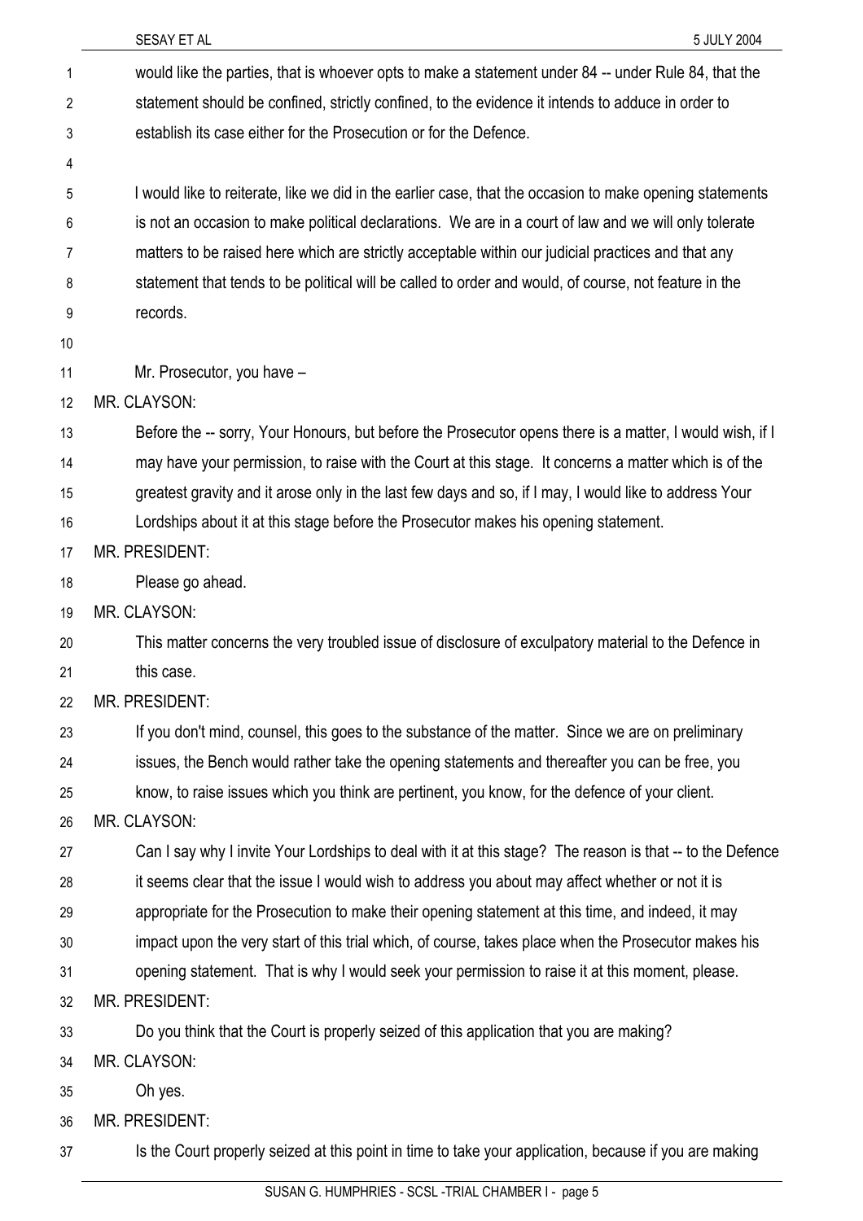would like the parties, that is whoever opts to make a statement under 84 -- under Rule 84, that the statement should be confined, strictly confined, to the evidence it intends to adduce in order to establish its case either for the Prosecution or for the Defence.

I would like to reiterate, like we did in the earlier case, that the occasion to make opening statements is not an occasion to make political declarations. We are in a court of law and we will only tolerate matters to be raised here which are strictly acceptable within our judicial practices and that any statement that tends to be political will be called to order and would, of course, not feature in the records.

Mr. Prosecutor, you have –

MR. CLAYSON:

Before the -- sorry, Your Honours, but before the Prosecutor opens there is a matter, I would wish, if I may have your permission, to raise with the Court at this stage. It concerns a matter which is of the greatest gravity and it arose only in the last few days and so, if I may, I would like to address Your Lordships about it at this stage before the Prosecutor makes his opening statement.

MR. PRESIDENT:

Please go ahead.

MR. CLAYSON:

This matter concerns the very troubled issue of disclosure of exculpatory material to the Defence in this case.

MR. PRESIDENT:

If you don't mind, counsel, this goes to the substance of the matter. Since we are on preliminary issues, the Bench would rather take the opening statements and thereafter you can be free, you know, to raise issues which you think are pertinent, you know, for the defence of your client.

MR. CLAYSON:

Can I say why I invite Your Lordships to deal with it at this stage? The reason is that -- to the Defence it seems clear that the issue I would wish to address you about may affect whether or not it is appropriate for the Prosecution to make their opening statement at this time, and indeed, it may impact upon the very start of this trial which, of course, takes place when the Prosecutor makes his opening statement. That is why I would seek your permission to raise it at this moment, please.

MR. PRESIDENT:

Do you think that the Court is properly seized of this application that you are making?

MR. CLAYSON:

Oh yes.

MR. PRESIDENT:

Is the Court properly seized at this point in time to take your application, because if you are making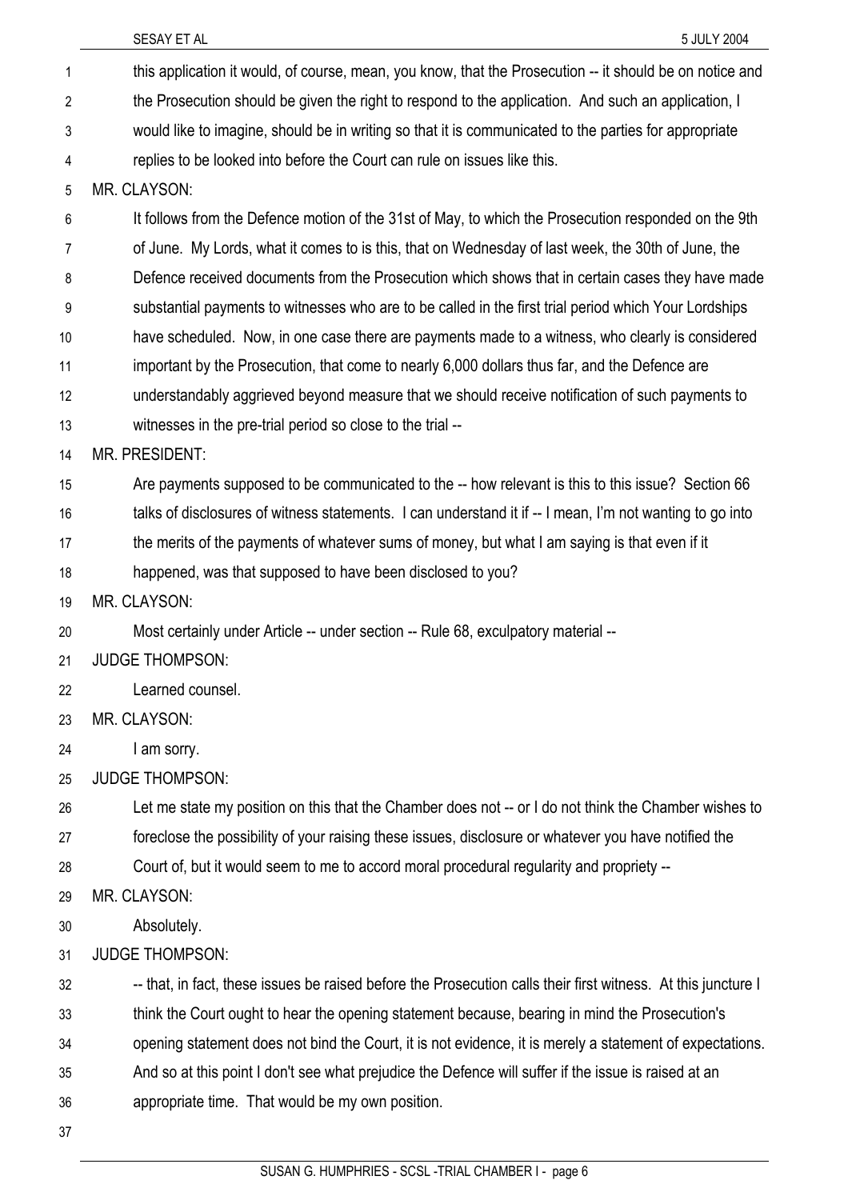this application it would, of course, mean, you know, that the Prosecution -- it should be on notice and the Prosecution should be given the right to respond to the application. And such an application, I would like to imagine, should be in writing so that it is communicated to the parties for appropriate replies to be looked into before the Court can rule on issues like this.

MR. CLAYSON:

It follows from the Defence motion of the 31st of May, to which the Prosecution responded on the 9th of June. My Lords, what it comes to is this, that on Wednesday of last week, the 30th of June, the Defence received documents from the Prosecution which shows that in certain cases they have made substantial payments to witnesses who are to be called in the first trial period which Your Lordships have scheduled. Now, in one case there are payments made to a witness, who clearly is considered important by the Prosecution, that come to nearly 6,000 dollars thus far, and the Defence are understandably aggrieved beyond measure that we should receive notification of such payments to witnesses in the pre-trial period so close to the trial --

MR. PRESIDENT:

Are payments supposed to be communicated to the -- how relevant is this to this issue? Section 66 talks of disclosures of witness statements. I can understand it if -- I mean, I'm not wanting to go into the merits of the payments of whatever sums of money, but what I am saying is that even if it happened, was that supposed to have been disclosed to you?

MR. CLAYSON:

Most certainly under Article -- under section -- Rule 68, exculpatory material --

JUDGE THOMPSON:

Learned counsel.

MR. CLAYSON:

I am sorry.

JUDGE THOMPSON:

Let me state my position on this that the Chamber does not -- or I do not think the Chamber wishes to foreclose the possibility of your raising these issues, disclosure or whatever you have notified the Court of, but it would seem to me to accord moral procedural regularity and propriety --

MR. CLAYSON:

Absolutely.

JUDGE THOMPSON:

-- that, in fact, these issues be raised before the Prosecution calls their first witness. At this juncture I think the Court ought to hear the opening statement because, bearing in mind the Prosecution's opening statement does not bind the Court, it is not evidence, it is merely a statement of expectations. And so at this point I don't see what prejudice the Defence will suffer if the issue is raised at an appropriate time. That would be my own position.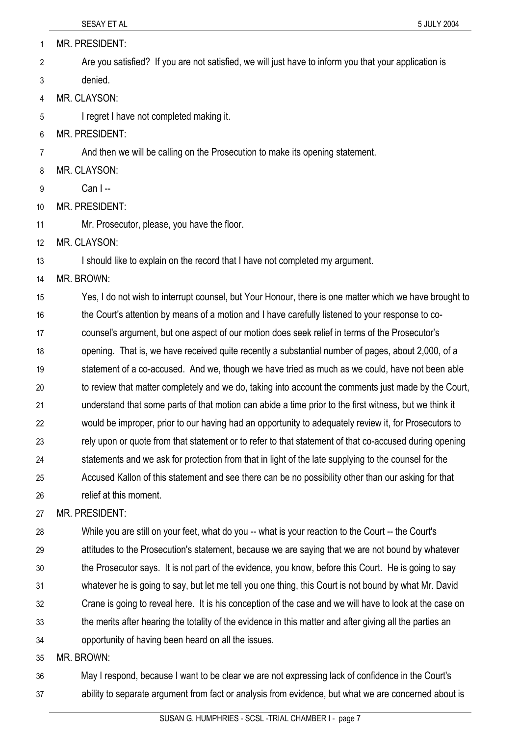MR. PRESIDENT:

Are you satisfied? If you are not satisfied, we will just have to inform you that your application is denied.

MR. CLAYSON:

I regret I have not completed making it.

MR. PRESIDENT:

And then we will be calling on the Prosecution to make its opening statement.

MR. CLAYSON:

Can I --

MR. PRESIDENT:

Mr. Prosecutor, please, you have the floor.

MR. CLAYSON:

I should like to explain on the record that I have not completed my argument.

MR. BROWN:

Yes, I do not wish to interrupt counsel, but Your Honour, there is one matter which we have brought to the Court's attention by means of a motion and I have carefully listened to your response to co-counsel's argument, but one aspect of our motion does seek relief in terms of the Prosecutor's opening. That is, we have received quite recently a substantial number of pages, about 2,000, of a statement of a co-accused. And we, though we have tried as much as we could, have not been able to review that matter completely and we do, taking into account the comments just made by the Court, understand that some parts of that motion can abide a time prior to the first witness, but we think it would be improper, prior to our having had an opportunity to adequately review it, for Prosecutors to rely upon or quote from that statement or to refer to that statement of that co-accused during opening statements and we ask for protection from that in light of the late supplying to the counsel for the Accused Kallon of this statement and see there can be no possibility other than our asking for that relief at this moment.

MR. PRESIDENT:

While you are still on your feet, what do you -- what is your reaction to the Court -- the Court's attitudes to the Prosecution's statement, because we are saying that we are not bound by whatever the Prosecutor says. It is not part of the evidence, you know, before this Court. He is going to say whatever he is going to say, but let me tell you one thing, this Court is not bound by what Mr. David Crane is going to reveal here. It is his conception of the case and we will have to look at the case on the merits after hearing the totality of the evidence in this matter and after giving all the parties an opportunity of having been heard on all the issues.

MR. BROWN:

May I respond, because I want to be clear we are not expressing lack of confidence in the Court's ability to separate argument from fact or analysis from evidence, but what we are concerned about is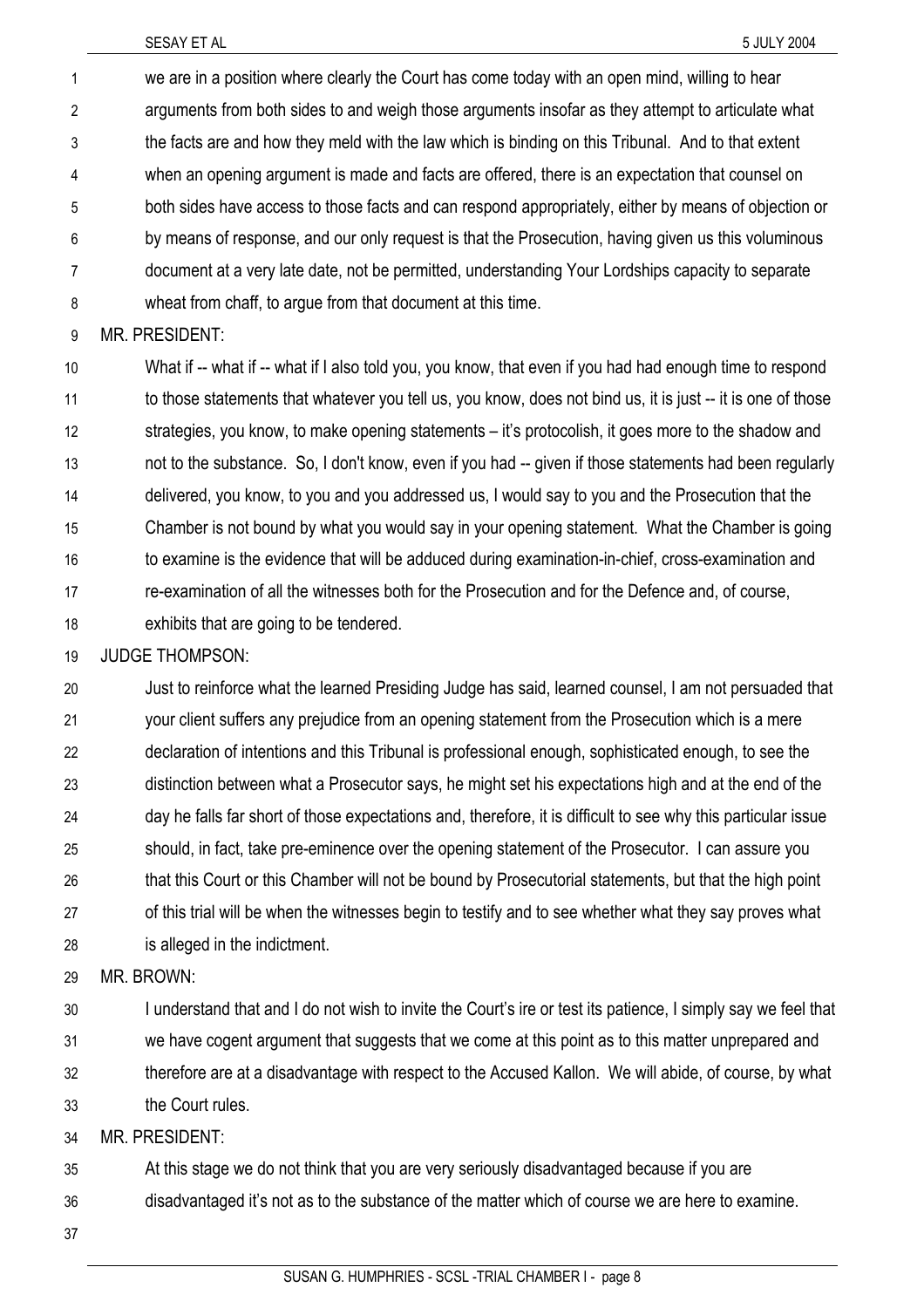we are in a position where clearly the Court has come today with an open mind, willing to hear arguments from both sides to and weigh those arguments insofar as they attempt to articulate what the facts are and how they meld with the law which is binding on this Tribunal. And to that extent when an opening argument is made and facts are offered, there is an expectation that counsel on both sides have access to those facts and can respond appropriately, either by means of objection or by means of response, and our only request is that the Prosecution, having given us this voluminous document at a very late date, not be permitted, understanding Your Lordships capacity to separate wheat from chaff, to argue from that document at this time.

MR. PRESIDENT:

What if -- what if -- what if I also told you, you know, that even if you had had enough time to respond to those statements that whatever you tell us, you know, does not bind us, it is just -- it is one of those strategies, you know, to make opening statements – it's protocolish, it goes more to the shadow and not to the substance. So, I don't know, even if you had -- given if those statements had been regularly delivered, you know, to you and you addressed us, I would say to you and the Prosecution that the Chamber is not bound by what you would say in your opening statement. What the Chamber is going to examine is the evidence that will be adduced during examination-in-chief, cross-examination and re-examination of all the witnesses both for the Prosecution and for the Defence and, of course, exhibits that are going to be tendered.

JUDGE THOMPSON:

Just to reinforce what the learned Presiding Judge has said, learned counsel, I am not persuaded that your client suffers any prejudice from an opening statement from the Prosecution which is a mere declaration of intentions and this Tribunal is professional enough, sophisticated enough, to see the distinction between what a Prosecutor says, he might set his expectations high and at the end of the day he falls far short of those expectations and, therefore, it is difficult to see why this particular issue should, in fact, take pre-eminence over the opening statement of the Prosecutor. I can assure you that this Court or this Chamber will not be bound by Prosecutorial statements, but that the high point of this trial will be when the witnesses begin to testify and to see whether what they say proves what is alleged in the indictment.

MR. BROWN:

I understand that and I do not wish to invite the Court's ire or test its patience, I simply say we feel that we have cogent argument that suggests that we come at this point as to this matter unprepared and therefore are at a disadvantage with respect to the Accused Kallon. We will abide, of course, by what the Court rules.

MR. PRESIDENT:

At this stage we do not think that you are very seriously disadvantaged because if you are disadvantaged it's not as to the substance of the matter which of course we are here to examine.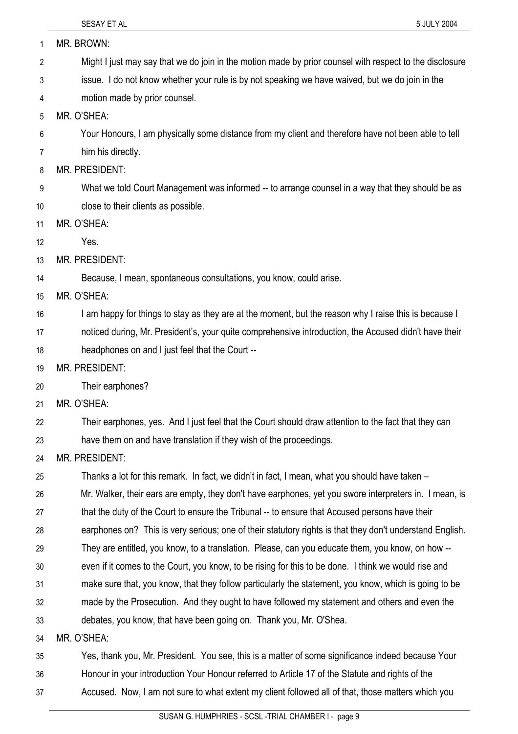MR. BROWN:

Might I just may say that we do join in the motion made by prior counsel with respect to the disclosure issue. I do not know whether your rule is by not speaking we have waived, but we do join in the motion made by prior counsel.

MR. O'SHEA:

Your Honours, I am physically some distance from my client and therefore have not been able to tell him his directly.

MR. PRESIDENT:

What we told Court Management was informed -- to arrange counsel in a way that they should be as close to their clients as possible.

MR. O'SHEA:

Yes.

MR. PRESIDENT:

Because, I mean, spontaneous consultations, you know, could arise.

MR. O'SHEA:

I am happy for things to stay as they are at the moment, but the reason why I raise this is because I noticed during, Mr. President's, your quite comprehensive introduction, the Accused didn't have their headphones on and I just feel that the Court --

MR. PRESIDENT:

Their earphones?

MR. O'SHEA:

Their earphones, yes. And I just feel that the Court should draw attention to the fact that they can have them on and have translation if they wish of the proceedings.

MR. PRESIDENT:

Thanks a lot for this remark. In fact, we didn't in fact, I mean, what you should have taken – Mr. Walker, their ears are empty, they don't have earphones, yet you swore interpreters in. I mean, is that the duty of the Court to ensure the Tribunal -- to ensure that Accused persons have their earphones on? This is very serious; one of their statutory rights is that they don't understand English. They are entitled, you know, to a translation. Please, can you educate them, you know, on how -- even if it comes to the Court, you know, to be rising for this to be done. I think we would rise and make sure that, you know, that they follow particularly the statement, you know, which is going to be made by the Prosecution. And they ought to have followed my statement and others and even the debates, you know, that have been going on. Thank you, Mr. O'Shea.

MR. O'SHEA:

Yes, thank you, Mr. President. You see, this is a matter of some significance indeed because Your Honour in your introduction Your Honour referred to Article 17 of the Statute and rights of the Accused. Now, I am not sure to what extent my client followed all of that, those matters which you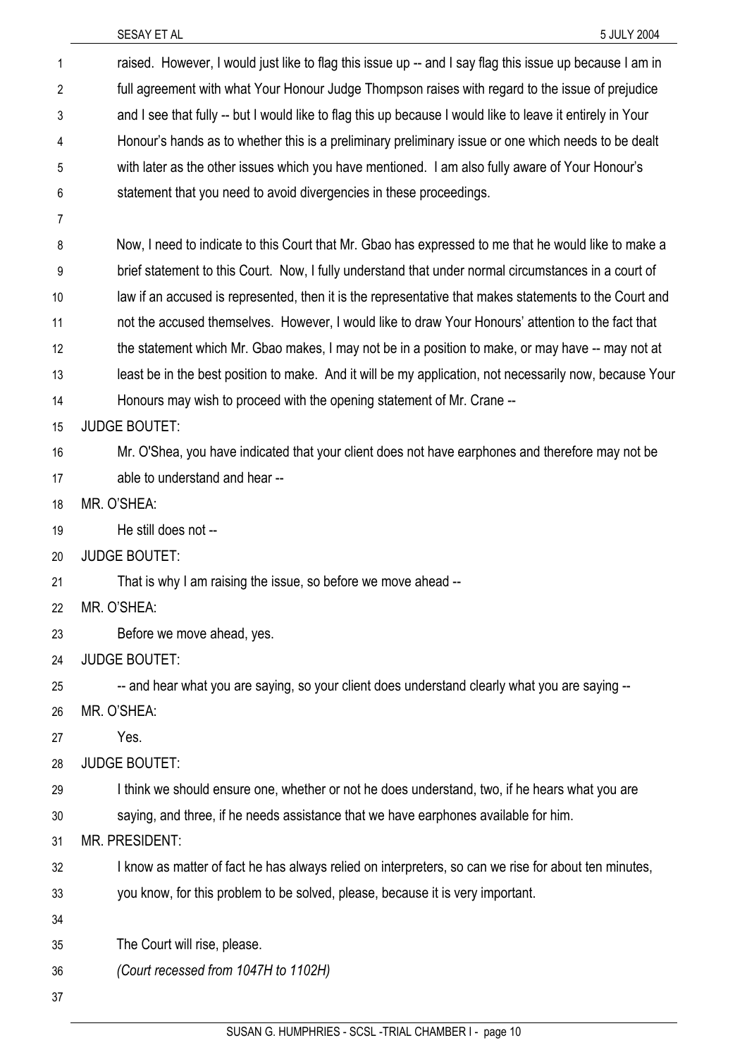raised. However, I would just like to flag this issue up -- and I say flag this issue up because I am in full agreement with what Your Honour Judge Thompson raises with regard to the issue of prejudice and I see that fully -- but I would like to flag this up because I would like to leave it entirely in Your Honour's hands as to whether this is a preliminary preliminary issue or one which needs to be dealt with later as the other issues which you have mentioned. I am also fully aware of Your Honour's statement that you need to avoid divergencies in these proceedings.

Now, I need to indicate to this Court that Mr. Gbao has expressed to me that he would like to make a brief statement to this Court. Now, I fully understand that under normal circumstances in a court of law if an accused is represented, then it is the representative that makes statements to the Court and not the accused themselves. However, I would like to draw Your Honours' attention to the fact that the statement which Mr. Gbao makes, I may not be in a position to make, or may have -- may not at least be in the best position to make. And it will be my application, not necessarily now, because Your Honours may wish to proceed with the opening statement of Mr. Crane --

JUDGE BOUTET:

Mr. O'Shea, you have indicated that your client does not have earphones and therefore may not be able to understand and hear --

MR. O'SHEA:

He still does not --

JUDGE BOUTET:

That is why I am raising the issue, so before we move ahead --

MR. O'SHEA:

Before we move ahead, yes.

JUDGE BOUTET:

-- and hear what you are saying, so your client does understand clearly what you are saying --

MR. O'SHEA:

Yes.

JUDGE BOUTET:

I think we should ensure one, whether or not he does understand, two, if he hears what you are saying, and three, if he needs assistance that we have earphones available for him.

MR. PRESIDENT:

I know as matter of fact he has always relied on interpreters, so can we rise for about ten minutes, you know, for this problem to be solved, please, because it is very important.

The Court will rise, please.

*(Court recessed from 1047H to 1102H)*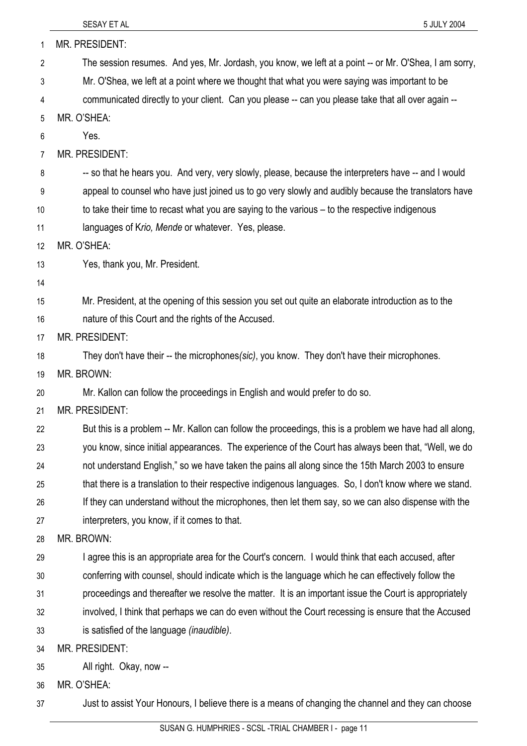MR. PRESIDENT:

The session resumes. And yes, Mr. Jordash, you know, we left at a point -- or Mr. O'Shea, I am sorry, Mr. O'Shea, we left at a point where we thought that what you were saying was important to be communicated directly to your client. Can you please -- can you please take that all over again --

MR. O'SHEA:

Yes.

MR. PRESIDENT:

-- so that he hears you. And very, very slowly, please, because the interpreters have -- and I would appeal to counsel who have just joined us to go very slowly and audibly because the translators have to take their time to recast what you are saying to the various – to the respective indigenous languages of K*rio, Mende* or whatever. Yes, please.

MR. O'SHEA:

Yes, thank you, Mr. President.

Mr. President, at the opening of this session you set out quite an elaborate introduction as to the nature of this Court and the rights of the Accused.

MR. PRESIDENT:

They don't have their -- the microphones*(sic)*, you know. They don't have their microphones.

MR. BROWN:

Mr. Kallon can follow the proceedings in English and would prefer to do so.

MR. PRESIDENT:

But this is a problem -- Mr. Kallon can follow the proceedings, this is a problem we have had all along, you know, since initial appearances. The experience of the Court has always been that, "Well, we do not understand English," so we have taken the pains all along since the 15th March 2003 to ensure that there is a translation to their respective indigenous languages. So, I don't know where we stand. If they can understand without the microphones, then let them say, so we can also dispense with the interpreters, you know, if it comes to that.

MR. BROWN:

I agree this is an appropriate area for the Court's concern. I would think that each accused, after conferring with counsel, should indicate which is the language which he can effectively follow the proceedings and thereafter we resolve the matter. It is an important issue the Court is appropriately involved, I think that perhaps we can do even without the Court recessing is ensure that the Accused is satisfied of the language *(inaudible)*.

MR. PRESIDENT:

All right. Okay, now --

MR. O'SHEA:

Just to assist Your Honours, I believe there is a means of changing the channel and they can choose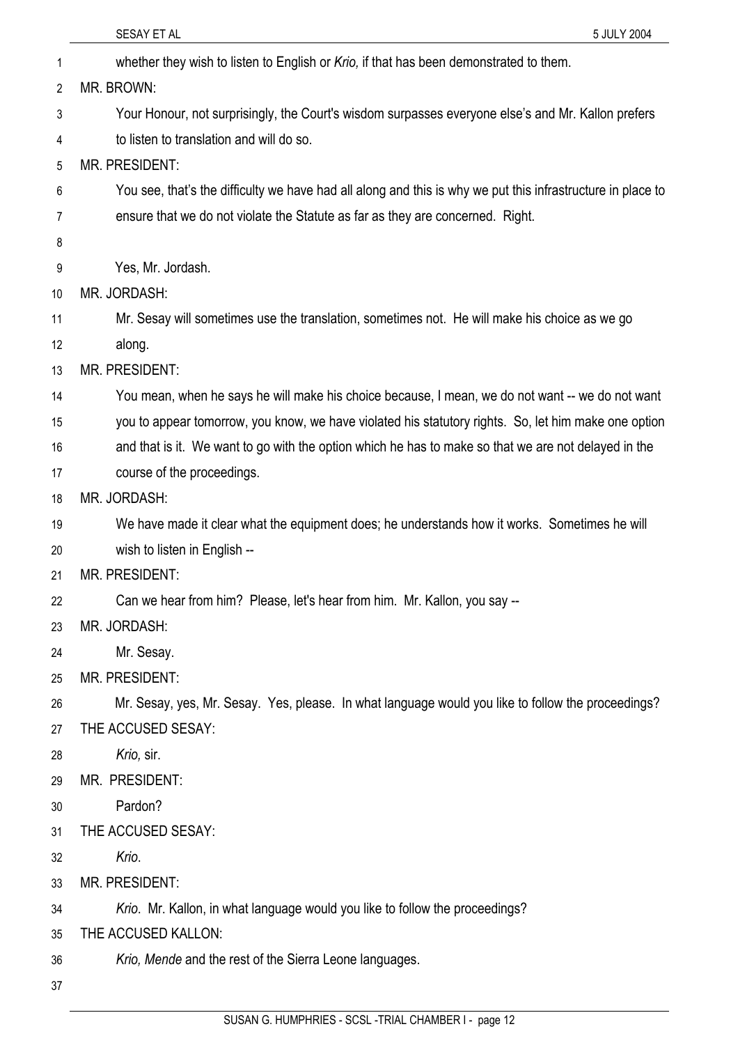whether they wish to listen to English or *Krio,* if that has been demonstrated to them.

MR. BROWN:

Your Honour, not surprisingly, the Court's wisdom surpasses everyone else's and Mr. Kallon prefers to listen to translation and will do so.

MR. PRESIDENT:

You see, that's the difficulty we have had all along and this is why we put this infrastructure in place to ensure that we do not violate the Statute as far as they are concerned. Right.

Yes, Mr. Jordash.

MR. JORDASH:

Mr. Sesay will sometimes use the translation, sometimes not. He will make his choice as we go along.

MR. PRESIDENT:

You mean, when he says he will make his choice because, I mean, we do not want -- we do not want you to appear tomorrow, you know, we have violated his statutory rights. So, let him make one option and that is it. We want to go with the option which he has to make so that we are not delayed in the course of the proceedings.

MR. JORDASH:

We have made it clear what the equipment does; he understands how it works. Sometimes he will wish to listen in English --

MR. PRESIDENT:

Can we hear from him? Please, let's hear from him. Mr. Kallon, you say --

MR. JORDASH:

Mr. Sesay.

MR. PRESIDENT:

Mr. Sesay, yes, Mr. Sesay. Yes, please. In what language would you like to follow the proceedings?

THE ACCUSED SESAY:

*Krio,* sir.

MR. PRESIDENT:

Pardon?

THE ACCUSED SESAY:

*Krio*.

MR. PRESIDENT:

*Krio*. Mr. Kallon, in what language would you like to follow the proceedings?

THE ACCUSED KALLON:

*Krio, Mende* and the rest of the Sierra Leone languages.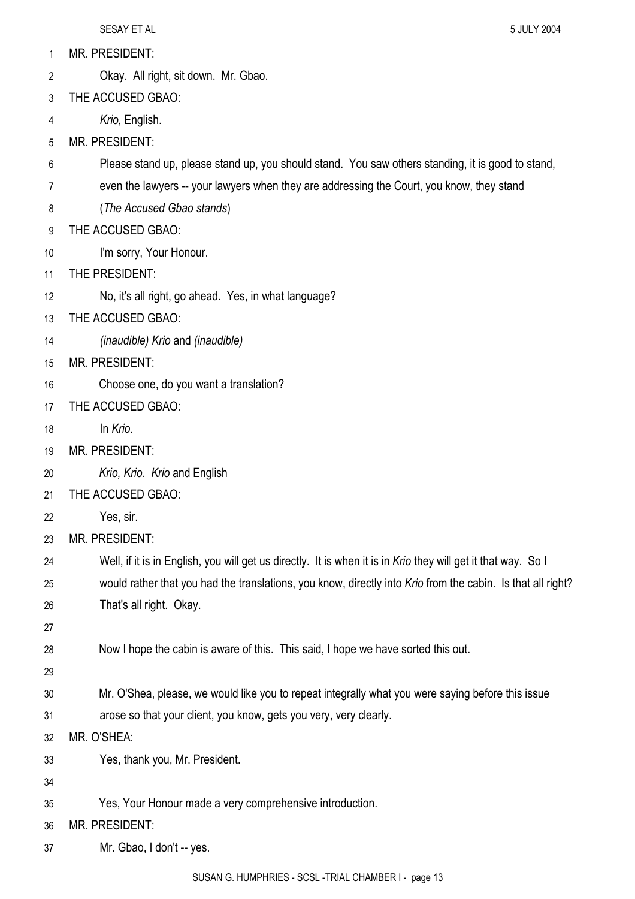MR. PRESIDENT:

Okay. All right, sit down. Mr. Gbao.

THE ACCUSED GBAO:

*Krio,* English.

MR. PRESIDENT:

Please stand up, please stand up, you should stand. You saw others standing, it is good to stand, even the lawyers -- your lawyers when they are addressing the Court, you know, they stand

(*The Accused Gbao stands*)

THE ACCUSED GBAO:

I'm sorry, Your Honour.

THE PRESIDENT:

No, it's all right, go ahead. Yes, in what language?

THE ACCUSED GBAO:

*(inaudible) Krio* and *(inaudible)*

MR. PRESIDENT:

Choose one, do you want a translation?

THE ACCUSED GBAO:

In *Krio.*

MR. PRESIDENT:

*Krio, Krio*. *Krio* and English

THE ACCUSED GBAO:

Yes, sir.

MR. PRESIDENT:

Well, if it is in English, you will get us directly. It is when it is in *Krio* they will get it that way. So I would rather that you had the translations, you know, directly into *Krio* from the cabin. Is that all right? That's all right. Okay.

Now I hope the cabin is aware of this. This said, I hope we have sorted this out.

Mr. O'Shea, please, we would like you to repeat integrally what you were saying before this issue arose so that your client, you know, gets you very, very clearly.

MR. O'SHEA:

Yes, thank you, Mr. President.

Yes, Your Honour made a very comprehensive introduction.

MR. PRESIDENT:

Mr. Gbao, I don't -- yes.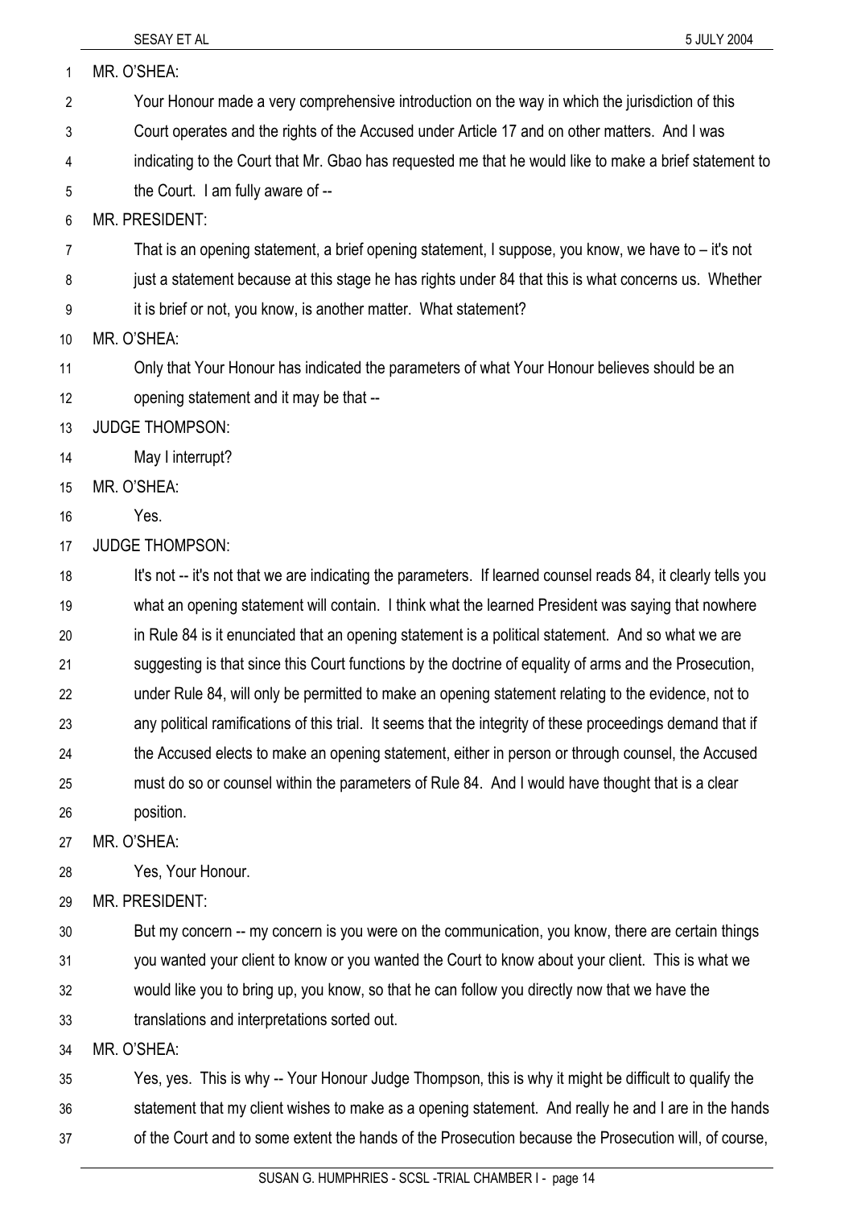MR. O'SHEA:

Your Honour made a very comprehensive introduction on the way in which the jurisdiction of this Court operates and the rights of the Accused under Article 17 and on other matters. And I was indicating to the Court that Mr. Gbao has requested me that he would like to make a brief statement to the Court. I am fully aware of --

MR. PRESIDENT:

That is an opening statement, a brief opening statement, I suppose, you know, we have to – it's not just a statement because at this stage he has rights under 84 that this is what concerns us. Whether it is brief or not, you know, is another matter. What statement?

MR. O'SHEA:

Only that Your Honour has indicated the parameters of what Your Honour believes should be an opening statement and it may be that --

JUDGE THOMPSON:

May I interrupt?

MR. O'SHEA:

Yes.

JUDGE THOMPSON:

It's not -- it's not that we are indicating the parameters. If learned counsel reads 84, it clearly tells you what an opening statement will contain. I think what the learned President was saying that nowhere in Rule 84 is it enunciated that an opening statement is a political statement. And so what we are suggesting is that since this Court functions by the doctrine of equality of arms and the Prosecution, under Rule 84, will only be permitted to make an opening statement relating to the evidence, not to any political ramifications of this trial. It seems that the integrity of these proceedings demand that if the Accused elects to make an opening statement, either in person or through counsel, the Accused must do so or counsel within the parameters of Rule 84. And I would have thought that is a clear position.

MR. O'SHEA:

Yes, Your Honour.

MR. PRESIDENT:

But my concern -- my concern is you were on the communication, you know, there are certain things you wanted your client to know or you wanted the Court to know about your client. This is what we would like you to bring up, you know, so that he can follow you directly now that we have the translations and interpretations sorted out.

MR. O'SHEA:

Yes, yes. This is why -- Your Honour Judge Thompson, this is why it might be difficult to qualify the statement that my client wishes to make as a opening statement. And really he and I are in the hands of the Court and to some extent the hands of the Prosecution because the Prosecution will, of course,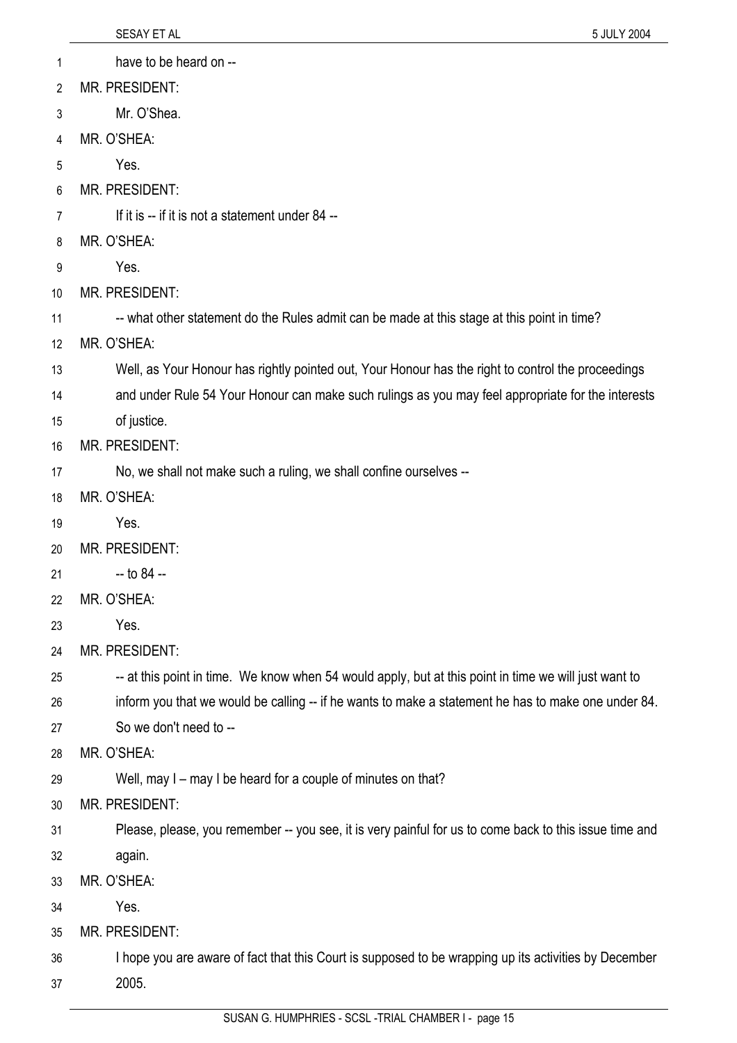have to be heard on --

MR. PRESIDENT:

Mr. O'Shea.

MR. O'SHEA:

Yes.

MR. PRESIDENT:

If it is -- if it is not a statement under 84 --

MR. O'SHEA:

Yes.

MR. PRESIDENT:

-- what other statement do the Rules admit can be made at this stage at this point in time?

MR. O'SHEA:

Well, as Your Honour has rightly pointed out, Your Honour has the right to control the proceedings and under Rule 54 Your Honour can make such rulings as you may feel appropriate for the interests of justice.

MR. PRESIDENT:

No, we shall not make such a ruling, we shall confine ourselves --

MR. O'SHEA:

Yes.

MR. PRESIDENT:

-- to 84 --

MR. O'SHEA:

Yes.

MR. PRESIDENT:

-- at this point in time. We know when 54 would apply, but at this point in time we will just want to inform you that we would be calling -- if he wants to make a statement he has to make one under 84. So we don't need to --

MR. O'SHEA:

Well, may I – may I be heard for a couple of minutes on that?

MR. PRESIDENT:

Please, please, you remember -- you see, it is very painful for us to come back to this issue time and again.

MR. O'SHEA:

Yes.

MR. PRESIDENT:

I hope you are aware of fact that this Court is supposed to be wrapping up its activities by December 2005.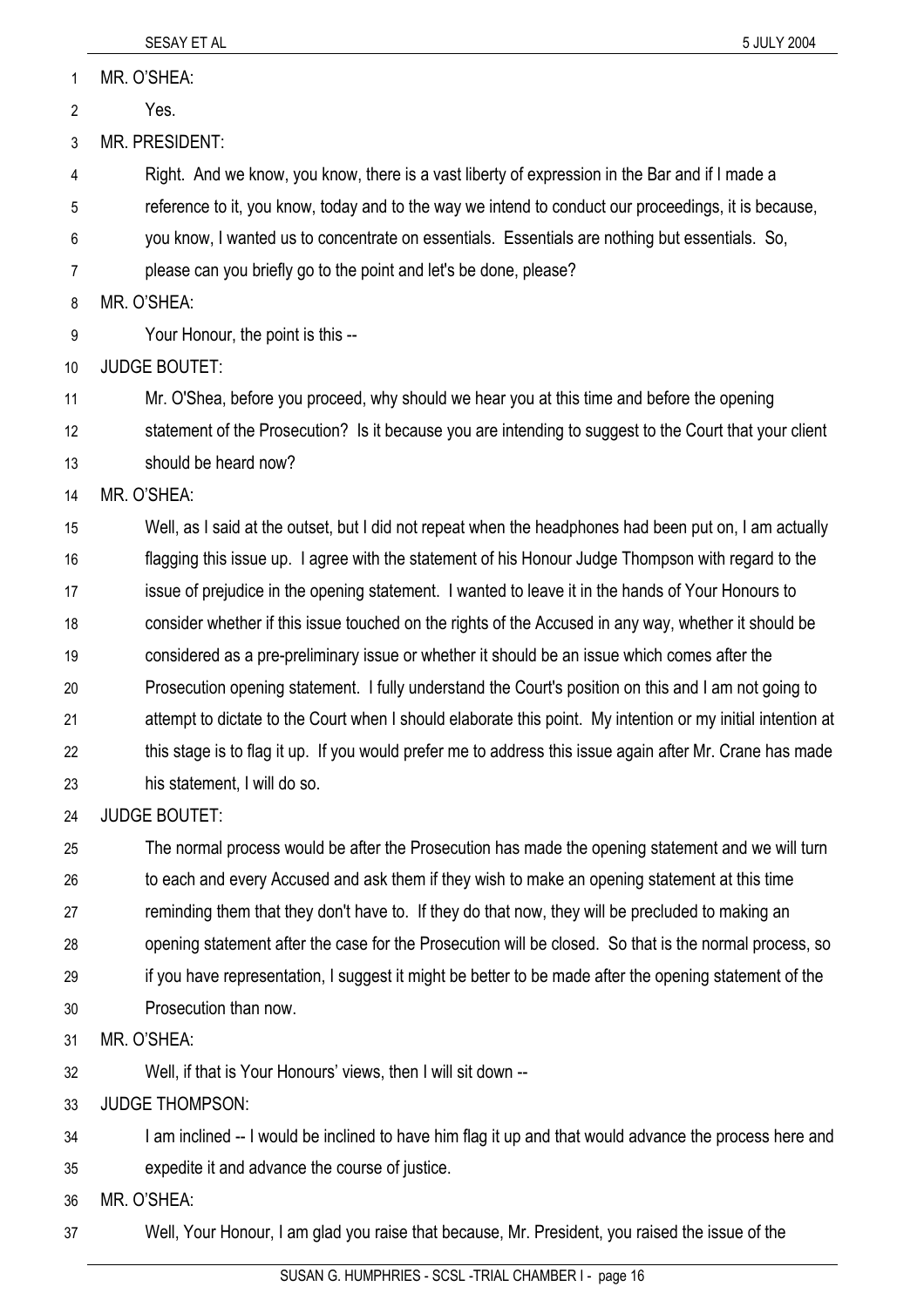MR. O'SHEA:

Yes.

MR. PRESIDENT:

Right. And we know, you know, there is a vast liberty of expression in the Bar and if I made a reference to it, you know, today and to the way we intend to conduct our proceedings, it is because, you know, I wanted us to concentrate on essentials. Essentials are nothing but essentials. So, please can you briefly go to the point and let's be done, please?

MR. O'SHEA:

Your Honour, the point is this --

JUDGE BOUTET:

Mr. O'Shea, before you proceed, why should we hear you at this time and before the opening statement of the Prosecution? Is it because you are intending to suggest to the Court that your client should be heard now?

MR. O'SHEA:

Well, as I said at the outset, but I did not repeat when the headphones had been put on, I am actually flagging this issue up. I agree with the statement of his Honour Judge Thompson with regard to the issue of prejudice in the opening statement. I wanted to leave it in the hands of Your Honours to consider whether if this issue touched on the rights of the Accused in any way, whether it should be considered as a pre-preliminary issue or whether it should be an issue which comes after the Prosecution opening statement. I fully understand the Court's position on this and I am not going to attempt to dictate to the Court when I should elaborate this point. My intention or my initial intention at this stage is to flag it up. If you would prefer me to address this issue again after Mr. Crane has made his statement, I will do so.

JUDGE BOUTET:

The normal process would be after the Prosecution has made the opening statement and we will turn to each and every Accused and ask them if they wish to make an opening statement at this time reminding them that they don't have to. If they do that now, they will be precluded to making an opening statement after the case for the Prosecution will be closed. So that is the normal process, so if you have representation, I suggest it might be better to be made after the opening statement of the Prosecution than now.

MR. O'SHEA:

Well, if that is Your Honours' views, then I will sit down --

JUDGE THOMPSON:

I am inclined -- I would be inclined to have him flag it up and that would advance the process here and expedite it and advance the course of justice.

MR. O'SHEA:

Well, Your Honour, I am glad you raise that because, Mr. President, you raised the issue of the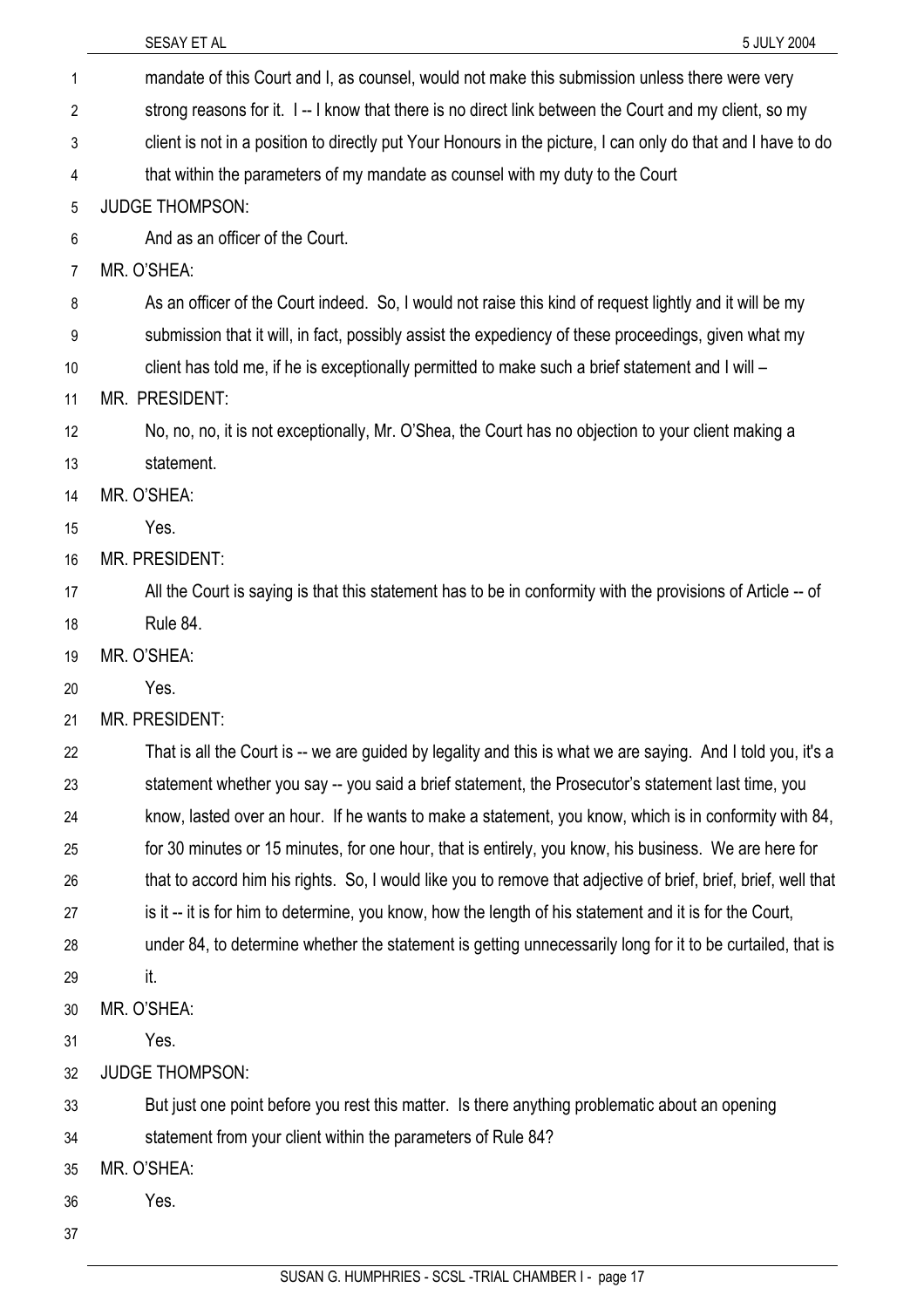mandate of this Court and I, as counsel, would not make this submission unless there were very strong reasons for it. I -- I know that there is no direct link between the Court and my client, so my client is not in a position to directly put Your Honours in the picture, I can only do that and I have to do that within the parameters of my mandate as counsel with my duty to the Court

JUDGE THOMPSON:

And as an officer of the Court.

MR. O'SHEA:

As an officer of the Court indeed. So, I would not raise this kind of request lightly and it will be my submission that it will, in fact, possibly assist the expediency of these proceedings, given what my client has told me, if he is exceptionally permitted to make such a brief statement and I will –

MR. PRESIDENT:

No, no, no, it is not exceptionally, Mr. O'Shea, the Court has no objection to your client making a statement.

MR. O'SHEA:

Yes.

MR. PRESIDENT:

All the Court is saying is that this statement has to be in conformity with the provisions of Article -- of Rule 84.

MR. O'SHEA:

Yes.

MR. PRESIDENT:

That is all the Court is -- we are guided by legality and this is what we are saying. And I told you, it's a statement whether you say -- you said a brief statement, the Prosecutor's statement last time, you know, lasted over an hour. If he wants to make a statement, you know, which is in conformity with 84, for 30 minutes or 15 minutes, for one hour, that is entirely, you know, his business. We are here for that to accord him his rights. So, I would like you to remove that adjective of brief, brief, brief, well that is it -- it is for him to determine, you know, how the length of his statement and it is for the Court, under 84, to determine whether the statement is getting unnecessarily long for it to be curtailed, that is it.

MR. O'SHEA:

Yes.

JUDGE THOMPSON:

But just one point before you rest this matter. Is there anything problematic about an opening statement from your client within the parameters of Rule 84?

MR. O'SHEA:

Yes.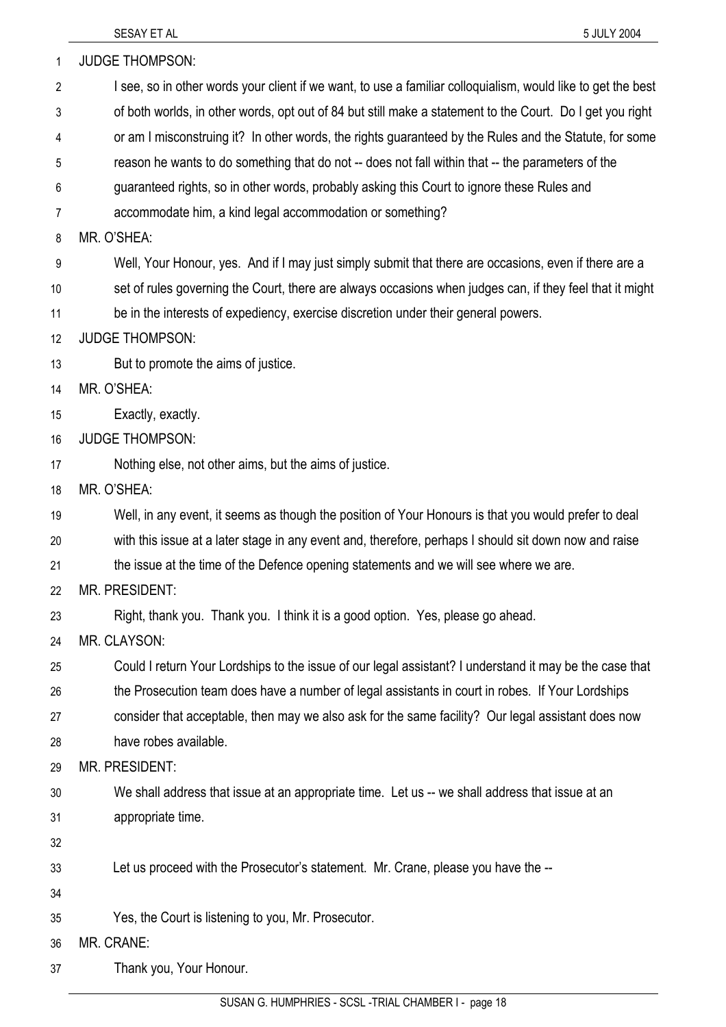JUDGE THOMPSON:

I see, so in other words your client if we want, to use a familiar colloquialism, would like to get the best of both worlds, in other words, opt out of 84 but still make a statement to the Court. Do I get you right or am I misconstruing it? In other words, the rights guaranteed by the Rules and the Statute, for some reason he wants to do something that do not -- does not fall within that -- the parameters of the guaranteed rights, so in other words, probably asking this Court to ignore these Rules and accommodate him, a kind legal accommodation or something?

MR. O'SHEA:

Well, Your Honour, yes. And if I may just simply submit that there are occasions, even if there are a set of rules governing the Court, there are always occasions when judges can, if they feel that it might be in the interests of expediency, exercise discretion under their general powers.

JUDGE THOMPSON:

But to promote the aims of justice.

MR. O'SHEA:

Exactly, exactly.

JUDGE THOMPSON:

Nothing else, not other aims, but the aims of justice.

MR. O'SHEA:

Well, in any event, it seems as though the position of Your Honours is that you would prefer to deal with this issue at a later stage in any event and, therefore, perhaps I should sit down now and raise the issue at the time of the Defence opening statements and we will see where we are.

MR. PRESIDENT:

Right, thank you. Thank you. I think it is a good option. Yes, please go ahead.

MR. CLAYSON:

Could I return Your Lordships to the issue of our legal assistant? I understand it may be the case that the Prosecution team does have a number of legal assistants in court in robes. If Your Lordships consider that acceptable, then may we also ask for the same facility? Our legal assistant does now have robes available.

MR. PRESIDENT:

We shall address that issue at an appropriate time. Let us -- we shall address that issue at an appropriate time.

Let us proceed with the Prosecutor's statement. Mr. Crane, please you have the --

Yes, the Court is listening to you, Mr. Prosecutor.

MR. CRANE:

Thank you, Your Honour.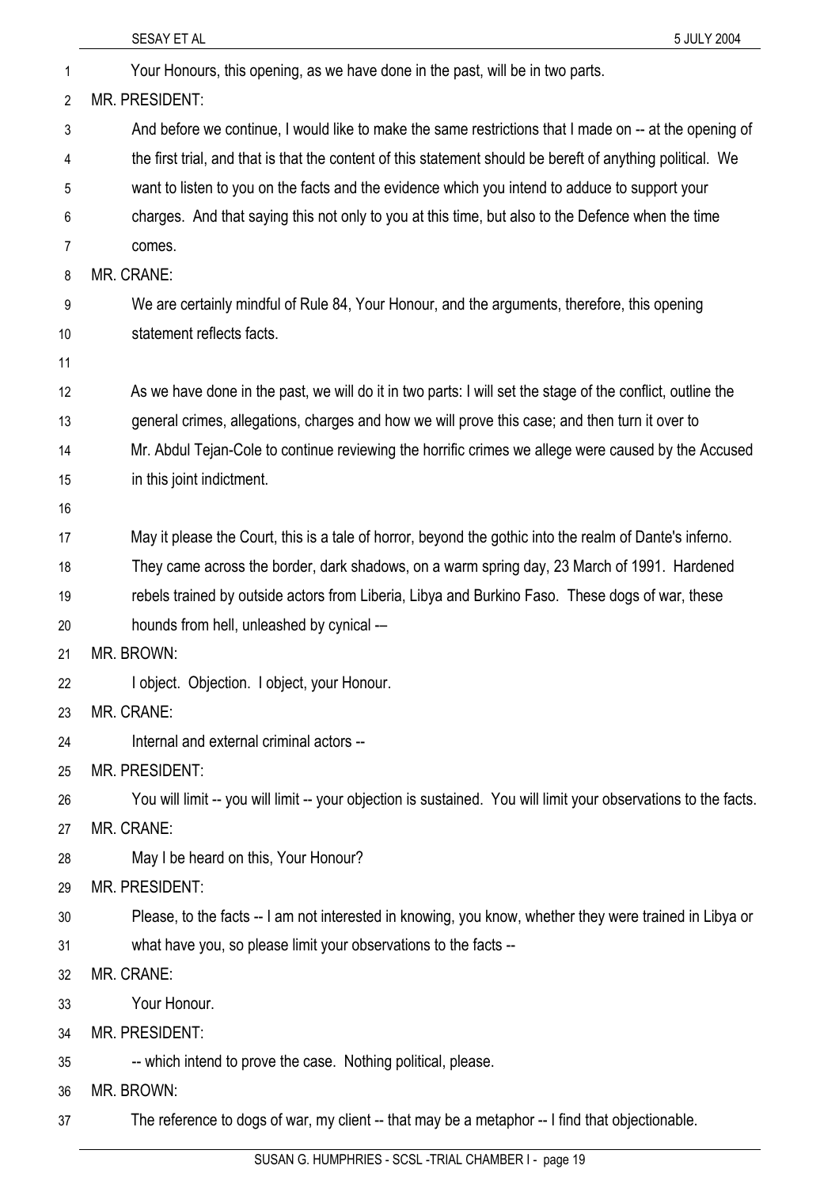Your Honours, this opening, as we have done in the past, will be in two parts.

MR. PRESIDENT:

And before we continue, I would like to make the same restrictions that I made on -- at the opening of the first trial, and that is that the content of this statement should be bereft of anything political. We want to listen to you on the facts and the evidence which you intend to adduce to support your charges. And that saying this not only to you at this time, but also to the Defence when the time comes.

MR. CRANE:

We are certainly mindful of Rule 84, Your Honour, and the arguments, therefore, this opening statement reflects facts.

As we have done in the past, we will do it in two parts: I will set the stage of the conflict, outline the general crimes, allegations, charges and how we will prove this case; and then turn it over to Mr. Abdul Tejan-Cole to continue reviewing the horrific crimes we allege were caused by the Accused in this joint indictment.

May it please the Court, this is a tale of horror, beyond the gothic into the realm of Dante's inferno. They came across the border, dark shadows, on a warm spring day, 23 March of 1991. Hardened rebels trained by outside actors from Liberia, Libya and Burkino Faso. These dogs of war, these hounds from hell, unleashed by cynical --

MR. BROWN:

I object. Objection. I object, your Honour.

MR. CRANE:

Internal and external criminal actors --

MR. PRESIDENT:

You will limit -- you will limit -- your objection is sustained. You will limit your observations to the facts.

MR. CRANE:

May I be heard on this, Your Honour?

MR. PRESIDENT:

Please, to the facts -- I am not interested in knowing, you know, whether they were trained in Libya or what have you, so please limit your observations to the facts --

MR. CRANE:

Your Honour.

MR. PRESIDENT:

-- which intend to prove the case. Nothing political, please.

MR. BROWN:

The reference to dogs of war, my client -- that may be a metaphor -- I find that objectionable.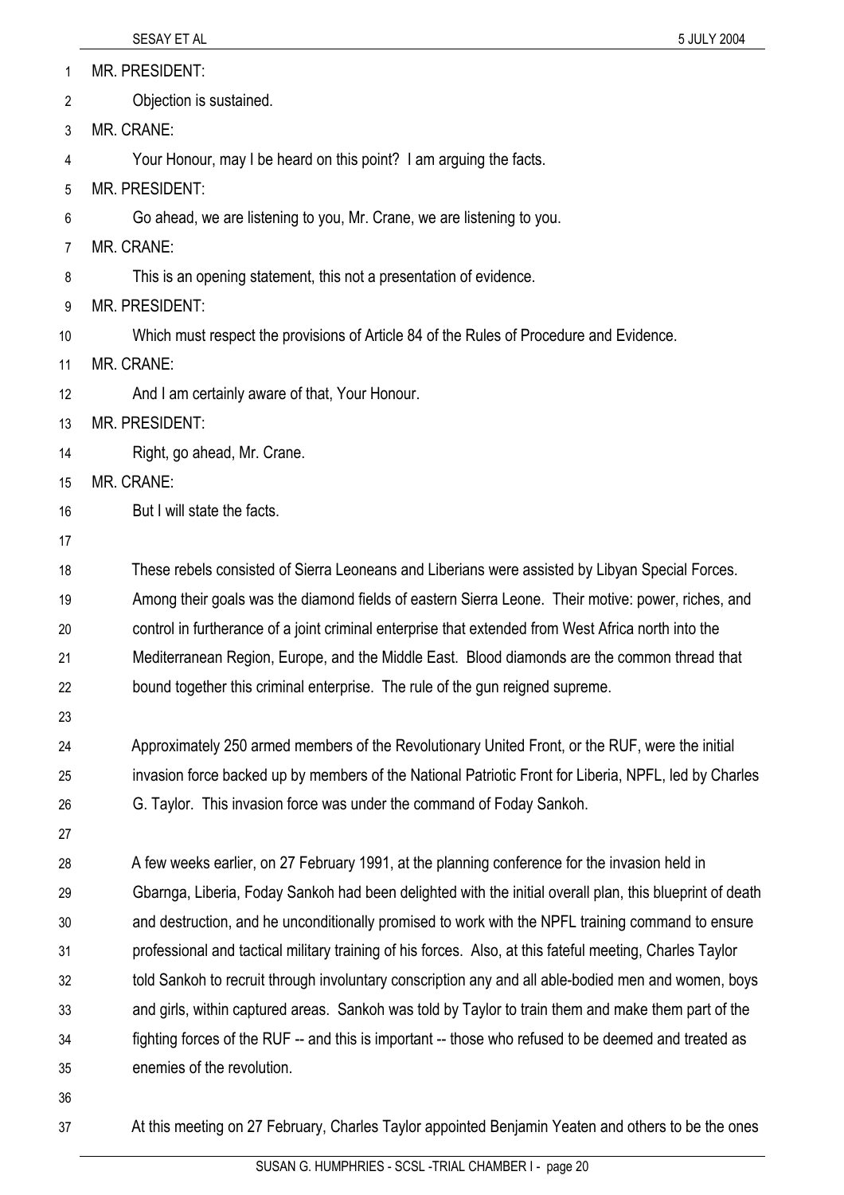MR. PRESIDENT:

Objection is sustained.

MR. CRANE:

Your Honour, may I be heard on this point? I am arguing the facts.

MR. PRESIDENT:

Go ahead, we are listening to you, Mr. Crane, we are listening to you.

MR. CRANE:

This is an opening statement, this not a presentation of evidence.

MR. PRESIDENT:

Which must respect the provisions of Article 84 of the Rules of Procedure and Evidence.

MR. CRANE:

And I am certainly aware of that, Your Honour.

MR. PRESIDENT:

Right, go ahead, Mr. Crane.

MR. CRANE:

But I will state the facts.

These rebels consisted of Sierra Leoneans and Liberians were assisted by Libyan Special Forces. Among their goals was the diamond fields of eastern Sierra Leone. Their motive: power, riches, and control in furtherance of a joint criminal enterprise that extended from West Africa north into the Mediterranean Region, Europe, and the Middle East. Blood diamonds are the common thread that bound together this criminal enterprise. The rule of the gun reigned supreme.

Approximately 250 armed members of the Revolutionary United Front, or the RUF, were the initial invasion force backed up by members of the National Patriotic Front for Liberia, NPFL, led by Charles G. Taylor. This invasion force was under the command of Foday Sankoh.

A few weeks earlier, on 27 February 1991, at the planning conference for the invasion held in Gbarnga, Liberia, Foday Sankoh had been delighted with the initial overall plan, this blueprint of death and destruction, and he unconditionally promised to work with the NPFL training command to ensure professional and tactical military training of his forces. Also, at this fateful meeting, Charles Taylor told Sankoh to recruit through involuntary conscription any and all able-bodied men and women, boys and girls, within captured areas. Sankoh was told by Taylor to train them and make them part of the fighting forces of the RUF -- and this is important -- those who refused to be deemed and treated as enemies of the revolution.

At this meeting on 27 February, Charles Taylor appointed Benjamin Yeaten and others to be the ones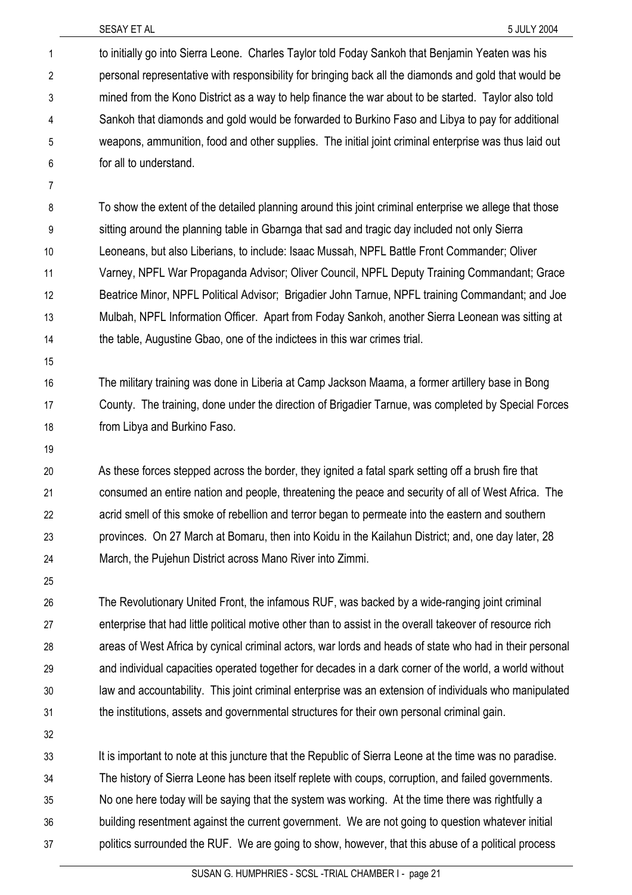to initially go into Sierra Leone. Charles Taylor told Foday Sankoh that Benjamin Yeaten was his personal representative with responsibility for bringing back all the diamonds and gold that would be mined from the Kono District as a way to help finance the war about to be started. Taylor also told Sankoh that diamonds and gold would be forwarded to Burkino Faso and Libya to pay for additional weapons, ammunition, food and other supplies. The initial joint criminal enterprise was thus laid out for all to understand.

To show the extent of the detailed planning around this joint criminal enterprise we allege that those sitting around the planning table in Gbarnga that sad and tragic day included not only Sierra Leoneans, but also Liberians, to include: Isaac Mussah, NPFL Battle Front Commander; Oliver Varney, NPFL War Propaganda Advisor; Oliver Council, NPFL Deputy Training Commandant; Grace Beatrice Minor, NPFL Political Advisor; Brigadier John Tarnue, NPFL training Commandant; and Joe Mulbah, NPFL Information Officer. Apart from Foday Sankoh, another Sierra Leonean was sitting at the table, Augustine Gbao, one of the indictees in this war crimes trial.

The military training was done in Liberia at Camp Jackson Maama, a former artillery base in Bong County. The training, done under the direction of Brigadier Tarnue, was completed by Special Forces from Libya and Burkino Faso.

As these forces stepped across the border, they ignited a fatal spark setting off a brush fire that consumed an entire nation and people, threatening the peace and security of all of West Africa. The acrid smell of this smoke of rebellion and terror began to permeate into the eastern and southern provinces. On 27 March at Bomaru, then into Koidu in the Kailahun District; and, one day later, 28 March, the Pujehun District across Mano River into Zimmi.

The Revolutionary United Front, the infamous RUF, was backed by a wide-ranging joint criminal enterprise that had little political motive other than to assist in the overall takeover of resource rich areas of West Africa by cynical criminal actors, war lords and heads of state who had in their personal and individual capacities operated together for decades in a dark corner of the world, a world without law and accountability. This joint criminal enterprise was an extension of individuals who manipulated the institutions, assets and governmental structures for their own personal criminal gain.

It is important to note at this juncture that the Republic of Sierra Leone at the time was no paradise. The history of Sierra Leone has been itself replete with coups, corruption, and failed governments. No one here today will be saying that the system was working. At the time there was rightfully a building resentment against the current government. We are not going to question whatever initial politics surrounded the RUF. We are going to show, however, that this abuse of a political process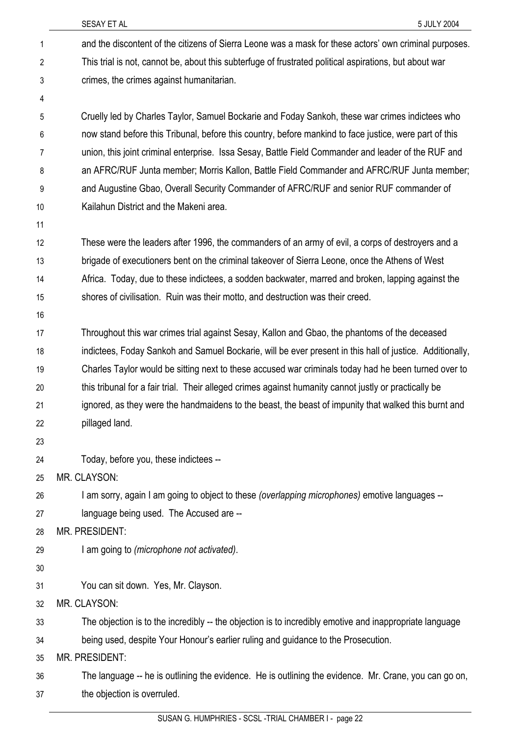and the discontent of the citizens of Sierra Leone was a mask for these actors' own criminal purposes. This trial is not, cannot be, about this subterfuge of frustrated political aspirations, but about war crimes, the crimes against humanitarian.

Cruelly led by Charles Taylor, Samuel Bockarie and Foday Sankoh, these war crimes indictees who now stand before this Tribunal, before this country, before mankind to face justice, were part of this union, this joint criminal enterprise. Issa Sesay, Battle Field Commander and leader of the RUF and an AFRC/RUF Junta member; Morris Kallon, Battle Field Commander and AFRC/RUF Junta member; and Augustine Gbao, Overall Security Commander of AFRC/RUF and senior RUF commander of Kailahun District and the Makeni area.

These were the leaders after 1996, the commanders of an army of evil, a corps of destroyers and a brigade of executioners bent on the criminal takeover of Sierra Leone, once the Athens of West Africa. Today, due to these indictees, a sodden backwater, marred and broken, lapping against the shores of civilisation. Ruin was their motto, and destruction was their creed.

Throughout this war crimes trial against Sesay, Kallon and Gbao, the phantoms of the deceased indictees, Foday Sankoh and Samuel Bockarie, will be ever present in this hall of justice. Additionally, Charles Taylor would be sitting next to these accused war criminals today had he been turned over to this tribunal for a fair trial. Their alleged crimes against humanity cannot justly or practically be ignored, as they were the handmaidens to the beast, the beast of impunity that walked this burnt and pillaged land.

Today, before you, these indictees --

MR. CLAYSON:

I am sorry, again I am going to object to these *(overlapping microphones)* emotive languages -- language being used. The Accused are --

MR. PRESIDENT:

I am going to *(microphone not activated)*.

You can sit down. Yes, Mr. Clayson.

MR. CLAYSON:

The objection is to the incredibly -- the objection is to incredibly emotive and inappropriate language being used, despite Your Honour's earlier ruling and guidance to the Prosecution.

MR. PRESIDENT:

The language -- he is outlining the evidence. He is outlining the evidence. Mr. Crane, you can go on, the objection is overruled.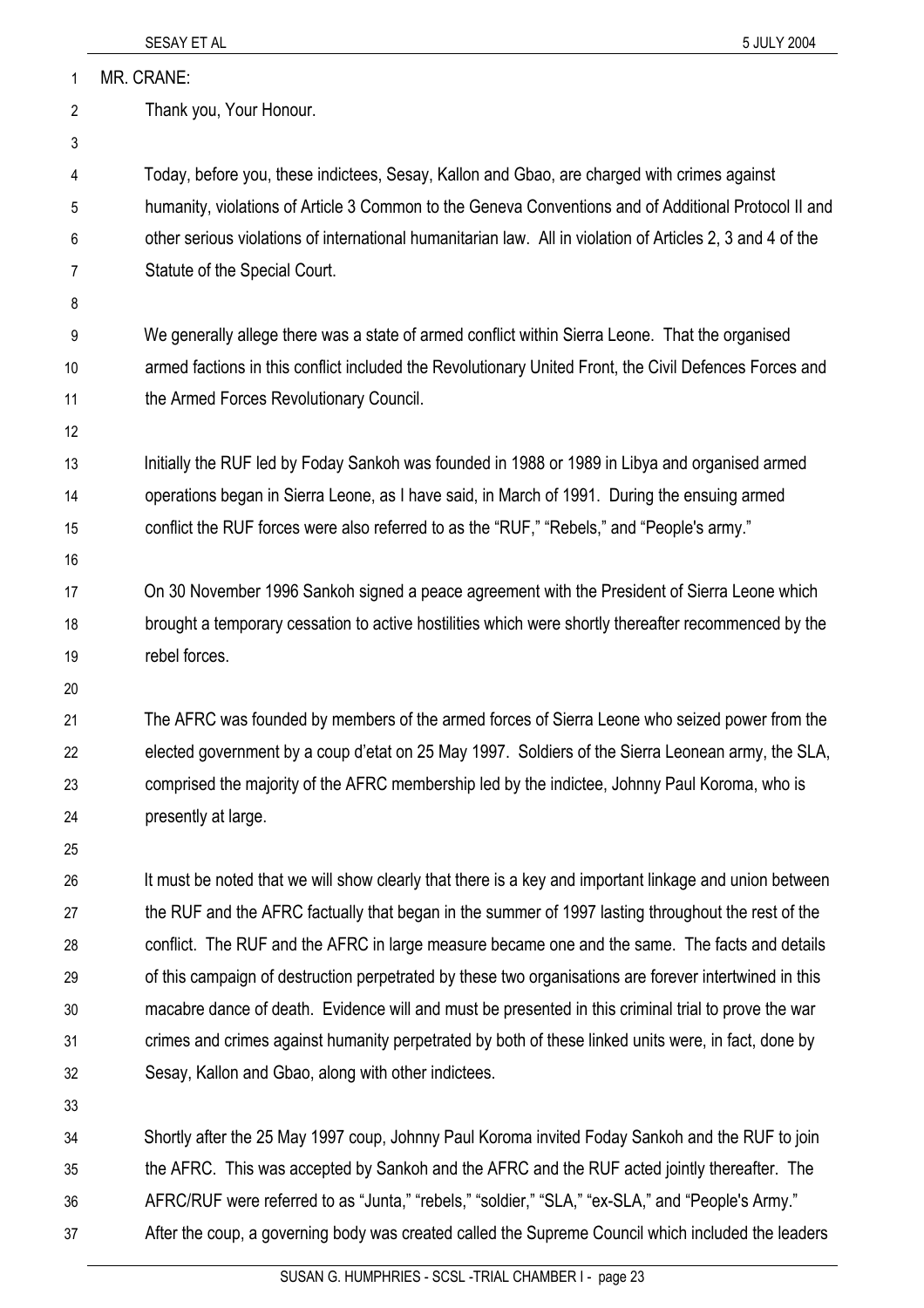MR. CRANE:

Thank you, Your Honour.

Today, before you, these indictees, Sesay, Kallon and Gbao, are charged with crimes against humanity, violations of Article 3 Common to the Geneva Conventions and of Additional Protocol II and other serious violations of international humanitarian law. All in violation of Articles 2, 3 and 4 of the Statute of the Special Court.

We generally allege there was a state of armed conflict within Sierra Leone. That the organised armed factions in this conflict included the Revolutionary United Front, the Civil Defences Forces and the Armed Forces Revolutionary Council.

Initially the RUF led by Foday Sankoh was founded in 1988 or 1989 in Libya and organised armed operations began in Sierra Leone, as I have said, in March of 1991. During the ensuing armed conflict the RUF forces were also referred to as the "RUF," "Rebels," and "People's army."

On 30 November 1996 Sankoh signed a peace agreement with the President of Sierra Leone which brought a temporary cessation to active hostilities which were shortly thereafter recommenced by the rebel forces.

The AFRC was founded by members of the armed forces of Sierra Leone who seized power from the elected government by a coup d'etat on 25 May 1997. Soldiers of the Sierra Leonean army, the SLA, comprised the majority of the AFRC membership led by the indictee, Johnny Paul Koroma, who is presently at large.

It must be noted that we will show clearly that there is a key and important linkage and union between the RUF and the AFRC factually that began in the summer of 1997 lasting throughout the rest of the conflict. The RUF and the AFRC in large measure became one and the same. The facts and details of this campaign of destruction perpetrated by these two organisations are forever intertwined in this macabre dance of death. Evidence will and must be presented in this criminal trial to prove the war crimes and crimes against humanity perpetrated by both of these linked units were, in fact, done by Sesay, Kallon and Gbao, along with other indictees.

Shortly after the 25 May 1997 coup, Johnny Paul Koroma invited Foday Sankoh and the RUF to join the AFRC. This was accepted by Sankoh and the AFRC and the RUF acted jointly thereafter. The AFRC/RUF were referred to as "Junta," "rebels," "soldier," "SLA," "ex-SLA," and "People's Army." After the coup, a governing body was created called the Supreme Council which included the leaders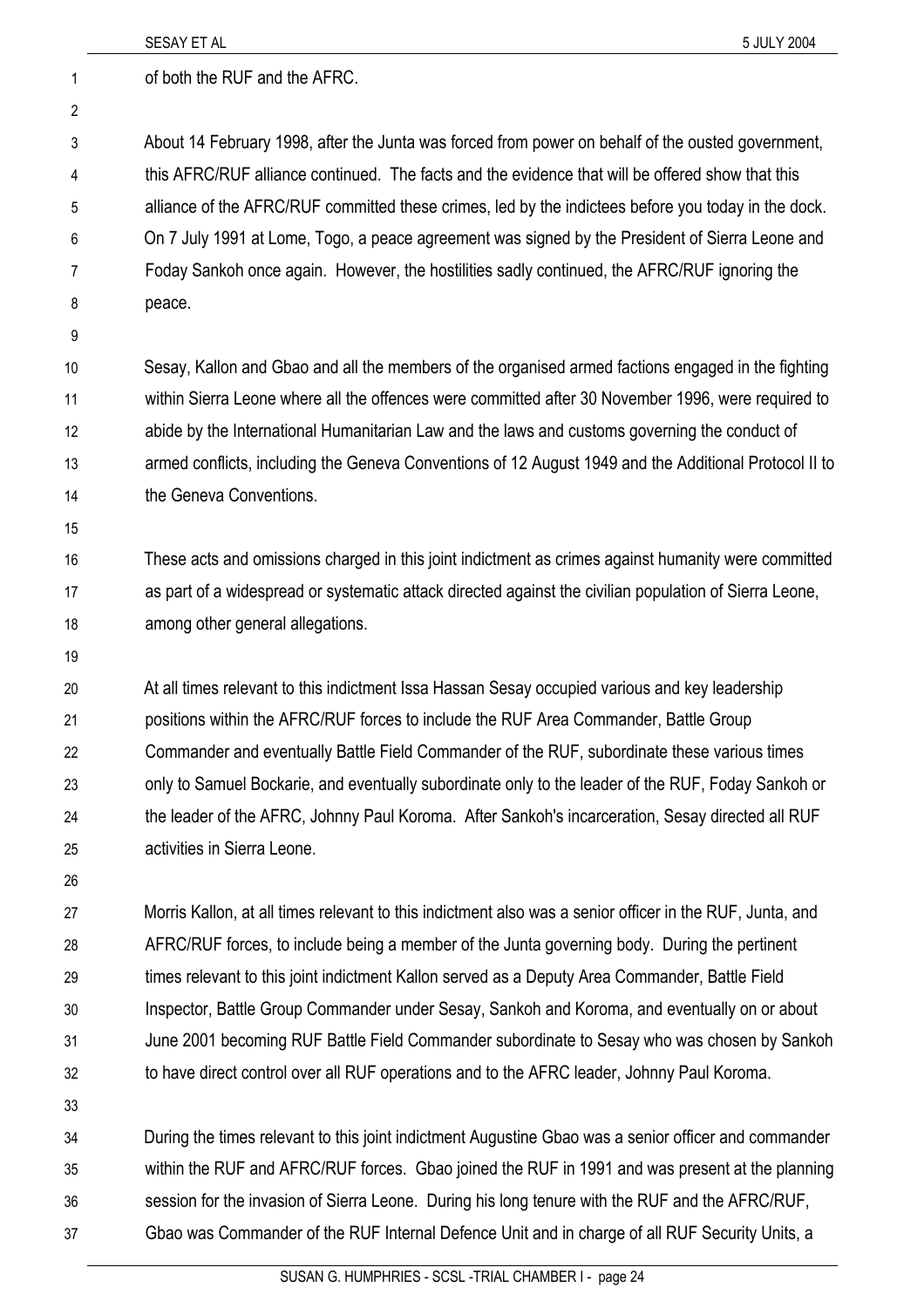of both the RUF and the AFRC.

About 14 February 1998, after the Junta was forced from power on behalf of the ousted government, this AFRC/RUF alliance continued. The facts and the evidence that will be offered show that this alliance of the AFRC/RUF committed these crimes, led by the indictees before you today in the dock. On 7 July 1991 at Lome, Togo, a peace agreement was signed by the President of Sierra Leone and Foday Sankoh once again. However, the hostilities sadly continued, the AFRC/RUF ignoring the peace.

Sesay, Kallon and Gbao and all the members of the organised armed factions engaged in the fighting within Sierra Leone where all the offences were committed after 30 November 1996, were required to abide by the International Humanitarian Law and the laws and customs governing the conduct of armed conflicts, including the Geneva Conventions of 12 August 1949 and the Additional Protocol II to the Geneva Conventions.

These acts and omissions charged in this joint indictment as crimes against humanity were committed as part of a widespread or systematic attack directed against the civilian population of Sierra Leone, among other general allegations.

At all times relevant to this indictment Issa Hassan Sesay occupied various and key leadership positions within the AFRC/RUF forces to include the RUF Area Commander, Battle Group Commander and eventually Battle Field Commander of the RUF, subordinate these various times only to Samuel Bockarie, and eventually subordinate only to the leader of the RUF, Foday Sankoh or the leader of the AFRC, Johnny Paul Koroma. After Sankoh's incarceration, Sesay directed all RUF activities in Sierra Leone.

Morris Kallon, at all times relevant to this indictment also was a senior officer in the RUF, Junta, and AFRC/RUF forces, to include being a member of the Junta governing body. During the pertinent times relevant to this joint indictment Kallon served as a Deputy Area Commander, Battle Field Inspector, Battle Group Commander under Sesay, Sankoh and Koroma, and eventually on or about June 2001 becoming RUF Battle Field Commander subordinate to Sesay who was chosen by Sankoh to have direct control over all RUF operations and to the AFRC leader, Johnny Paul Koroma.

During the times relevant to this joint indictment Augustine Gbao was a senior officer and commander within the RUF and AFRC/RUF forces. Gbao joined the RUF in 1991 and was present at the planning session for the invasion of Sierra Leone. During his long tenure with the RUF and the AFRC/RUF, Gbao was Commander of the RUF Internal Defence Unit and in charge of all RUF Security Units, a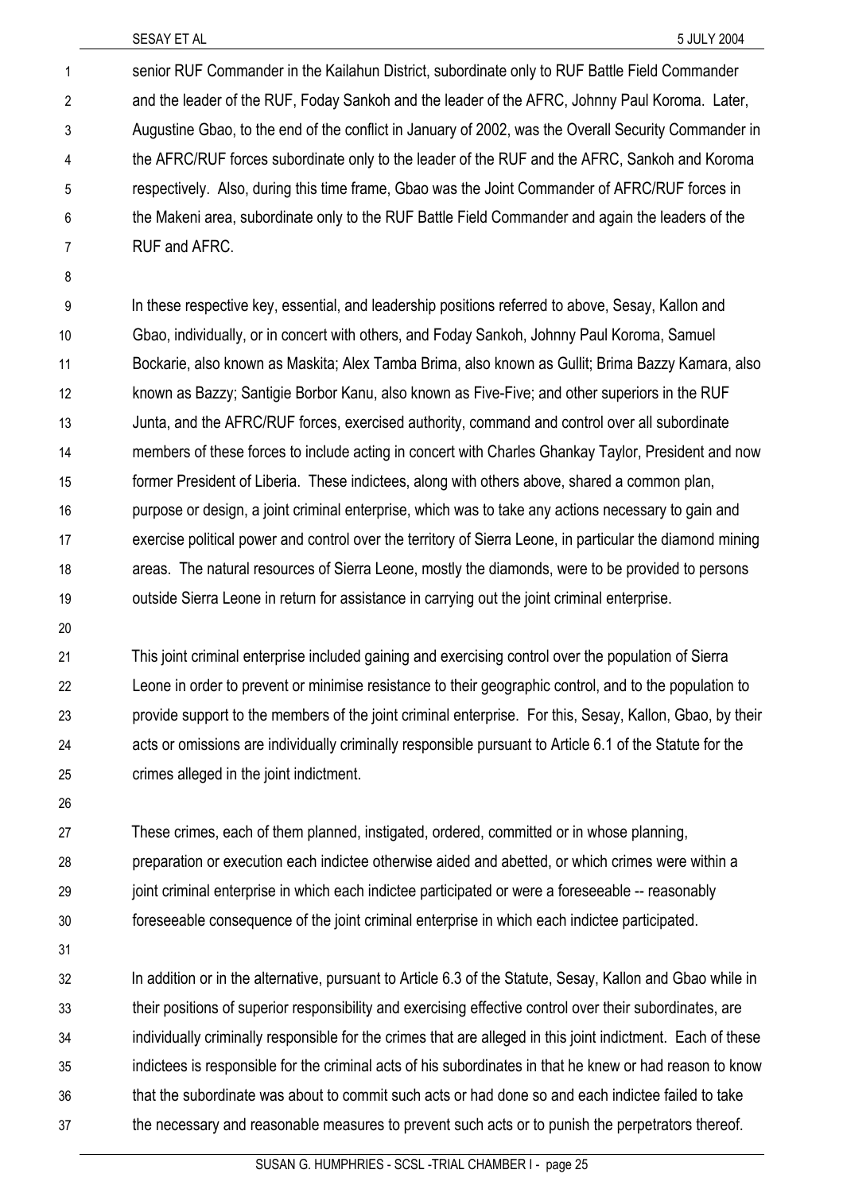senior RUF Commander in the Kailahun District, subordinate only to RUF Battle Field Commander and the leader of the RUF, Foday Sankoh and the leader of the AFRC, Johnny Paul Koroma. Later, Augustine Gbao, to the end of the conflict in January of 2002, was the Overall Security Commander in the AFRC/RUF forces subordinate only to the leader of the RUF and the AFRC, Sankoh and Koroma respectively. Also, during this time frame, Gbao was the Joint Commander of AFRC/RUF forces in the Makeni area, subordinate only to the RUF Battle Field Commander and again the leaders of the RUF and AFRC.

In these respective key, essential, and leadership positions referred to above, Sesay, Kallon and Gbao, individually, or in concert with others, and Foday Sankoh, Johnny Paul Koroma, Samuel Bockarie, also known as Maskita; Alex Tamba Brima, also known as Gullit; Brima Bazzy Kamara, also known as Bazzy; Santigie Borbor Kanu, also known as Five-Five; and other superiors in the RUF Junta, and the AFRC/RUF forces, exercised authority, command and control over all subordinate members of these forces to include acting in concert with Charles Ghankay Taylor, President and now former President of Liberia. These indictees, along with others above, shared a common plan, purpose or design, a joint criminal enterprise, which was to take any actions necessary to gain and exercise political power and control over the territory of Sierra Leone, in particular the diamond mining areas. The natural resources of Sierra Leone, mostly the diamonds, were to be provided to persons outside Sierra Leone in return for assistance in carrying out the joint criminal enterprise.

This joint criminal enterprise included gaining and exercising control over the population of Sierra Leone in order to prevent or minimise resistance to their geographic control, and to the population to provide support to the members of the joint criminal enterprise. For this, Sesay, Kallon, Gbao, by their acts or omissions are individually criminally responsible pursuant to Article 6.1 of the Statute for the crimes alleged in the joint indictment.

These crimes, each of them planned, instigated, ordered, committed or in whose planning, preparation or execution each indictee otherwise aided and abetted, or which crimes were within a joint criminal enterprise in which each indictee participated or were a foreseeable -- reasonably foreseeable consequence of the joint criminal enterprise in which each indictee participated.

In addition or in the alternative, pursuant to Article 6.3 of the Statute, Sesay, Kallon and Gbao while in their positions of superior responsibility and exercising effective control over their subordinates, are individually criminally responsible for the crimes that are alleged in this joint indictment. Each of these indictees is responsible for the criminal acts of his subordinates in that he knew or had reason to know that the subordinate was about to commit such acts or had done so and each indictee failed to take the necessary and reasonable measures to prevent such acts or to punish the perpetrators thereof.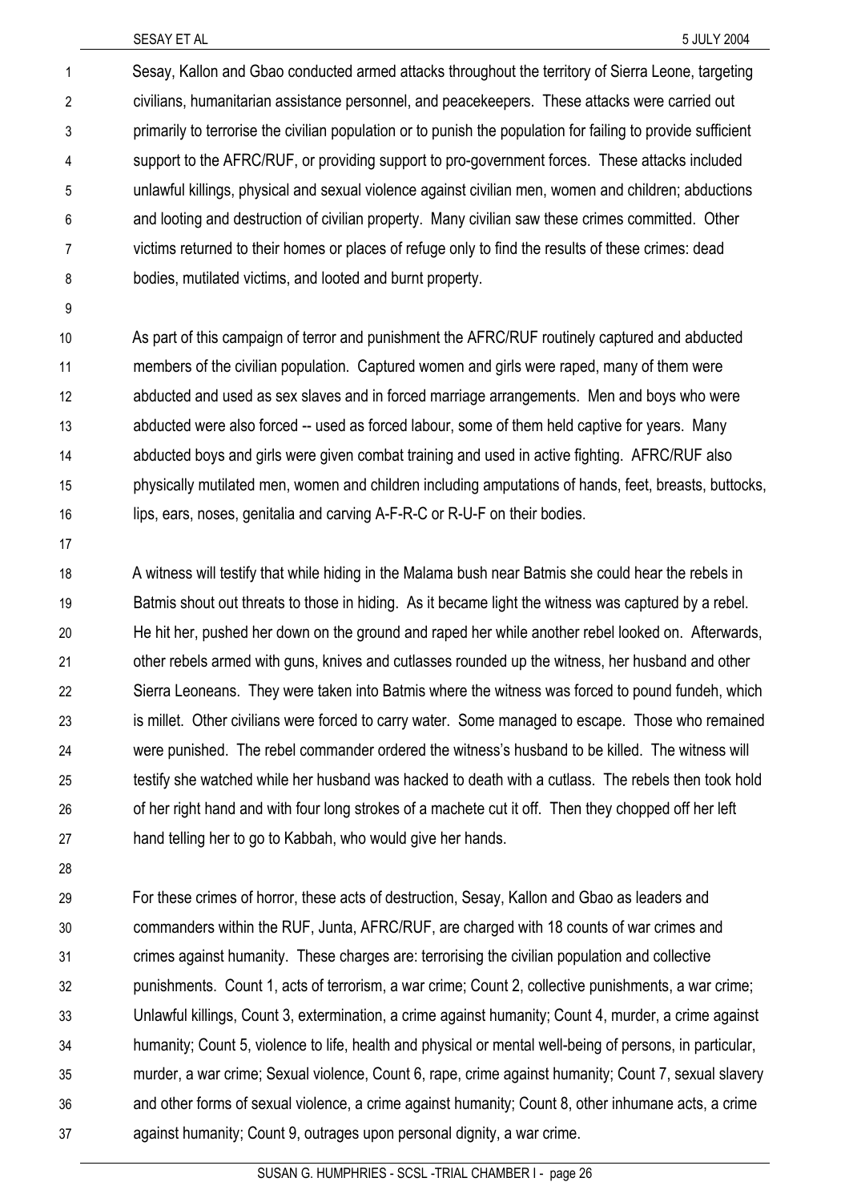Sesay, Kallon and Gbao conducted armed attacks throughout the territory of Sierra Leone, targeting civilians, humanitarian assistance personnel, and peacekeepers. These attacks were carried out primarily to terrorise the civilian population or to punish the population for failing to provide sufficient support to the AFRC/RUF, or providing support to pro-government forces. These attacks included unlawful killings, physical and sexual violence against civilian men, women and children; abductions and looting and destruction of civilian property. Many civilian saw these crimes committed. Other victims returned to their homes or places of refuge only to find the results of these crimes: dead bodies, mutilated victims, and looted and burnt property.

As part of this campaign of terror and punishment the AFRC/RUF routinely captured and abducted members of the civilian population. Captured women and girls were raped, many of them were abducted and used as sex slaves and in forced marriage arrangements. Men and boys who were abducted were also forced -- used as forced labour, some of them held captive for years. Many abducted boys and girls were given combat training and used in active fighting. AFRC/RUF also physically mutilated men, women and children including amputations of hands, feet, breasts, buttocks, lips, ears, noses, genitalia and carving A-F-R-C or R-U-F on their bodies.

A witness will testify that while hiding in the Malama bush near Batmis she could hear the rebels in Batmis shout out threats to those in hiding. As it became light the witness was captured by a rebel. He hit her, pushed her down on the ground and raped her while another rebel looked on. Afterwards, other rebels armed with guns, knives and cutlasses rounded up the witness, her husband and other Sierra Leoneans. They were taken into Batmis where the witness was forced to pound fundeh, which is millet. Other civilians were forced to carry water. Some managed to escape. Those who remained were punished. The rebel commander ordered the witness's husband to be killed. The witness will testify she watched while her husband was hacked to death with a cutlass. The rebels then took hold of her right hand and with four long strokes of a machete cut it off. Then they chopped off her left hand telling her to go to Kabbah, who would give her hands.

For these crimes of horror, these acts of destruction, Sesay, Kallon and Gbao as leaders and commanders within the RUF, Junta, AFRC/RUF, are charged with 18 counts of war crimes and crimes against humanity. These charges are: terrorising the civilian population and collective punishments. Count 1, acts of terrorism, a war crime; Count 2, collective punishments, a war crime; Unlawful killings, Count 3, extermination, a crime against humanity; Count 4, murder, a crime against humanity; Count 5, violence to life, health and physical or mental well-being of persons, in particular, murder, a war crime; Sexual violence, Count 6, rape, crime against humanity; Count 7, sexual slavery and other forms of sexual violence, a crime against humanity; Count 8, other inhumane acts, a crime against humanity; Count 9, outrages upon personal dignity, a war crime.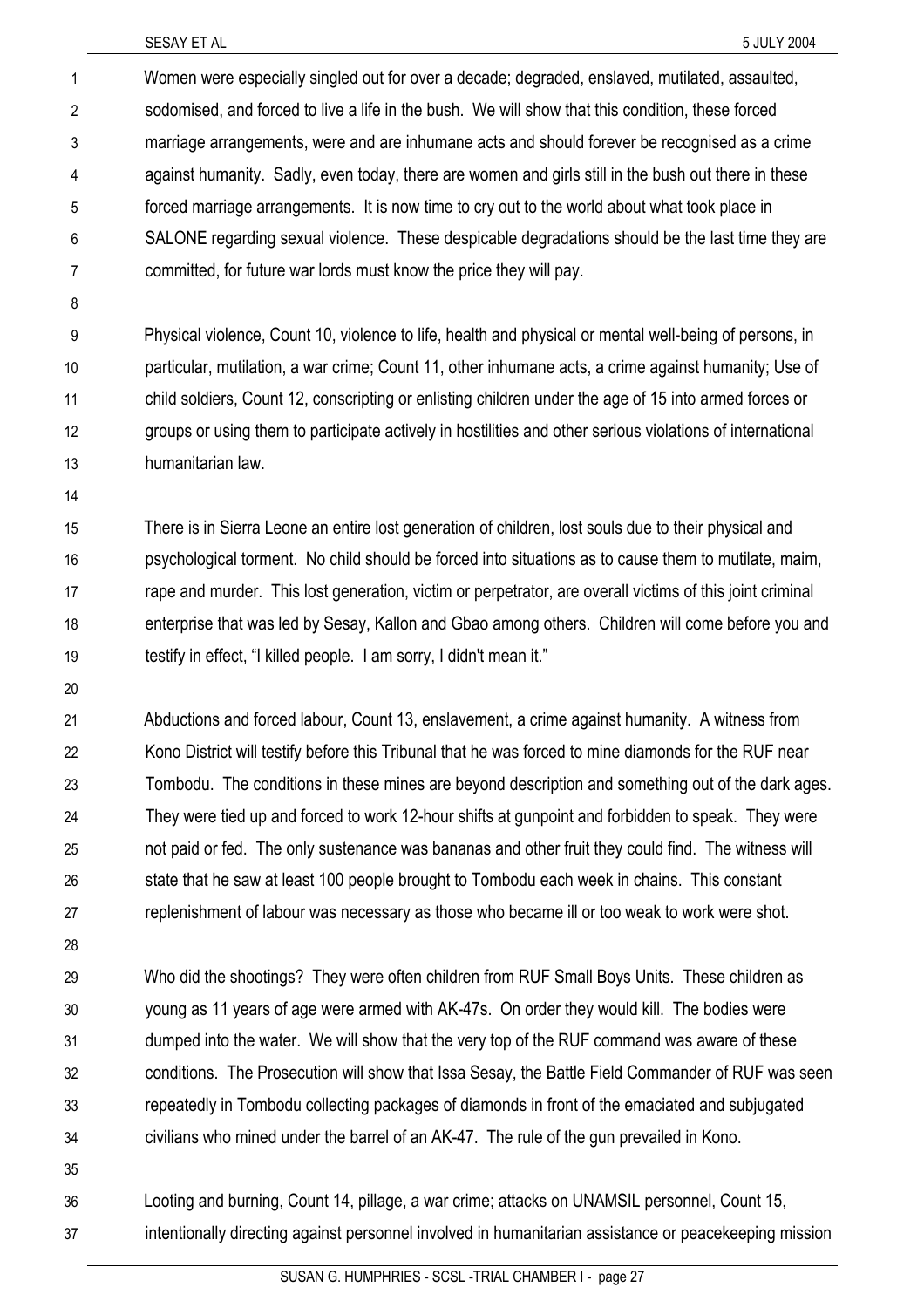Women were especially singled out for over a decade; degraded, enslaved, mutilated, assaulted, sodomised, and forced to live a life in the bush. We will show that this condition, these forced marriage arrangements, were and are inhumane acts and should forever be recognised as a crime against humanity. Sadly, even today, there are women and girls still in the bush out there in these forced marriage arrangements. It is now time to cry out to the world about what took place in SALONE regarding sexual violence. These despicable degradations should be the last time they are committed, for future war lords must know the price they will pay.

Physical violence, Count 10, violence to life, health and physical or mental well-being of persons, in particular, mutilation, a war crime; Count 11, other inhumane acts, a crime against humanity; Use of child soldiers, Count 12, conscripting or enlisting children under the age of 15 into armed forces or groups or using them to participate actively in hostilities and other serious violations of international humanitarian law.

There is in Sierra Leone an entire lost generation of children, lost souls due to their physical and psychological torment. No child should be forced into situations as to cause them to mutilate, maim, rape and murder. This lost generation, victim or perpetrator, are overall victims of this joint criminal enterprise that was led by Sesay, Kallon and Gbao among others. Children will come before you and testify in effect, "I killed people. I am sorry, I didn't mean it."

Abductions and forced labour, Count 13, enslavement, a crime against humanity. A witness from Kono District will testify before this Tribunal that he was forced to mine diamonds for the RUF near Tombodu. The conditions in these mines are beyond description and something out of the dark ages. They were tied up and forced to work 12-hour shifts at gunpoint and forbidden to speak. They were not paid or fed. The only sustenance was bananas and other fruit they could find. The witness will state that he saw at least 100 people brought to Tombodu each week in chains. This constant replenishment of labour was necessary as those who became ill or too weak to work were shot.

Who did the shootings? They were often children from RUF Small Boys Units. These children as young as 11 years of age were armed with AK-47s. On order they would kill. The bodies were dumped into the water. We will show that the very top of the RUF command was aware of these conditions. The Prosecution will show that Issa Sesay, the Battle Field Commander of RUF was seen repeatedly in Tombodu collecting packages of diamonds in front of the emaciated and subjugated civilians who mined under the barrel of an AK-47. The rule of the gun prevailed in Kono.

Looting and burning, Count 14, pillage, a war crime; attacks on UNAMSIL personnel, Count 15, intentionally directing against personnel involved in humanitarian assistance or peacekeeping mission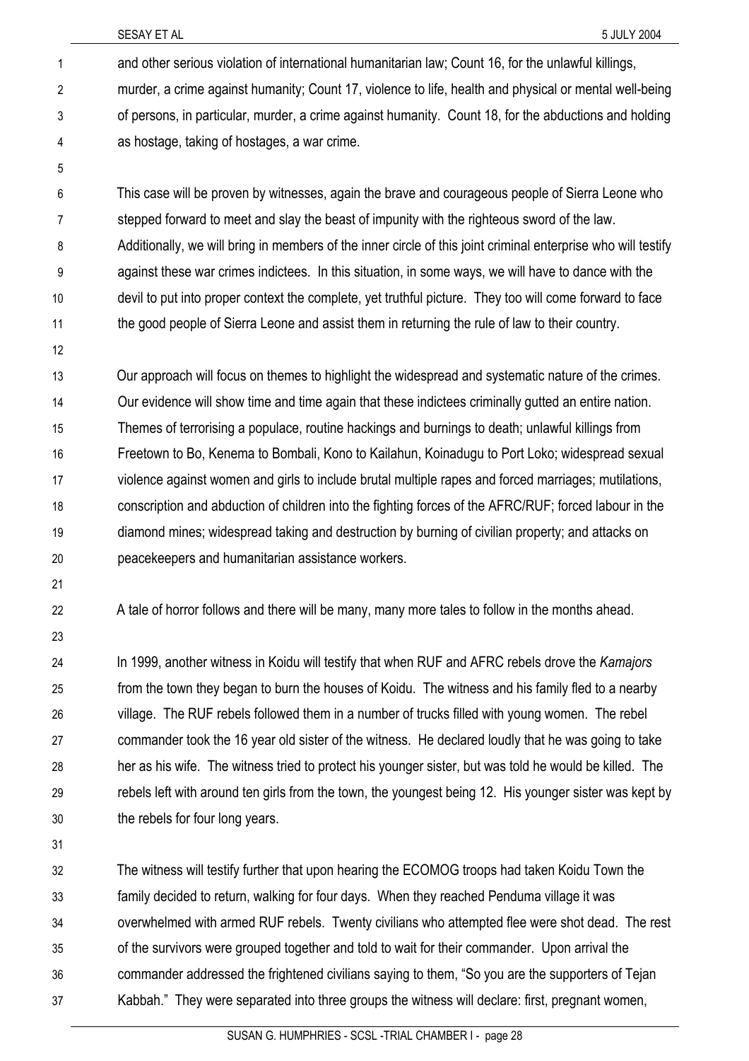and other serious violation of international humanitarian law; Count 16, for the unlawful killings, murder, a crime against humanity; Count 17, violence to life, health and physical or mental well-being of persons, in particular, murder, a crime against humanity. Count 18, for the abductions and holding as hostage, taking of hostages, a war crime.

This case will be proven by witnesses, again the brave and courageous people of Sierra Leone who stepped forward to meet and slay the beast of impunity with the righteous sword of the law. Additionally, we will bring in members of the inner circle of this joint criminal enterprise who will testify against these war crimes indictees. In this situation, in some ways, we will have to dance with the devil to put into proper context the complete, yet truthful picture. They too will come forward to face the good people of Sierra Leone and assist them in returning the rule of law to their country.

Our approach will focus on themes to highlight the widespread and systematic nature of the crimes. Our evidence will show time and time again that these indictees criminally gutted an entire nation. Themes of terrorising a populace, routine hackings and burnings to death; unlawful killings from Freetown to Bo, Kenema to Bombali, Kono to Kailahun, Koinadugu to Port Loko; widespread sexual violence against women and girls to include brutal multiple rapes and forced marriages; mutilations, conscription and abduction of children into the fighting forces of the AFRC/RUF; forced labour in the diamond mines; widespread taking and destruction by burning of civilian property; and attacks on peacekeepers and humanitarian assistance workers.

A tale of horror follows and there will be many, many more tales to follow in the months ahead.

In 1999, another witness in Koidu will testify that when RUF and AFRC rebels drove the *Kamajors* from the town they began to burn the houses of Koidu. The witness and his family fled to a nearby village. The RUF rebels followed them in a number of trucks filled with young women. The rebel commander took the 16 year old sister of the witness. He declared loudly that he was going to take her as his wife. The witness tried to protect his younger sister, but was told he would be killed. The rebels left with around ten girls from the town, the youngest being 12. His younger sister was kept by the rebels for four long years.

The witness will testify further that upon hearing the ECOMOG troops had taken Koidu Town the family decided to return, walking for four days. When they reached Penduma village it was overwhelmed with armed RUF rebels. Twenty civilians who attempted flee were shot dead. The rest of the survivors were grouped together and told to wait for their commander. Upon arrival the commander addressed the frightened civilians saying to them, "So you are the supporters of Tejan Kabbah." They were separated into three groups the witness will declare: first, pregnant women,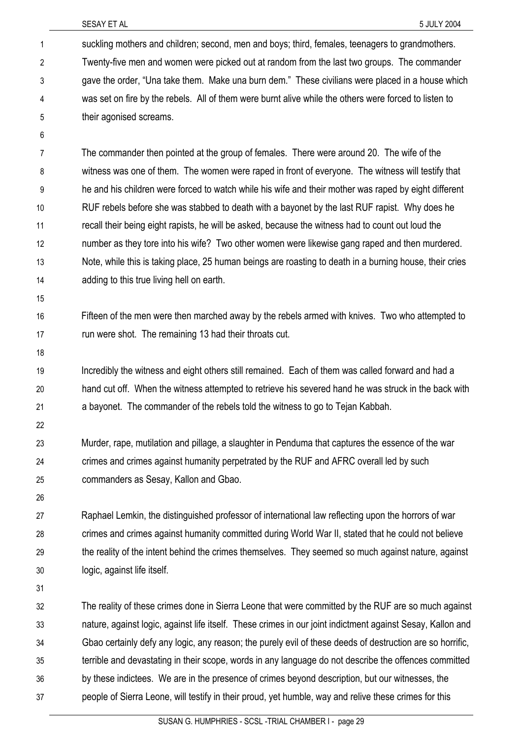suckling mothers and children; second, men and boys; third, females, teenagers to grandmothers. Twenty-five men and women were picked out at random from the last two groups. The commander gave the order, "Una take them. Make una burn dem." These civilians were placed in a house which was set on fire by the rebels. All of them were burnt alive while the others were forced to listen to their agonised screams.

The commander then pointed at the group of females. There were around 20. The wife of the witness was one of them. The women were raped in front of everyone. The witness will testify that he and his children were forced to watch while his wife and their mother was raped by eight different RUF rebels before she was stabbed to death with a bayonet by the last RUF rapist. Why does he recall their being eight rapists, he will be asked, because the witness had to count out loud the number as they tore into his wife? Two other women were likewise gang raped and then murdered. Note, while this is taking place, 25 human beings are roasting to death in a burning house, their cries adding to this true living hell on earth.

Fifteen of the men were then marched away by the rebels armed with knives. Two who attempted to run were shot. The remaining 13 had their throats cut.

Incredibly the witness and eight others still remained. Each of them was called forward and had a hand cut off. When the witness attempted to retrieve his severed hand he was struck in the back with a bayonet. The commander of the rebels told the witness to go to Tejan Kabbah.

Murder, rape, mutilation and pillage, a slaughter in Penduma that captures the essence of the war crimes and crimes against humanity perpetrated by the RUF and AFRC overall led by such commanders as Sesay, Kallon and Gbao.

Raphael Lemkin, the distinguished professor of international law reflecting upon the horrors of war crimes and crimes against humanity committed during World War II, stated that he could not believe the reality of the intent behind the crimes themselves. They seemed so much against nature, against logic, against life itself.

The reality of these crimes done in Sierra Leone that were committed by the RUF are so much against nature, against logic, against life itself. These crimes in our joint indictment against Sesay, Kallon and Gbao certainly defy any logic, any reason; the purely evil of these deeds of destruction are so horrific, terrible and devastating in their scope, words in any language do not describe the offences committed by these indictees. We are in the presence of crimes beyond description, but our witnesses, the people of Sierra Leone, will testify in their proud, yet humble, way and relive these crimes for this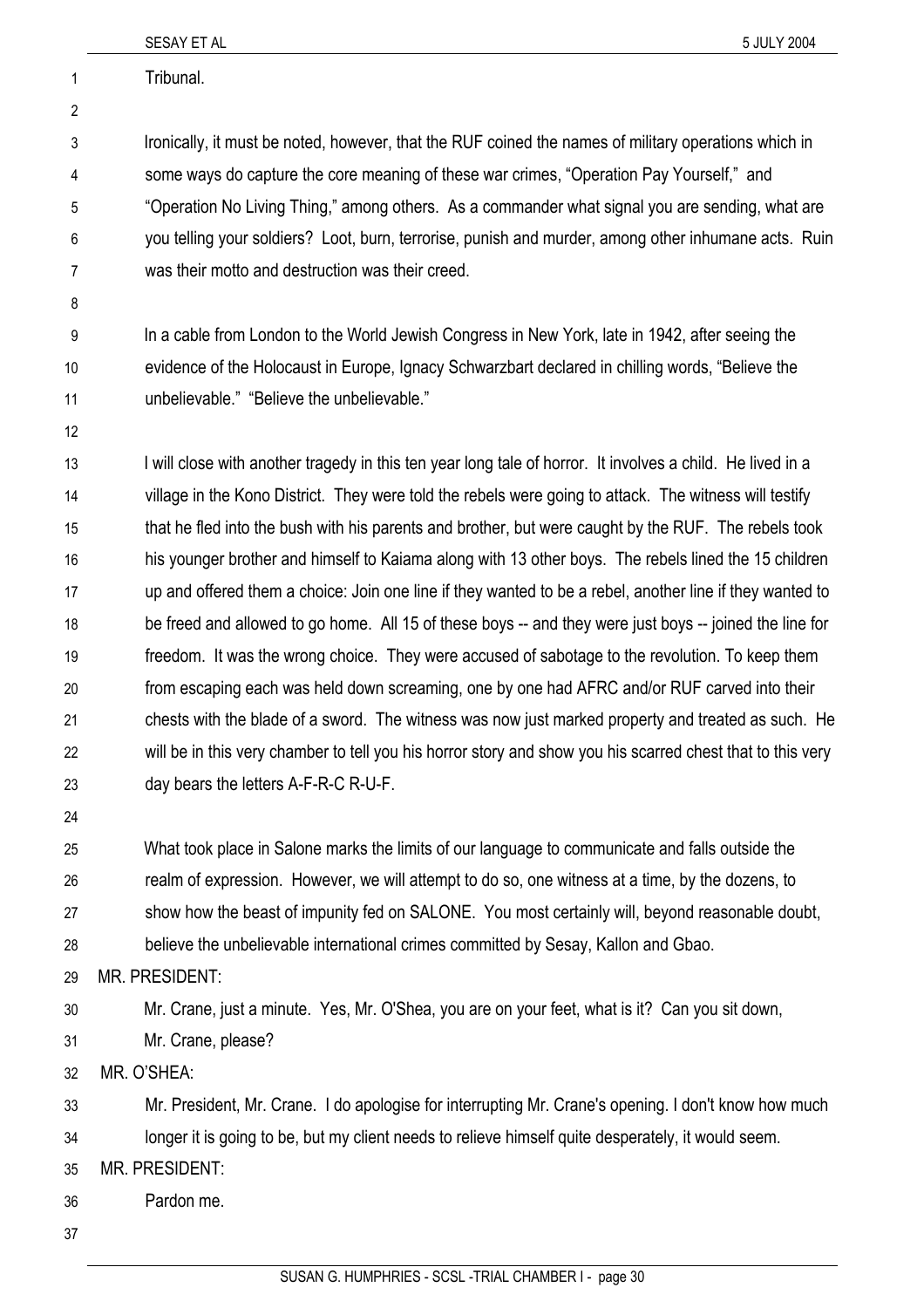Tribunal.

Ironically, it must be noted, however, that the RUF coined the names of military operations which in some ways do capture the core meaning of these war crimes, "Operation Pay Yourself," and "Operation No Living Thing," among others. As a commander what signal you are sending, what are you telling your soldiers? Loot, burn, terrorise, punish and murder, among other inhumane acts. Ruin was their motto and destruction was their creed.

In a cable from London to the World Jewish Congress in New York, late in 1942, after seeing the evidence of the Holocaust in Europe, Ignacy Schwarzbart declared in chilling words, "Believe the unbelievable." "Believe the unbelievable."

I will close with another tragedy in this ten year long tale of horror. It involves a child. He lived in a village in the Kono District. They were told the rebels were going to attack. The witness will testify that he fled into the bush with his parents and brother, but were caught by the RUF. The rebels took his younger brother and himself to Kaiama along with 13 other boys. The rebels lined the 15 children up and offered them a choice: Join one line if they wanted to be a rebel, another line if they wanted to be freed and allowed to go home. All 15 of these boys -- and they were just boys -- joined the line for freedom. It was the wrong choice. They were accused of sabotage to the revolution. To keep them from escaping each was held down screaming, one by one had AFRC and/or RUF carved into their chests with the blade of a sword. The witness was now just marked property and treated as such. He will be in this very chamber to tell you his horror story and show you his scarred chest that to this very day bears the letters A-F-R-C R-U-F.

What took place in Salone marks the limits of our language to communicate and falls outside the realm of expression. However, we will attempt to do so, one witness at a time, by the dozens, to show how the beast of impunity fed on SALONE. You most certainly will, beyond reasonable doubt, believe the unbelievable international crimes committed by Sesay, Kallon and Gbao.

MR. PRESIDENT:

Mr. Crane, just a minute. Yes, Mr. O'Shea, you are on your feet, what is it? Can you sit down, Mr. Crane, please?

MR. O'SHEA:

Mr. President, Mr. Crane. I do apologise for interrupting Mr. Crane's opening. I don't know how much longer it is going to be, but my client needs to relieve himself quite desperately, it would seem.

MR. PRESIDENT:

Pardon me.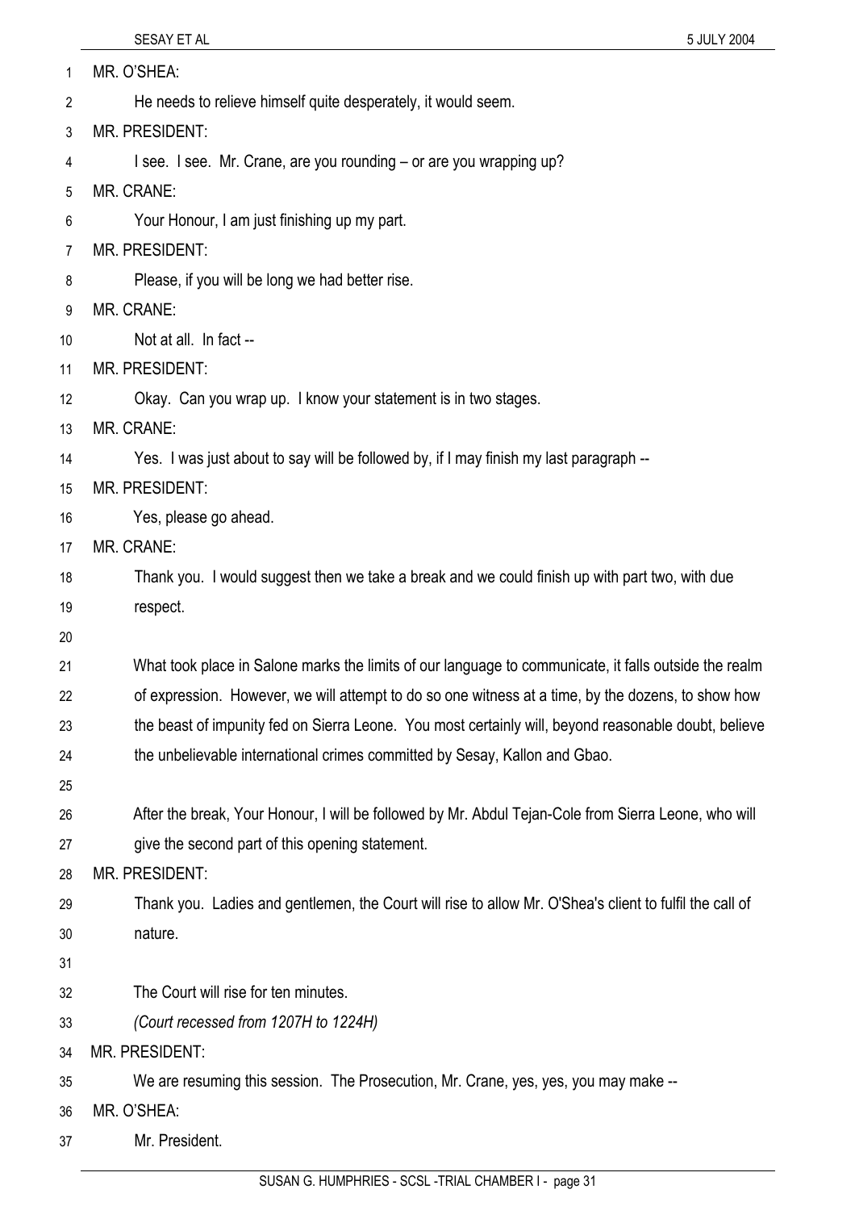MR. O'SHEA:

He needs to relieve himself quite desperately, it would seem.

MR. PRESIDENT:

I see. I see. Mr. Crane, are you rounding – or are you wrapping up?

MR. CRANE:

Your Honour, I am just finishing up my part.

MR. PRESIDENT:

Please, if you will be long we had better rise.

MR. CRANE:

Not at all. In fact --

MR. PRESIDENT:

Okay. Can you wrap up. I know your statement is in two stages.

MR. CRANE:

Yes. I was just about to say will be followed by, if I may finish my last paragraph --

MR. PRESIDENT:

Yes, please go ahead.

MR. CRANE:

Thank you. I would suggest then we take a break and we could finish up with part two, with due respect.

What took place in Salone marks the limits of our language to communicate, it falls outside the realm of expression. However, we will attempt to do so one witness at a time, by the dozens, to show how the beast of impunity fed on Sierra Leone. You most certainly will, beyond reasonable doubt, believe the unbelievable international crimes committed by Sesay, Kallon and Gbao.

After the break, Your Honour, I will be followed by Mr. Abdul Tejan-Cole from Sierra Leone, who will give the second part of this opening statement.

MR. PRESIDENT:

Thank you. Ladies and gentlemen, the Court will rise to allow Mr. O'Shea's client to fulfil the call of nature.

The Court will rise for ten minutes.

*(Court recessed from 1207H to 1224H)*

MR. PRESIDENT:

We are resuming this session. The Prosecution, Mr. Crane, yes, yes, you may make --

MR. O'SHEA:

Mr. President.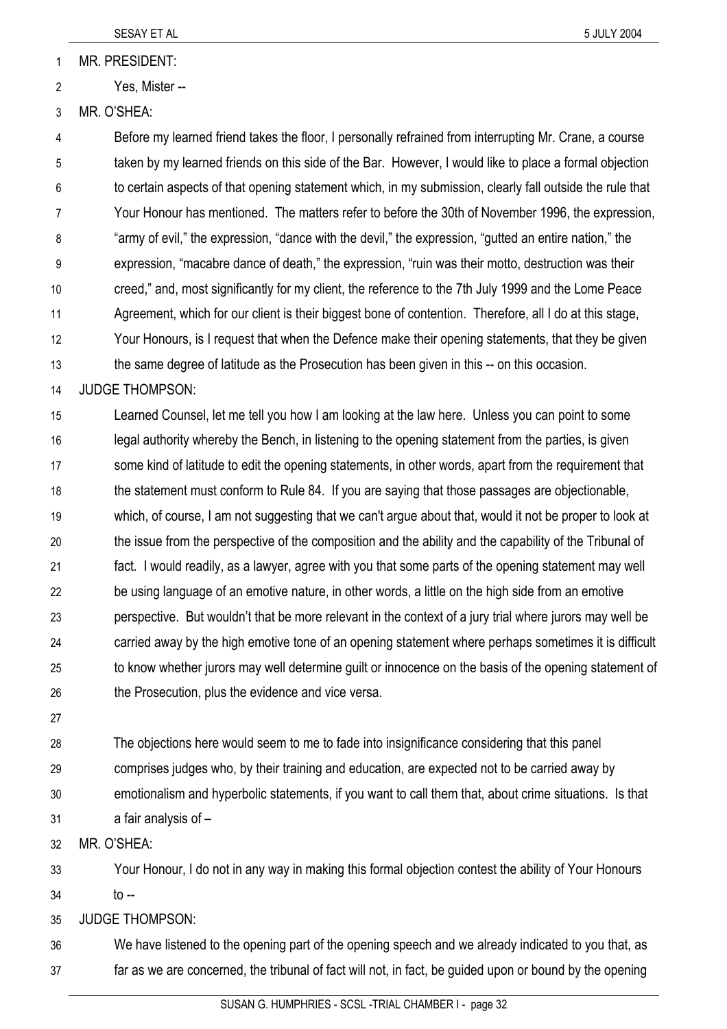MR. PRESIDENT:

Yes, Mister --

MR. O'SHEA:

Before my learned friend takes the floor, I personally refrained from interrupting Mr. Crane, a course taken by my learned friends on this side of the Bar. However, I would like to place a formal objection to certain aspects of that opening statement which, in my submission, clearly fall outside the rule that Your Honour has mentioned. The matters refer to before the 30th of November 1996, the expression, "army of evil," the expression, "dance with the devil," the expression, "gutted an entire nation," the expression, "macabre dance of death," the expression, "ruin was their motto, destruction was their creed," and, most significantly for my client, the reference to the 7th July 1999 and the Lome Peace Agreement, which for our client is their biggest bone of contention. Therefore, all I do at this stage, Your Honours, is I request that when the Defence make their opening statements, that they be given the same degree of latitude as the Prosecution has been given in this -- on this occasion.

JUDGE THOMPSON:

Learned Counsel, let me tell you how I am looking at the law here. Unless you can point to some legal authority whereby the Bench, in listening to the opening statement from the parties, is given some kind of latitude to edit the opening statements, in other words, apart from the requirement that the statement must conform to Rule 84. If you are saying that those passages are objectionable, which, of course, I am not suggesting that we can't argue about that, would it not be proper to look at the issue from the perspective of the composition and the ability and the capability of the Tribunal of fact. I would readily, as a lawyer, agree with you that some parts of the opening statement may well be using language of an emotive nature, in other words, a little on the high side from an emotive perspective. But wouldn't that be more relevant in the context of a jury trial where jurors may well be carried away by the high emotive tone of an opening statement where perhaps sometimes it is difficult to know whether jurors may well determine guilt or innocence on the basis of the opening statement of the Prosecution, plus the evidence and vice versa.

The objections here would seem to me to fade into insignificance considering that this panel comprises judges who, by their training and education, are expected not to be carried away by emotionalism and hyperbolic statements, if you want to call them that, about crime situations. Is that a fair analysis of –

MR. O'SHEA:

Your Honour, I do not in any way in making this formal objection contest the ability of Your Honours to --

JUDGE THOMPSON:

We have listened to the opening part of the opening speech and we already indicated to you that, as far as we are concerned, the tribunal of fact will not, in fact, be guided upon or bound by the opening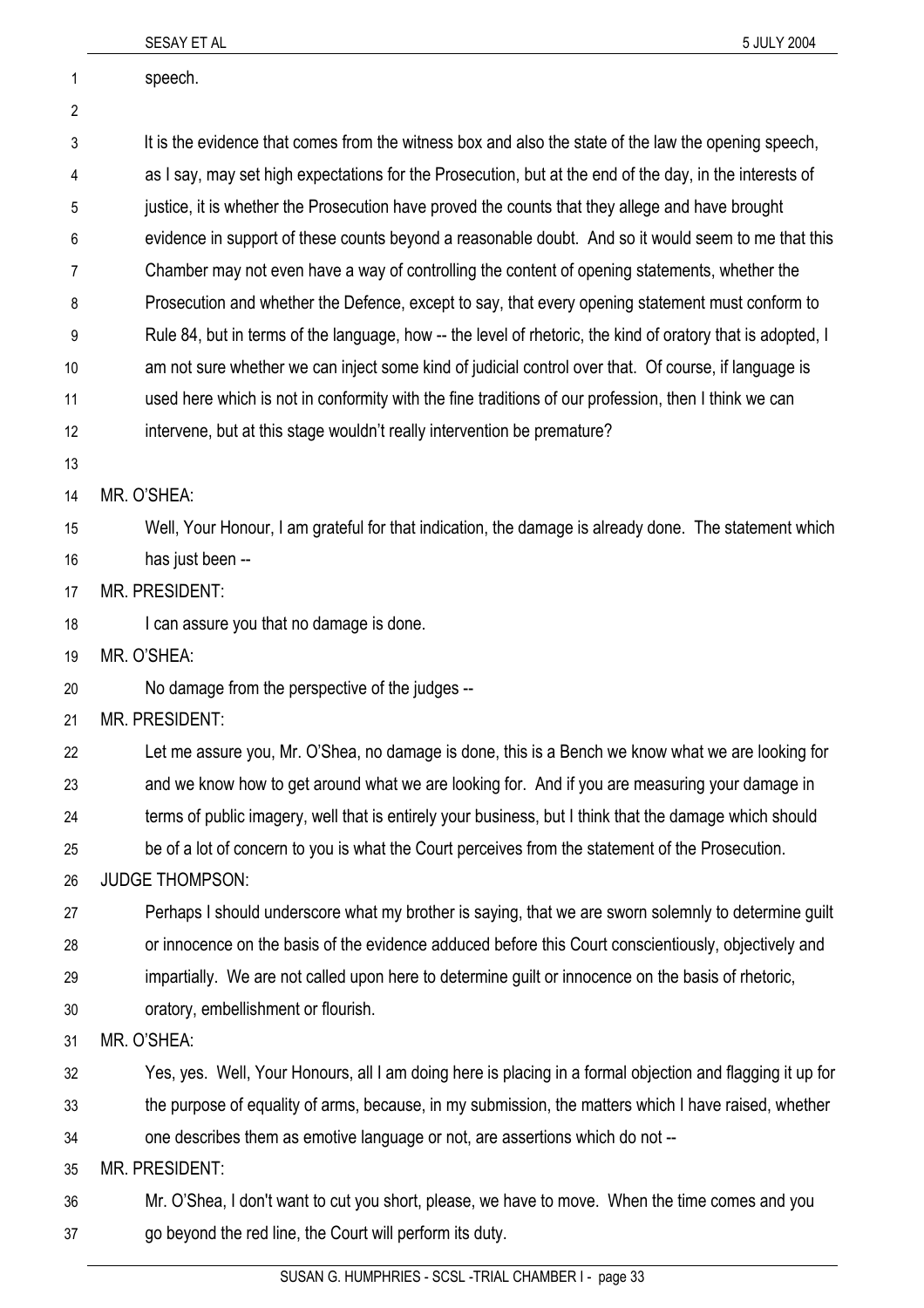speech.

It is the evidence that comes from the witness box and also the state of the law the opening speech, as I say, may set high expectations for the Prosecution, but at the end of the day, in the interests of justice, it is whether the Prosecution have proved the counts that they allege and have brought evidence in support of these counts beyond a reasonable doubt. And so it would seem to me that this Chamber may not even have a way of controlling the content of opening statements, whether the Prosecution and whether the Defence, except to say, that every opening statement must conform to Rule 84, but in terms of the language, how -- the level of rhetoric, the kind of oratory that is adopted, I am not sure whether we can inject some kind of judicial control over that. Of course, if language is used here which is not in conformity with the fine traditions of our profession, then I think we can intervene, but at this stage wouldn't really intervention be premature?

MR. O'SHEA:

Well, Your Honour, I am grateful for that indication, the damage is already done. The statement which has just been --

MR. PRESIDENT:

I can assure you that no damage is done.

MR. O'SHEA:

No damage from the perspective of the judges --

MR. PRESIDENT:

Let me assure you, Mr. O'Shea, no damage is done, this is a Bench we know what we are looking for and we know how to get around what we are looking for. And if you are measuring your damage in terms of public imagery, well that is entirely your business, but I think that the damage which should be of a lot of concern to you is what the Court perceives from the statement of the Prosecution.

JUDGE THOMPSON:

Perhaps I should underscore what my brother is saying, that we are sworn solemnly to determine guilt or innocence on the basis of the evidence adduced before this Court conscientiously, objectively and impartially. We are not called upon here to determine guilt or innocence on the basis of rhetoric, oratory, embellishment or flourish.

MR. O'SHEA:

Yes, yes. Well, Your Honours, all I am doing here is placing in a formal objection and flagging it up for the purpose of equality of arms, because, in my submission, the matters which I have raised, whether one describes them as emotive language or not, are assertions which do not --

MR. PRESIDENT:

Mr. O'Shea, I don't want to cut you short, please, we have to move. When the time comes and you go beyond the red line, the Court will perform its duty.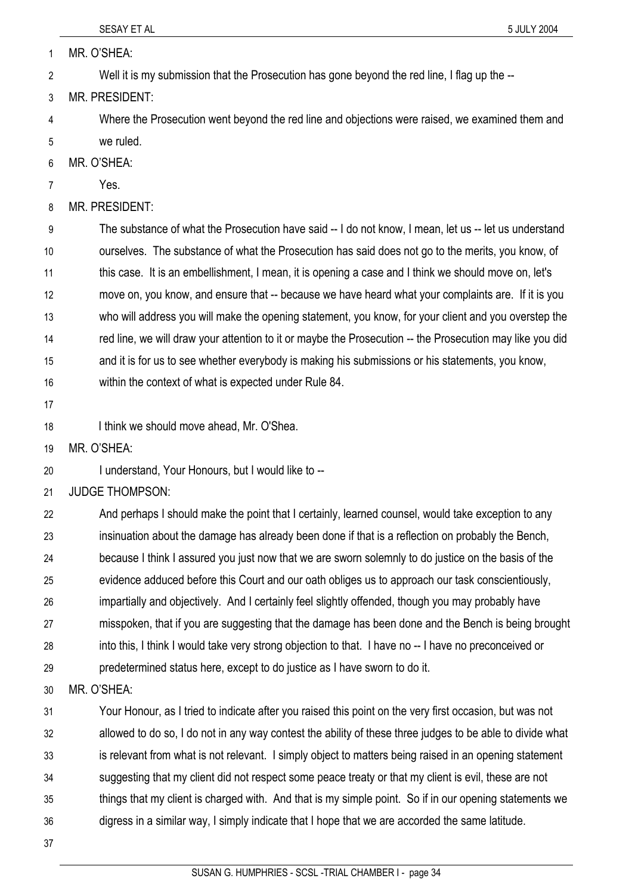MR. O'SHEA:

Well it is my submission that the Prosecution has gone beyond the red line, I flag up the --

MR. PRESIDENT:

Where the Prosecution went beyond the red line and objections were raised, we examined them and we ruled.

MR. O'SHEA:

Yes.

MR. PRESIDENT:

The substance of what the Prosecution have said -- I do not know, I mean, let us -- let us understand ourselves. The substance of what the Prosecution has said does not go to the merits, you know, of this case. It is an embellishment, I mean, it is opening a case and I think we should move on, let's move on, you know, and ensure that -- because we have heard what your complaints are. If it is you who will address you will make the opening statement, you know, for your client and you overstep the red line, we will draw your attention to it or maybe the Prosecution -- the Prosecution may like you did and it is for us to see whether everybody is making his submissions or his statements, you know, within the context of what is expected under Rule 84.

I think we should move ahead, Mr. O'Shea.

MR. O'SHEA:

I understand, Your Honours, but I would like to --

JUDGE THOMPSON:

And perhaps I should make the point that I certainly, learned counsel, would take exception to any insinuation about the damage has already been done if that is a reflection on probably the Bench, because I think I assured you just now that we are sworn solemnly to do justice on the basis of the evidence adduced before this Court and our oath obliges us to approach our task conscientiously, impartially and objectively. And I certainly feel slightly offended, though you may probably have misspoken, that if you are suggesting that the damage has been done and the Bench is being brought into this, I think I would take very strong objection to that. I have no -- I have no preconceived or predetermined status here, except to do justice as I have sworn to do it.

MR. O'SHEA:

Your Honour, as I tried to indicate after you raised this point on the very first occasion, but was not allowed to do so, I do not in any way contest the ability of these three judges to be able to divide what is relevant from what is not relevant. I simply object to matters being raised in an opening statement suggesting that my client did not respect some peace treaty or that my client is evil, these are not things that my client is charged with. And that is my simple point. So if in our opening statements we digress in a similar way, I simply indicate that I hope that we are accorded the same latitude.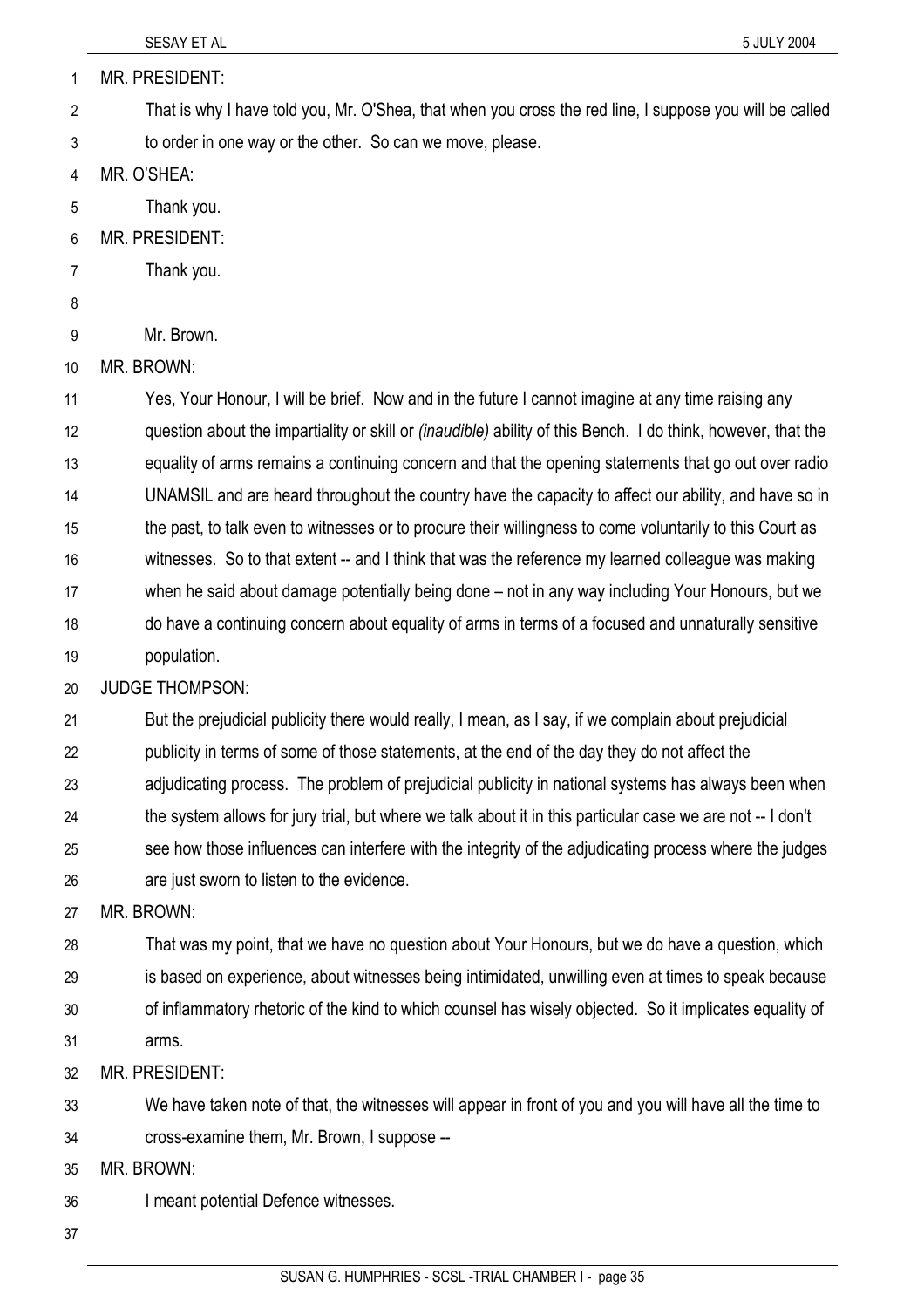MR. PRESIDENT:

That is why I have told you, Mr. O'Shea, that when you cross the red line, I suppose you will be called to order in one way or the other. So can we move, please.

MR. O'SHEA:

Thank you.

MR. PRESIDENT:

Thank you.

Mr. Brown.

MR. BROWN:

Yes, Your Honour, I will be brief. Now and in the future I cannot imagine at any time raising any question about the impartiality or skill or *(inaudible)* ability of this Bench. I do think, however, that the equality of arms remains a continuing concern and that the opening statements that go out over radio UNAMSIL and are heard throughout the country have the capacity to affect our ability, and have so in the past, to talk even to witnesses or to procure their willingness to come voluntarily to this Court as witnesses. So to that extent -- and I think that was the reference my learned colleague was making when he said about damage potentially being done – not in any way including Your Honours, but we do have a continuing concern about equality of arms in terms of a focused and unnaturally sensitive population.

JUDGE THOMPSON:

But the prejudicial publicity there would really, I mean, as I say, if we complain about prejudicial publicity in terms of some of those statements, at the end of the day they do not affect the adjudicating process. The problem of prejudicial publicity in national systems has always been when the system allows for jury trial, but where we talk about it in this particular case we are not -- I don't see how those influences can interfere with the integrity of the adjudicating process where the judges are just sworn to listen to the evidence.

MR. BROWN:

That was my point, that we have no question about Your Honours, but we do have a question, which is based on experience, about witnesses being intimidated, unwilling even at times to speak because of inflammatory rhetoric of the kind to which counsel has wisely objected. So it implicates equality of arms.

MR. PRESIDENT:

We have taken note of that, the witnesses will appear in front of you and you will have all the time to cross-examine them, Mr. Brown, I suppose --

MR. BROWN:

I meant potential Defence witnesses.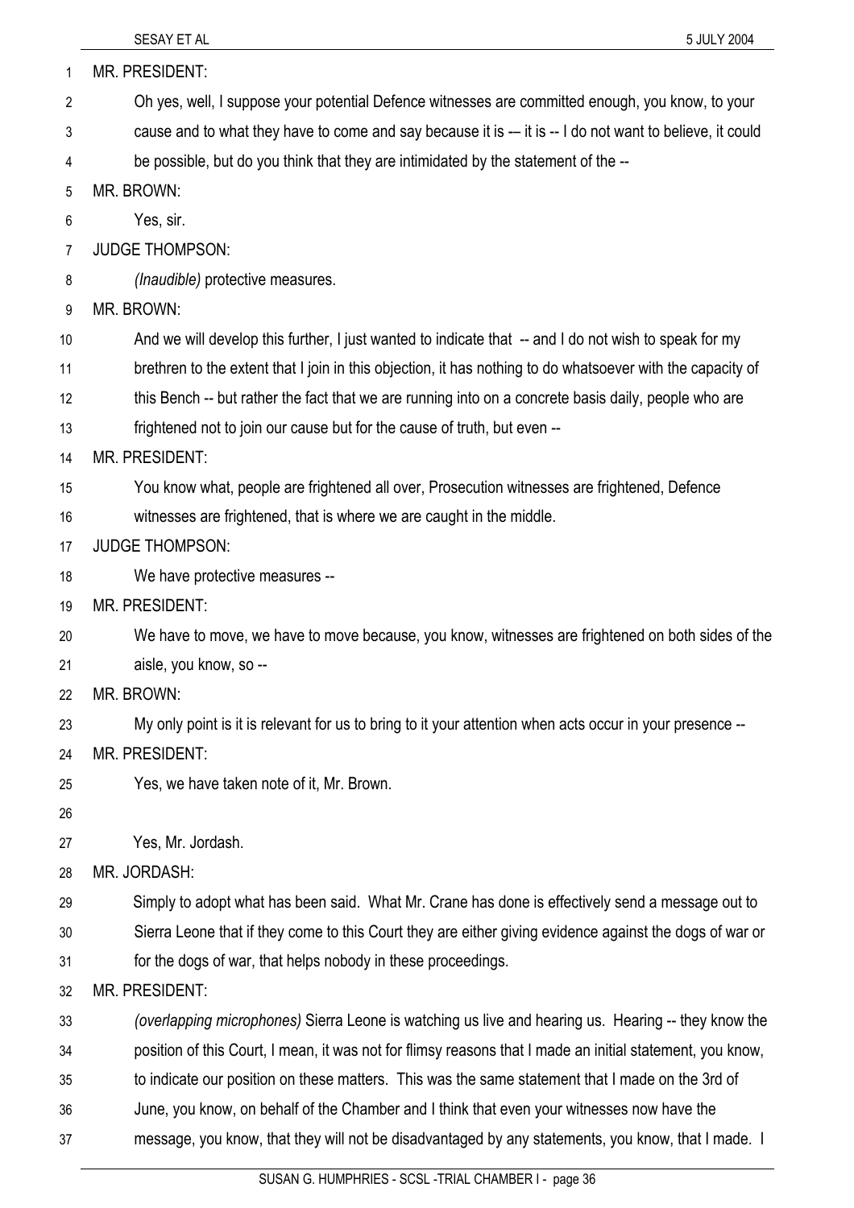MR. PRESIDENT:

Oh yes, well, I suppose your potential Defence witnesses are committed enough, you know, to your cause and to what they have to come and say because it is -– it is -- I do not want to believe, it could be possible, but do you think that they are intimidated by the statement of the --

MR. BROWN:

Yes, sir.

JUDGE THOMPSON:

*(Inaudible)* protective measures.

MR. BROWN:

And we will develop this further, I just wanted to indicate that -- and I do not wish to speak for my brethren to the extent that I join in this objection, it has nothing to do whatsoever with the capacity of this Bench -- but rather the fact that we are running into on a concrete basis daily, people who are frightened not to join our cause but for the cause of truth, but even --

MR. PRESIDENT:

You know what, people are frightened all over, Prosecution witnesses are frightened, Defence witnesses are frightened, that is where we are caught in the middle.

JUDGE THOMPSON:

We have protective measures --

MR. PRESIDENT:

We have to move, we have to move because, you know, witnesses are frightened on both sides of the aisle, you know, so --

MR. BROWN:

My only point is it is relevant for us to bring to it your attention when acts occur in your presence --

MR. PRESIDENT:

Yes, we have taken note of it, Mr. Brown.

Yes, Mr. Jordash.

MR. JORDASH:

Simply to adopt what has been said. What Mr. Crane has done is effectively send a message out to Sierra Leone that if they come to this Court they are either giving evidence against the dogs of war or for the dogs of war, that helps nobody in these proceedings.

MR. PRESIDENT:

*(overlapping microphones)* Sierra Leone is watching us live and hearing us. Hearing -- they know the position of this Court, I mean, it was not for flimsy reasons that I made an initial statement, you know, to indicate our position on these matters. This was the same statement that I made on the 3rd of June, you know, on behalf of the Chamber and I think that even your witnesses now have the message, you know, that they will not be disadvantaged by any statements, you know, that I made. I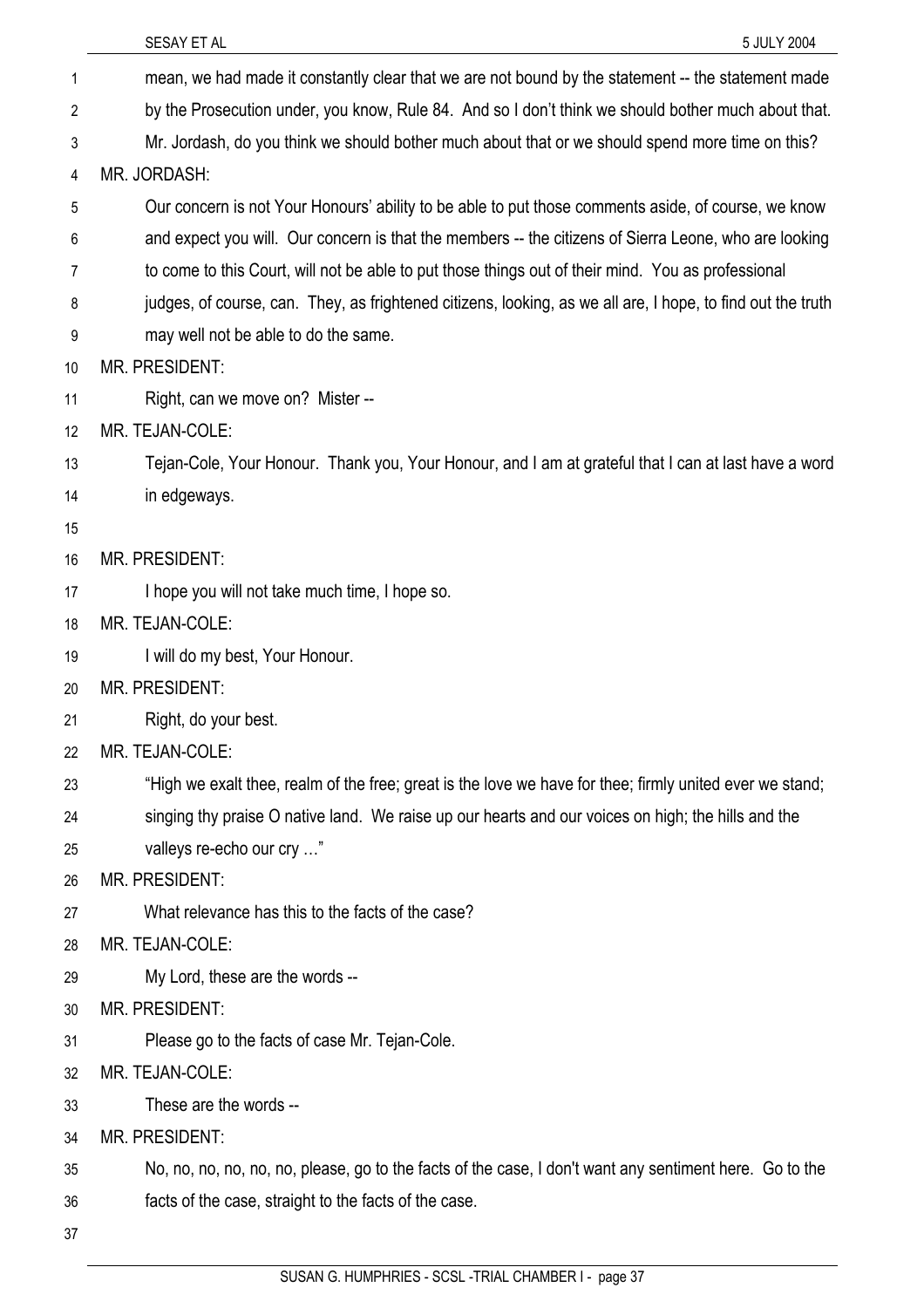mean, we had made it constantly clear that we are not bound by the statement -- the statement made by the Prosecution under, you know, Rule 84. And so I don't think we should bother much about that. Mr. Jordash, do you think we should bother much about that or we should spend more time on this?

MR. JORDASH:

Our concern is not Your Honours' ability to be able to put those comments aside, of course, we know and expect you will. Our concern is that the members -- the citizens of Sierra Leone, who are looking to come to this Court, will not be able to put those things out of their mind. You as professional judges, of course, can. They, as frightened citizens, looking, as we all are, I hope, to find out the truth may well not be able to do the same.

MR. PRESIDENT:

Right, can we move on? Mister --

MR. TEJAN-COLE:

Tejan-Cole, Your Honour. Thank you, Your Honour, and I am at grateful that I can at last have a word in edgeways.

MR. PRESIDENT:

I hope you will not take much time, I hope so.

MR. TEJAN-COLE:

I will do my best, Your Honour.

MR. PRESIDENT:

Right, do your best.

MR. TEJAN-COLE:

"High we exalt thee, realm of the free; great is the love we have for thee; firmly united ever we stand; singing thy praise O native land. We raise up our hearts and our voices on high; the hills and the valleys re-echo our cry …"

MR. PRESIDENT:

What relevance has this to the facts of the case?

MR. TEJAN-COLE:

My Lord, these are the words --

MR. PRESIDENT:

Please go to the facts of case Mr. Tejan-Cole.

MR. TEJAN-COLE:

These are the words --

MR. PRESIDENT:

No, no, no, no, no, no, please, go to the facts of the case, I don't want any sentiment here. Go to the facts of the case, straight to the facts of the case.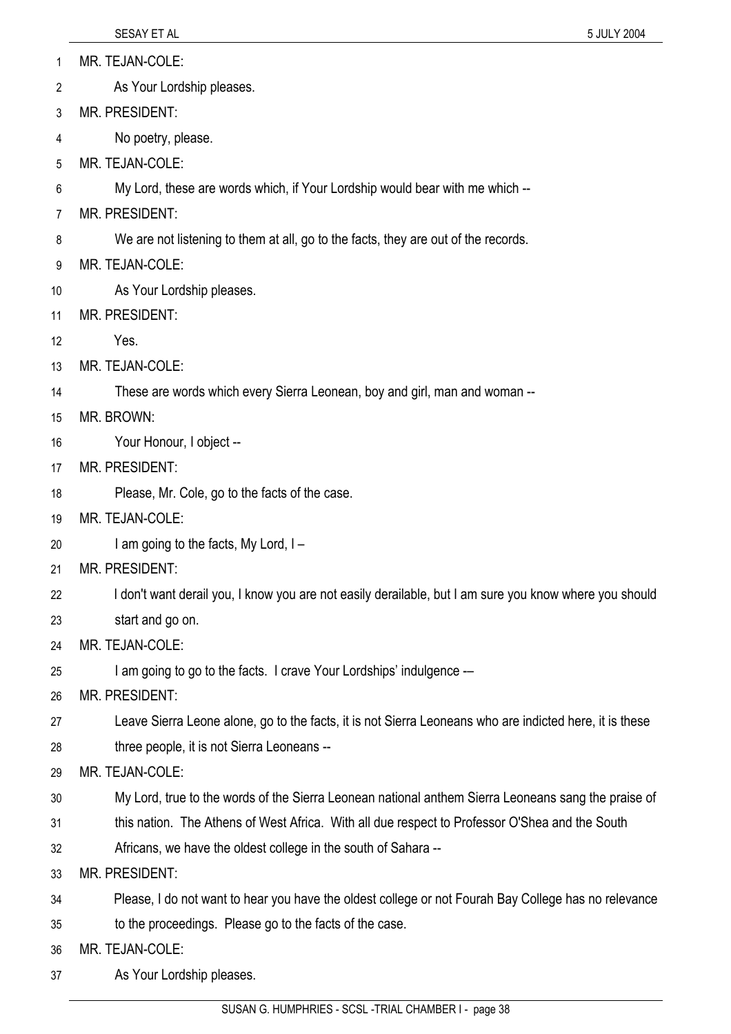MR. TEJAN-COLE:

As Your Lordship pleases.

MR. PRESIDENT:

No poetry, please.

MR. TEJAN-COLE:

My Lord, these are words which, if Your Lordship would bear with me which --

MR. PRESIDENT:

We are not listening to them at all, go to the facts, they are out of the records.

MR. TEJAN-COLE:

As Your Lordship pleases.

MR. PRESIDENT:

Yes.

MR. TEJAN-COLE:

These are words which every Sierra Leonean, boy and girl, man and woman --

MR. BROWN:

Your Honour, I object --

MR. PRESIDENT:

Please, Mr. Cole, go to the facts of the case.

MR. TEJAN-COLE:

I am going to the facts, My Lord, I –

MR. PRESIDENT:

I don't want derail you, I know you are not easily derailable, but I am sure you know where you should start and go on.

MR. TEJAN-COLE:

I am going to go to the facts. I crave Your Lordships' indulgence -–

MR. PRESIDENT:

Leave Sierra Leone alone, go to the facts, it is not Sierra Leoneans who are indicted here, it is these three people, it is not Sierra Leoneans --

MR. TEJAN-COLE:

My Lord, true to the words of the Sierra Leonean national anthem Sierra Leoneans sang the praise of this nation. The Athens of West Africa. With all due respect to Professor O'Shea and the South Africans, we have the oldest college in the south of Sahara --

MR. PRESIDENT:

Please, I do not want to hear you have the oldest college or not Fourah Bay College has no relevance to the proceedings. Please go to the facts of the case.

MR. TEJAN-COLE:

As Your Lordship pleases.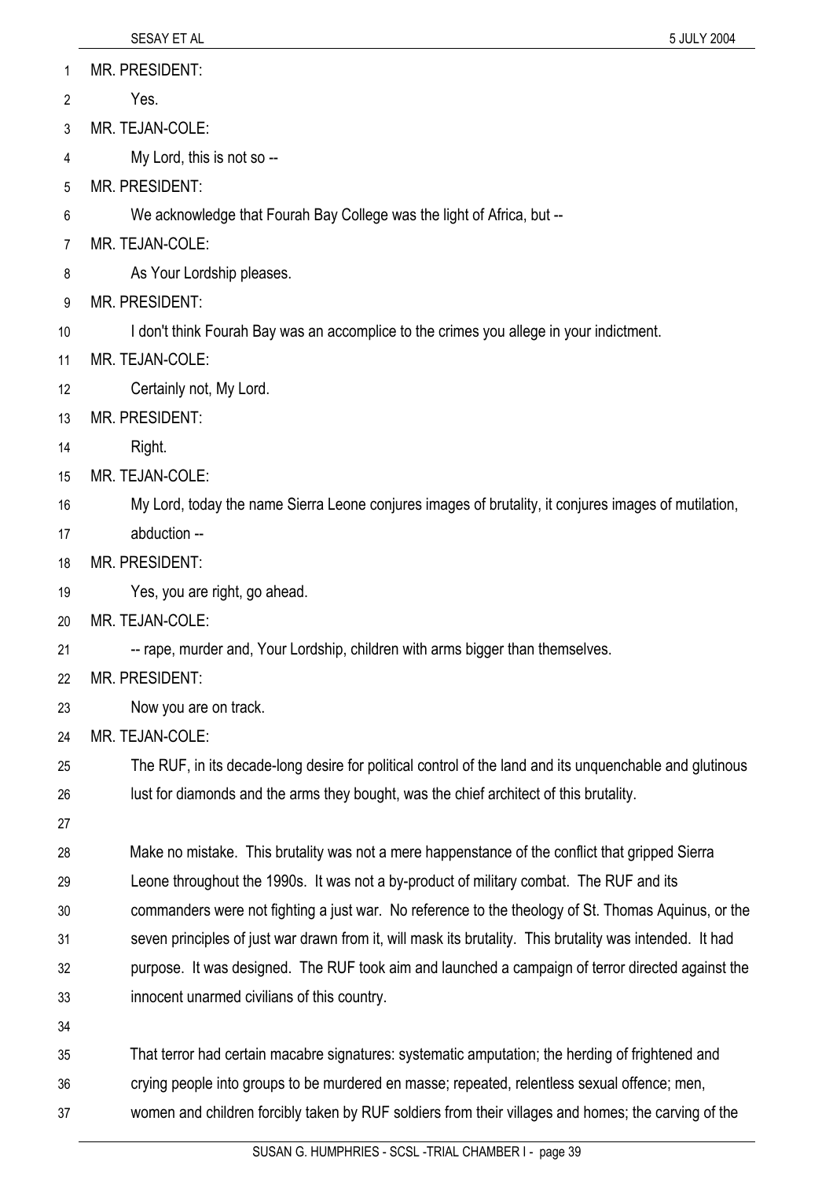MR. PRESIDENT:

Yes.

MR. TEJAN-COLE:

My Lord, this is not so --

MR. PRESIDENT:

We acknowledge that Fourah Bay College was the light of Africa, but --

MR. TEJAN-COLE:

As Your Lordship pleases.

MR. PRESIDENT:

I don't think Fourah Bay was an accomplice to the crimes you allege in your indictment.

MR. TEJAN-COLE:

Certainly not, My Lord.

MR. PRESIDENT:

Right.

MR. TEJAN-COLE:

My Lord, today the name Sierra Leone conjures images of brutality, it conjures images of mutilation, abduction --

MR. PRESIDENT:

Yes, you are right, go ahead.

MR. TEJAN-COLE:

-- rape, murder and, Your Lordship, children with arms bigger than themselves.

MR. PRESIDENT:

Now you are on track.

MR. TEJAN-COLE:

The RUF, in its decade-long desire for political control of the land and its unquenchable and glutinous lust for diamonds and the arms they bought, was the chief architect of this brutality.

Make no mistake. This brutality was not a mere happenstance of the conflict that gripped Sierra Leone throughout the 1990s. It was not a by-product of military combat. The RUF and its commanders were not fighting a just war. No reference to the theology of St. Thomas Aquinus, or the seven principles of just war drawn from it, will mask its brutality. This brutality was intended. It had purpose. It was designed. The RUF took aim and launched a campaign of terror directed against the innocent unarmed civilians of this country.

That terror had certain macabre signatures: systematic amputation; the herding of frightened and crying people into groups to be murdered en masse; repeated, relentless sexual offence; men, women and children forcibly taken by RUF soldiers from their villages and homes; the carving of the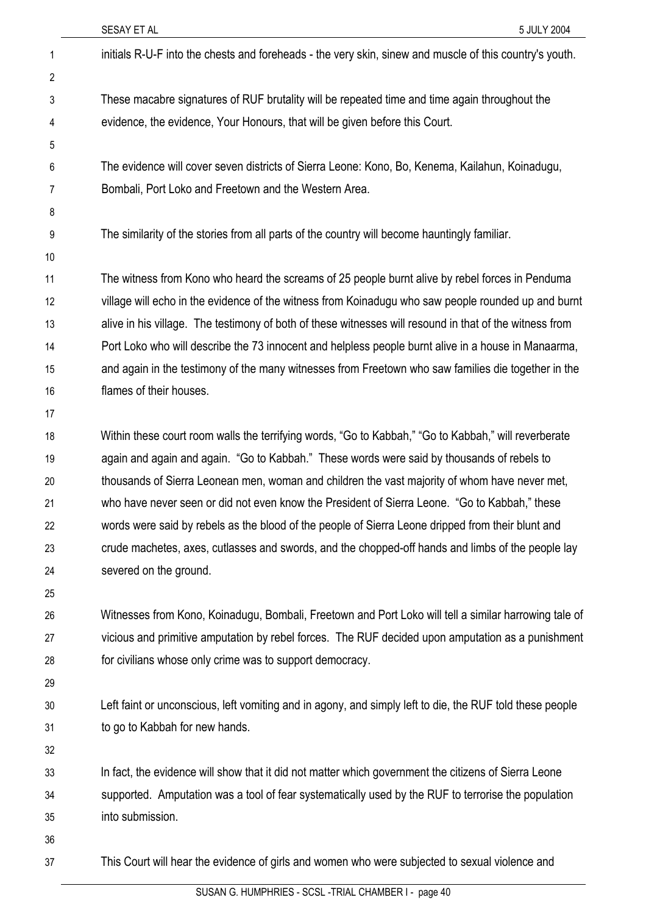initials R-U-F into the chests and foreheads - the very skin, sinew and muscle of this country's youth.

These macabre signatures of RUF brutality will be repeated time and time again throughout the evidence, the evidence, Your Honours, that will be given before this Court.

The evidence will cover seven districts of Sierra Leone: Kono, Bo, Kenema, Kailahun, Koinadugu, Bombali, Port Loko and Freetown and the Western Area.

The similarity of the stories from all parts of the country will become hauntingly familiar.

The witness from Kono who heard the screams of 25 people burnt alive by rebel forces in Penduma village will echo in the evidence of the witness from Koinadugu who saw people rounded up and burnt alive in his village. The testimony of both of these witnesses will resound in that of the witness from Port Loko who will describe the 73 innocent and helpless people burnt alive in a house in Manaarma, and again in the testimony of the many witnesses from Freetown who saw families die together in the flames of their houses.

Within these court room walls the terrifying words, "Go to Kabbah," "Go to Kabbah," will reverberate again and again and again. "Go to Kabbah." These words were said by thousands of rebels to thousands of Sierra Leonean men, woman and children the vast majority of whom have never met, who have never seen or did not even know the President of Sierra Leone. "Go to Kabbah," these words were said by rebels as the blood of the people of Sierra Leone dripped from their blunt and crude machetes, axes, cutlasses and swords, and the chopped-off hands and limbs of the people lay severed on the ground.

Witnesses from Kono, Koinadugu, Bombali, Freetown and Port Loko will tell a similar harrowing tale of vicious and primitive amputation by rebel forces. The RUF decided upon amputation as a punishment for civilians whose only crime was to support democracy.

Left faint or unconscious, left vomiting and in agony, and simply left to die, the RUF told these people to go to Kabbah for new hands.

In fact, the evidence will show that it did not matter which government the citizens of Sierra Leone supported. Amputation was a tool of fear systematically used by the RUF to terrorise the population into submission.

This Court will hear the evidence of girls and women who were subjected to sexual violence and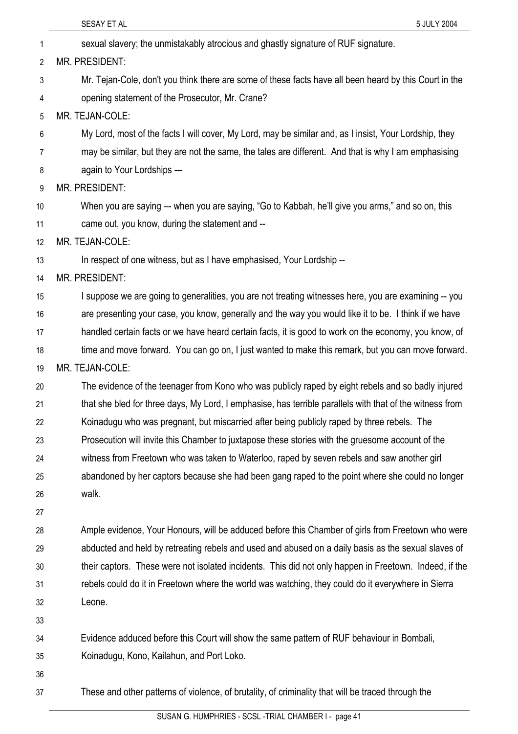sexual slavery; the unmistakably atrocious and ghastly signature of RUF signature.

MR. PRESIDENT:

Mr. Tejan-Cole, don't you think there are some of these facts have all been heard by this Court in the opening statement of the Prosecutor, Mr. Crane?

MR. TEJAN-COLE:

My Lord, most of the facts I will cover, My Lord, may be similar and, as I insist, Your Lordship, they may be similar, but they are not the same, the tales are different. And that is why I am emphasising again to Your Lordships —

MR. PRESIDENT:

When you are saying –- when you are saying, "Go to Kabbah, he'll give you arms," and so on, this came out, you know, during the statement and --

MR. TEJAN-COLE:

In respect of one witness, but as I have emphasised, Your Lordship --

MR. PRESIDENT:

I suppose we are going to generalities, you are not treating witnesses here, you are examining -- you are presenting your case, you know, generally and the way you would like it to be. I think if we have handled certain facts or we have heard certain facts, it is good to work on the economy, you know, of time and move forward. You can go on, I just wanted to make this remark, but you can move forward.

MR. TEJAN-COLE:

The evidence of the teenager from Kono who was publicly raped by eight rebels and so badly injured that she bled for three days, My Lord, I emphasise, has terrible parallels with that of the witness from Koinadugu who was pregnant, but miscarried after being publicly raped by three rebels. The Prosecution will invite this Chamber to juxtapose these stories with the gruesome account of the witness from Freetown who was taken to Waterloo, raped by seven rebels and saw another girl abandoned by her captors because she had been gang raped to the point where she could no longer walk.

Ample evidence, Your Honours, will be adduced before this Chamber of girls from Freetown who were abducted and held by retreating rebels and used and abused on a daily basis as the sexual slaves of their captors. These were not isolated incidents. This did not only happen in Freetown. Indeed, if the rebels could do it in Freetown where the world was watching, they could do it everywhere in Sierra Leone.

Evidence adduced before this Court will show the same pattern of RUF behaviour in Bombali, Koinadugu, Kono, Kailahun, and Port Loko.

These and other patterns of violence, of brutality, of criminality that will be traced through the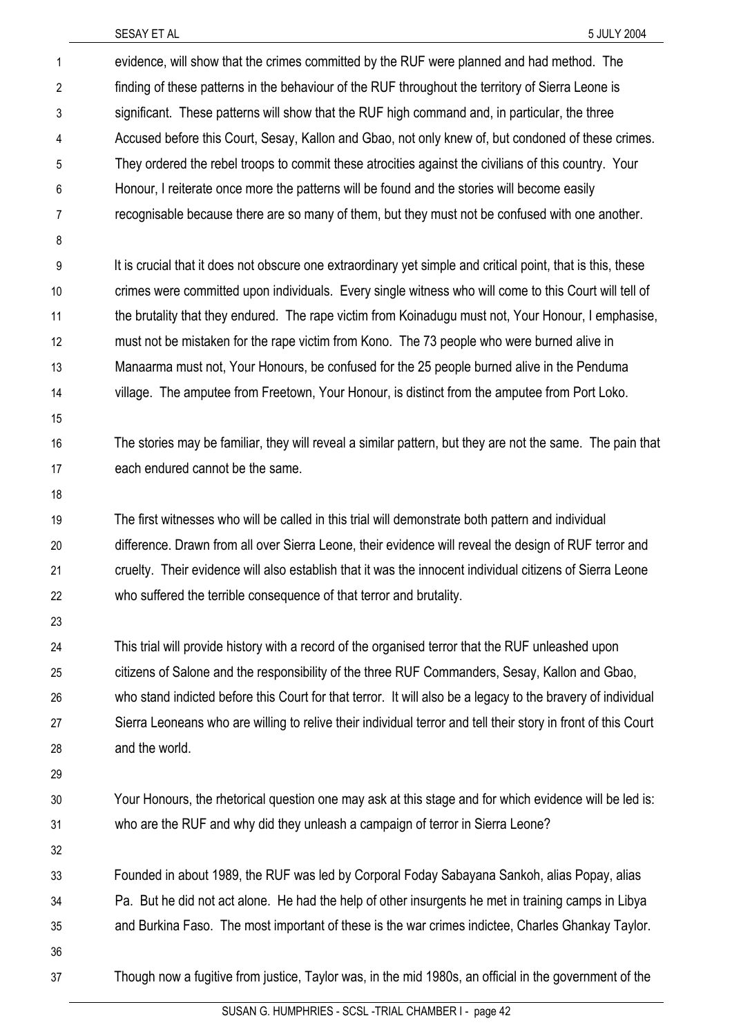evidence, will show that the crimes committed by the RUF were planned and had method. The finding of these patterns in the behaviour of the RUF throughout the territory of Sierra Leone is significant. These patterns will show that the RUF high command and, in particular, the three Accused before this Court, Sesay, Kallon and Gbao, not only knew of, but condoned of these crimes. They ordered the rebel troops to commit these atrocities against the civilians of this country. Your Honour, I reiterate once more the patterns will be found and the stories will become easily recognisable because there are so many of them, but they must not be confused with one another.

It is crucial that it does not obscure one extraordinary yet simple and critical point, that is this, these crimes were committed upon individuals. Every single witness who will come to this Court will tell of the brutality that they endured. The rape victim from Koinadugu must not, Your Honour, I emphasise, must not be mistaken for the rape victim from Kono. The 73 people who were burned alive in Manaarma must not, Your Honours, be confused for the 25 people burned alive in the Penduma village. The amputee from Freetown, Your Honour, is distinct from the amputee from Port Loko.

The stories may be familiar, they will reveal a similar pattern, but they are not the same. The pain that each endured cannot be the same.

The first witnesses who will be called in this trial will demonstrate both pattern and individual difference. Drawn from all over Sierra Leone, their evidence will reveal the design of RUF terror and cruelty. Their evidence will also establish that it was the innocent individual citizens of Sierra Leone who suffered the terrible consequence of that terror and brutality.

This trial will provide history with a record of the organised terror that the RUF unleashed upon citizens of Salone and the responsibility of the three RUF Commanders, Sesay, Kallon and Gbao, who stand indicted before this Court for that terror. It will also be a legacy to the bravery of individual Sierra Leoneans who are willing to relive their individual terror and tell their story in front of this Court and the world.

Your Honours, the rhetorical question one may ask at this stage and for which evidence will be led is: who are the RUF and why did they unleash a campaign of terror in Sierra Leone?

Founded in about 1989, the RUF was led by Corporal Foday Sabayana Sankoh, alias Popay, alias Pa. But he did not act alone. He had the help of other insurgents he met in training camps in Libya and Burkina Faso. The most important of these is the war crimes indictee, Charles Ghankay Taylor.

Though now a fugitive from justice, Taylor was, in the mid 1980s, an official in the government of the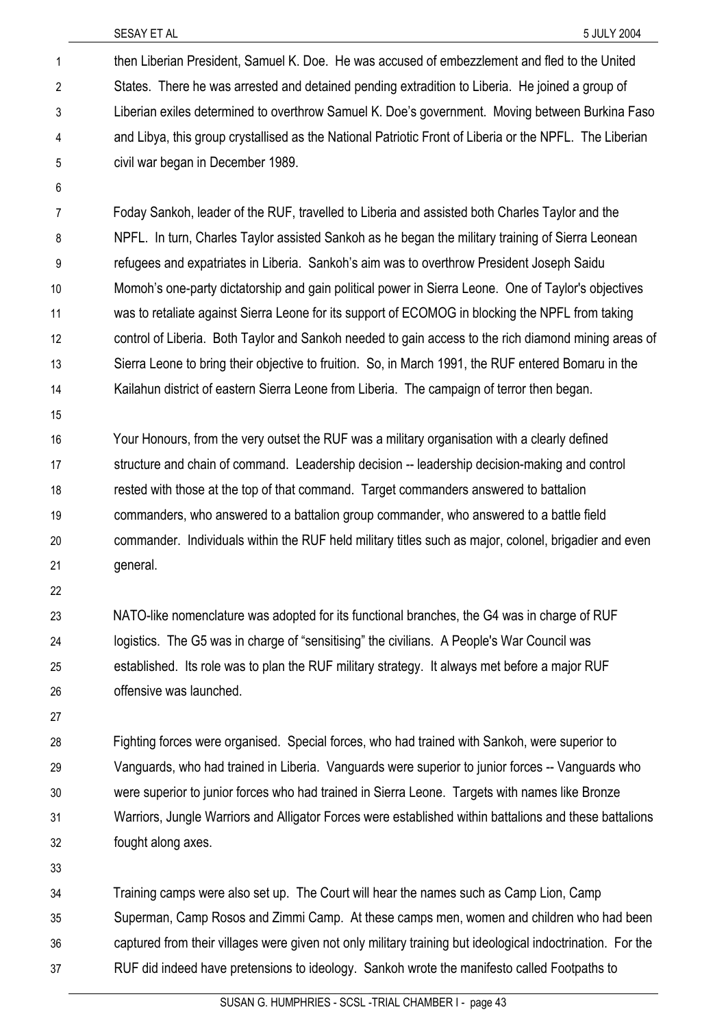then Liberian President, Samuel K. Doe. He was accused of embezzlement and fled to the United States. There he was arrested and detained pending extradition to Liberia. He joined a group of Liberian exiles determined to overthrow Samuel K. Doe's government. Moving between Burkina Faso and Libya, this group crystallised as the National Patriotic Front of Liberia or the NPFL. The Liberian civil war began in December 1989.

Foday Sankoh, leader of the RUF, travelled to Liberia and assisted both Charles Taylor and the NPFL. In turn, Charles Taylor assisted Sankoh as he began the military training of Sierra Leonean refugees and expatriates in Liberia. Sankoh's aim was to overthrow President Joseph Saidu Momoh's one-party dictatorship and gain political power in Sierra Leone. One of Taylor's objectives was to retaliate against Sierra Leone for its support of ECOMOG in blocking the NPFL from taking control of Liberia. Both Taylor and Sankoh needed to gain access to the rich diamond mining areas of Sierra Leone to bring their objective to fruition. So, in March 1991, the RUF entered Bomaru in the Kailahun district of eastern Sierra Leone from Liberia. The campaign of terror then began.

Your Honours, from the very outset the RUF was a military organisation with a clearly defined structure and chain of command. Leadership decision -- leadership decision-making and control rested with those at the top of that command. Target commanders answered to battalion commanders, who answered to a battalion group commander, who answered to a battle field commander. Individuals within the RUF held military titles such as major, colonel, brigadier and even general.

NATO-like nomenclature was adopted for its functional branches, the G4 was in charge of RUF logistics. The G5 was in charge of "sensitising" the civilians. A People's War Council was established. Its role was to plan the RUF military strategy. It always met before a major RUF offensive was launched.

Fighting forces were organised. Special forces, who had trained with Sankoh, were superior to Vanguards, who had trained in Liberia. Vanguards were superior to junior forces -- Vanguards who were superior to junior forces who had trained in Sierra Leone. Targets with names like Bronze Warriors, Jungle Warriors and Alligator Forces were established within battalions and these battalions fought along axes.

Training camps were also set up. The Court will hear the names such as Camp Lion, Camp Superman, Camp Rosos and Zimmi Camp. At these camps men, women and children who had been captured from their villages were given not only military training but ideological indoctrination. For the RUF did indeed have pretensions to ideology. Sankoh wrote the manifesto called Footpaths to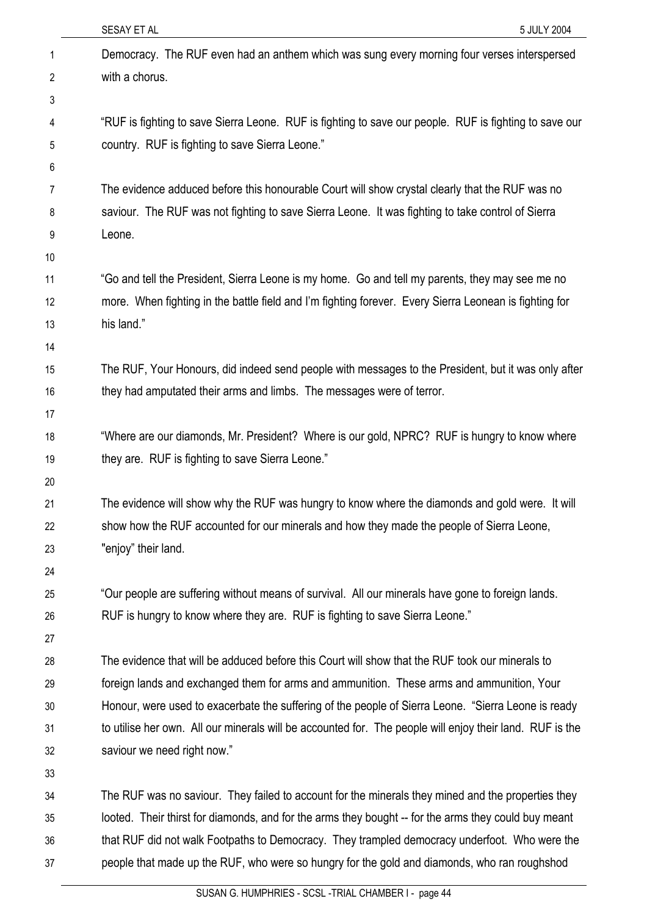Democracy. The RUF even had an anthem which was sung every morning four verses interspersed with a chorus.

"RUF is fighting to save Sierra Leone. RUF is fighting to save our people. RUF is fighting to save our country. RUF is fighting to save Sierra Leone."

The evidence adduced before this honourable Court will show crystal clearly that the RUF was no saviour. The RUF was not fighting to save Sierra Leone. It was fighting to take control of Sierra Leone.

"Go and tell the President, Sierra Leone is my home. Go and tell my parents, they may see me no more. When fighting in the battle field and I'm fighting forever. Every Sierra Leonean is fighting for his land."

The RUF, Your Honours, did indeed send people with messages to the President, but it was only after they had amputated their arms and limbs. The messages were of terror.

"Where are our diamonds, Mr. President? Where is our gold, NPRC? RUF is hungry to know where they are. RUF is fighting to save Sierra Leone."

The evidence will show why the RUF was hungry to know where the diamonds and gold were. It will show how the RUF accounted for our minerals and how they made the people of Sierra Leone, "enjoy" their land.

"Our people are suffering without means of survival. All our minerals have gone to foreign lands. RUF is hungry to know where they are. RUF is fighting to save Sierra Leone."

The evidence that will be adduced before this Court will show that the RUF took our minerals to foreign lands and exchanged them for arms and ammunition. These arms and ammunition, Your Honour, were used to exacerbate the suffering of the people of Sierra Leone. "Sierra Leone is ready to utilise her own. All our minerals will be accounted for. The people will enjoy their land. RUF is the saviour we need right now."

The RUF was no saviour. They failed to account for the minerals they mined and the properties they looted. Their thirst for diamonds, and for the arms they bought -- for the arms they could buy meant that RUF did not walk Footpaths to Democracy. They trampled democracy underfoot. Who were the people that made up the RUF, who were so hungry for the gold and diamonds, who ran roughshod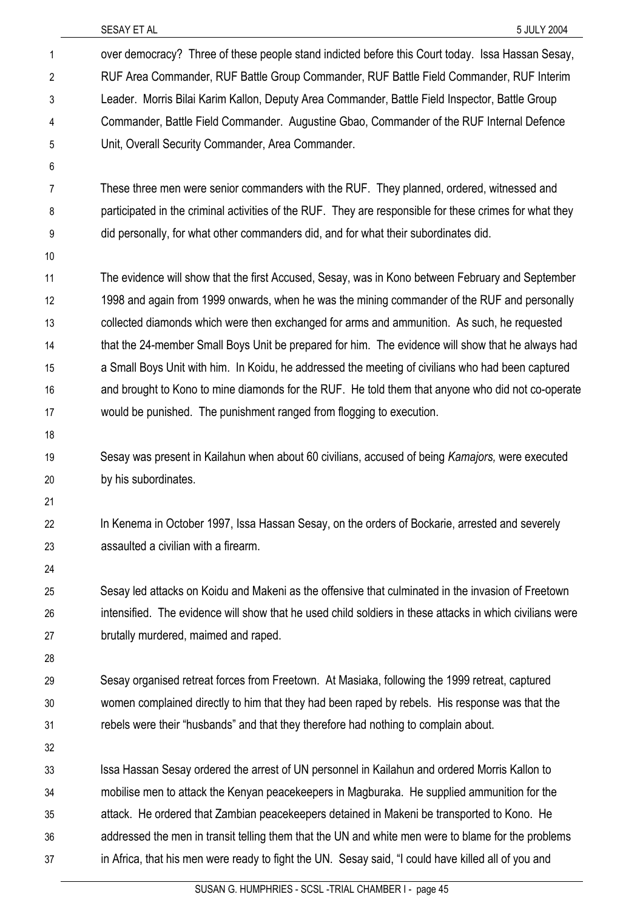over democracy? Three of these people stand indicted before this Court today. Issa Hassan Sesay, RUF Area Commander, RUF Battle Group Commander, RUF Battle Field Commander, RUF Interim Leader. Morris Bilai Karim Kallon, Deputy Area Commander, Battle Field Inspector, Battle Group Commander, Battle Field Commander. Augustine Gbao, Commander of the RUF Internal Defence Unit, Overall Security Commander, Area Commander.

These three men were senior commanders with the RUF. They planned, ordered, witnessed and participated in the criminal activities of the RUF. They are responsible for these crimes for what they did personally, for what other commanders did, and for what their subordinates did.

The evidence will show that the first Accused, Sesay, was in Kono between February and September 1998 and again from 1999 onwards, when he was the mining commander of the RUF and personally collected diamonds which were then exchanged for arms and ammunition. As such, he requested that the 24-member Small Boys Unit be prepared for him. The evidence will show that he always had a Small Boys Unit with him. In Koidu, he addressed the meeting of civilians who had been captured and brought to Kono to mine diamonds for the RUF. He told them that anyone who did not co-operate would be punished. The punishment ranged from flogging to execution.

Sesay was present in Kailahun when about 60 civilians, accused of being *Kamajors,* were executed by his subordinates.

In Kenema in October 1997, Issa Hassan Sesay, on the orders of Bockarie, arrested and severely assaulted a civilian with a firearm.

Sesay led attacks on Koidu and Makeni as the offensive that culminated in the invasion of Freetown intensified. The evidence will show that he used child soldiers in these attacks in which civilians were brutally murdered, maimed and raped.

Sesay organised retreat forces from Freetown. At Masiaka, following the 1999 retreat, captured women complained directly to him that they had been raped by rebels. His response was that the rebels were their "husbands" and that they therefore had nothing to complain about.

Issa Hassan Sesay ordered the arrest of UN personnel in Kailahun and ordered Morris Kallon to mobilise men to attack the Kenyan peacekeepers in Magburaka. He supplied ammunition for the attack. He ordered that Zambian peacekeepers detained in Makeni be transported to Kono. He addressed the men in transit telling them that the UN and white men were to blame for the problems in Africa, that his men were ready to fight the UN. Sesay said, "I could have killed all of you and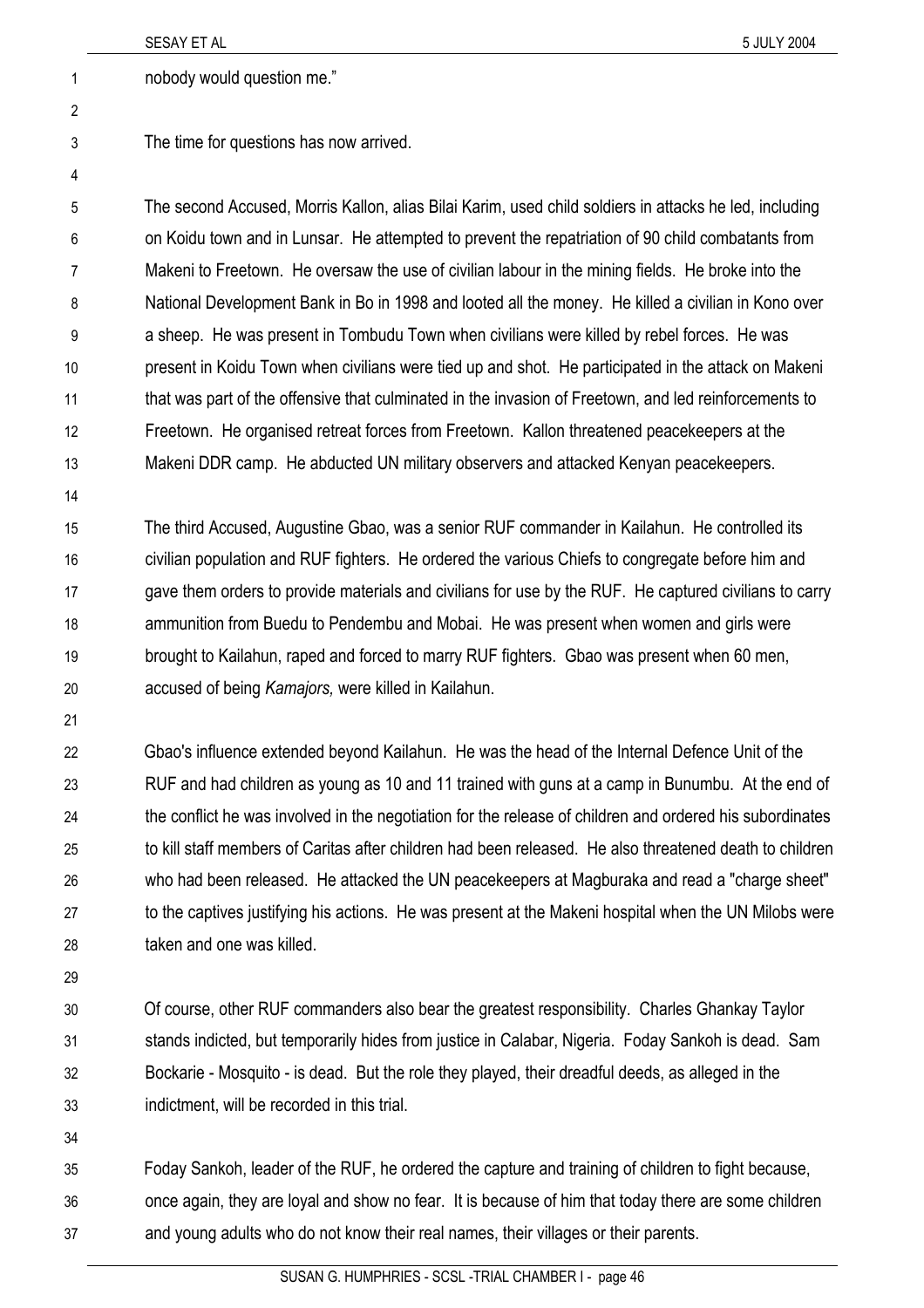nobody would question me."

The time for questions has now arrived.

The second Accused, Morris Kallon, alias Bilai Karim, used child soldiers in attacks he led, including on Koidu town and in Lunsar. He attempted to prevent the repatriation of 90 child combatants from Makeni to Freetown. He oversaw the use of civilian labour in the mining fields. He broke into the National Development Bank in Bo in 1998 and looted all the money. He killed a civilian in Kono over a sheep. He was present in Tombudu Town when civilians were killed by rebel forces. He was present in Koidu Town when civilians were tied up and shot. He participated in the attack on Makeni that was part of the offensive that culminated in the invasion of Freetown, and led reinforcements to Freetown. He organised retreat forces from Freetown. Kallon threatened peacekeepers at the Makeni DDR camp. He abducted UN military observers and attacked Kenyan peacekeepers.

The third Accused, Augustine Gbao, was a senior RUF commander in Kailahun. He controlled its civilian population and RUF fighters. He ordered the various Chiefs to congregate before him and gave them orders to provide materials and civilians for use by the RUF. He captured civilians to carry ammunition from Buedu to Pendembu and Mobai. He was present when women and girls were brought to Kailahun, raped and forced to marry RUF fighters. Gbao was present when 60 men, accused of being *Kamajors,* were killed in Kailahun.

Gbao's influence extended beyond Kailahun. He was the head of the Internal Defence Unit of the RUF and had children as young as 10 and 11 trained with guns at a camp in Bunumbu. At the end of the conflict he was involved in the negotiation for the release of children and ordered his subordinates to kill staff members of Caritas after children had been released. He also threatened death to children who had been released. He attacked the UN peacekeepers at Magburaka and read a "charge sheet" to the captives justifying his actions. He was present at the Makeni hospital when the UN Milobs were taken and one was killed.

Of course, other RUF commanders also bear the greatest responsibility. Charles Ghankay Taylor stands indicted, but temporarily hides from justice in Calabar, Nigeria. Foday Sankoh is dead. Sam Bockarie - Mosquito - is dead. But the role they played, their dreadful deeds, as alleged in the indictment, will be recorded in this trial.

Foday Sankoh, leader of the RUF, he ordered the capture and training of children to fight because, once again, they are loyal and show no fear. It is because of him that today there are some children and young adults who do not know their real names, their villages or their parents.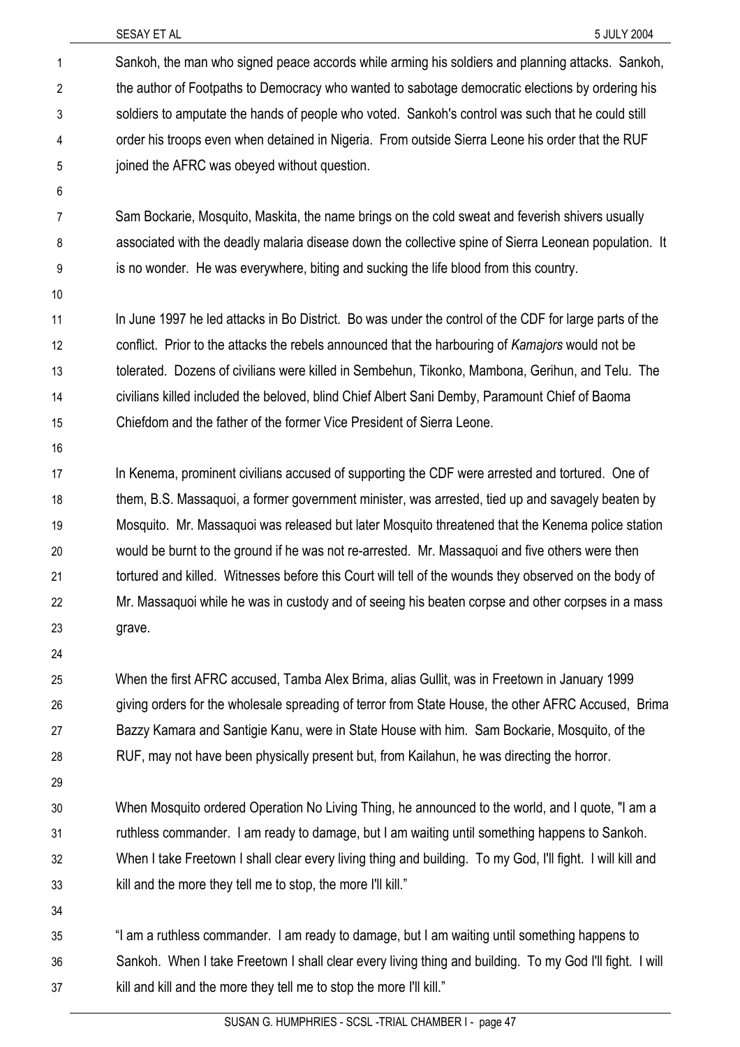Sankoh, the man who signed peace accords while arming his soldiers and planning attacks. Sankoh, the author of Footpaths to Democracy who wanted to sabotage democratic elections by ordering his soldiers to amputate the hands of people who voted. Sankoh's control was such that he could still order his troops even when detained in Nigeria. From outside Sierra Leone his order that the RUF joined the AFRC was obeyed without question.

Sam Bockarie, Mosquito, Maskita, the name brings on the cold sweat and feverish shivers usually associated with the deadly malaria disease down the collective spine of Sierra Leonean population. It is no wonder. He was everywhere, biting and sucking the life blood from this country.

In June 1997 he led attacks in Bo District. Bo was under the control of the CDF for large parts of the conflict. Prior to the attacks the rebels announced that the harbouring of *Kamajors* would not be tolerated. Dozens of civilians were killed in Sembehun, Tikonko, Mambona, Gerihun, and Telu. The civilians killed included the beloved, blind Chief Albert Sani Demby, Paramount Chief of Baoma Chiefdom and the father of the former Vice President of Sierra Leone.

In Kenema, prominent civilians accused of supporting the CDF were arrested and tortured. One of them, B.S. Massaquoi, a former government minister, was arrested, tied up and savagely beaten by Mosquito. Mr. Massaquoi was released but later Mosquito threatened that the Kenema police station would be burnt to the ground if he was not re-arrested. Mr. Massaquoi and five others were then tortured and killed. Witnesses before this Court will tell of the wounds they observed on the body of Mr. Massaquoi while he was in custody and of seeing his beaten corpse and other corpses in a mass grave.

When the first AFRC accused, Tamba Alex Brima, alias Gullit, was in Freetown in January 1999 giving orders for the wholesale spreading of terror from State House, the other AFRC Accused, Brima Bazzy Kamara and Santigie Kanu, were in State House with him. Sam Bockarie, Mosquito, of the RUF, may not have been physically present but, from Kailahun, he was directing the horror.

When Mosquito ordered Operation No Living Thing, he announced to the world, and I quote, "I am a ruthless commander. I am ready to damage, but I am waiting until something happens to Sankoh. When I take Freetown I shall clear every living thing and building. To my God, I'll fight. I will kill and kill and the more they tell me to stop, the more I'll kill."

"I am a ruthless commander. I am ready to damage, but I am waiting until something happens to Sankoh. When I take Freetown I shall clear every living thing and building. To my God I'll fight. I will kill and kill and the more they tell me to stop the more I'll kill."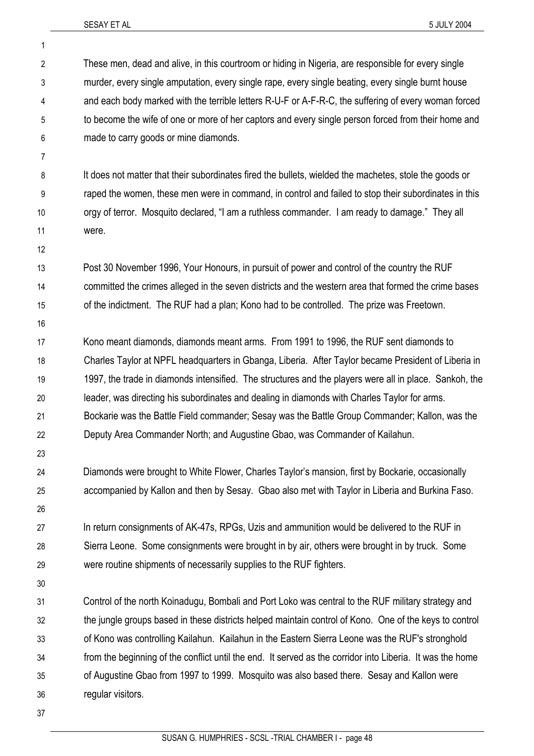These men, dead and alive, in this courtroom or hiding in Nigeria, are responsible for every single murder, every single amputation, every single rape, every single beating, every single burnt house and each body marked with the terrible letters R-U-F or A-F-R-C, the suffering of every woman forced to become the wife of one or more of her captors and every single person forced from their home and made to carry goods or mine diamonds.

It does not matter that their subordinates fired the bullets, wielded the machetes, stole the goods or raped the women, these men were in command, in control and failed to stop their subordinates in this orgy of terror. Mosquito declared, "I am a ruthless commander. I am ready to damage." They all were.

Post 30 November 1996, Your Honours, in pursuit of power and control of the country the RUF committed the crimes alleged in the seven districts and the western area that formed the crime bases of the indictment. The RUF had a plan; Kono had to be controlled. The prize was Freetown.

Kono meant diamonds, diamonds meant arms. From 1991 to 1996, the RUF sent diamonds to Charles Taylor at NPFL headquarters in Gbanga, Liberia. After Taylor became President of Liberia in 1997, the trade in diamonds intensified. The structures and the players were all in place. Sankoh, the leader, was directing his subordinates and dealing in diamonds with Charles Taylor for arms. Bockarie was the Battle Field commander; Sesay was the Battle Group Commander; Kallon, was the Deputy Area Commander North; and Augustine Gbao, was Commander of Kailahun.

Diamonds were brought to White Flower, Charles Taylor's mansion, first by Bockarie, occasionally accompanied by Kallon and then by Sesay. Gbao also met with Taylor in Liberia and Burkina Faso.

In return consignments of AK-47s, RPGs, Uzis and ammunition would be delivered to the RUF in Sierra Leone. Some consignments were brought in by air, others were brought in by truck. Some were routine shipments of necessarily supplies to the RUF fighters.

Control of the north Koinadugu, Bombali and Port Loko was central to the RUF military strategy and the jungle groups based in these districts helped maintain control of Kono. One of the keys to control of Kono was controlling Kailahun. Kailahun in the Eastern Sierra Leone was the RUF's stronghold from the beginning of the conflict until the end. It served as the corridor into Liberia. It was the home of Augustine Gbao from 1997 to 1999. Mosquito was also based there. Sesay and Kallon were regular visitors.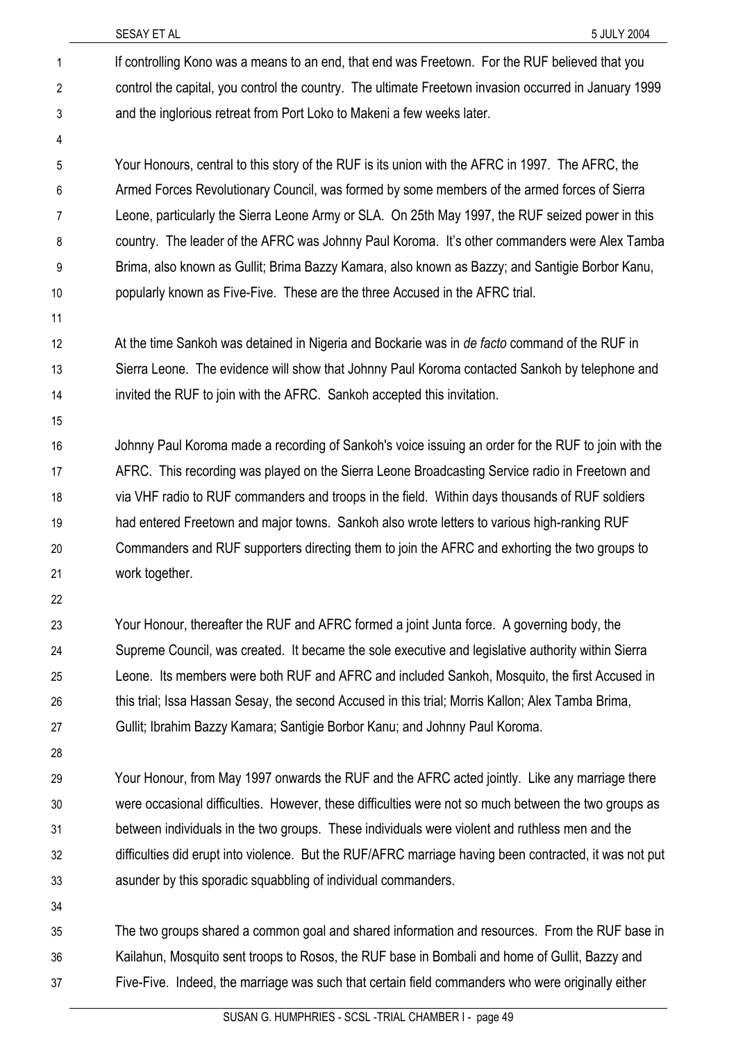If controlling Kono was a means to an end, that end was Freetown. For the RUF believed that you control the capital, you control the country. The ultimate Freetown invasion occurred in January 1999 and the inglorious retreat from Port Loko to Makeni a few weeks later.

Your Honours, central to this story of the RUF is its union with the AFRC in 1997. The AFRC, the Armed Forces Revolutionary Council, was formed by some members of the armed forces of Sierra Leone, particularly the Sierra Leone Army or SLA. On 25th May 1997, the RUF seized power in this country. The leader of the AFRC was Johnny Paul Koroma. It's other commanders were Alex Tamba Brima, also known as Gullit; Brima Bazzy Kamara, also known as Bazzy; and Santigie Borbor Kanu, popularly known as Five-Five. These are the three Accused in the AFRC trial.

At the time Sankoh was detained in Nigeria and Bockarie was in *de facto* command of the RUF in Sierra Leone. The evidence will show that Johnny Paul Koroma contacted Sankoh by telephone and invited the RUF to join with the AFRC. Sankoh accepted this invitation.

Johnny Paul Koroma made a recording of Sankoh's voice issuing an order for the RUF to join with the AFRC. This recording was played on the Sierra Leone Broadcasting Service radio in Freetown and via VHF radio to RUF commanders and troops in the field. Within days thousands of RUF soldiers had entered Freetown and major towns. Sankoh also wrote letters to various high-ranking RUF Commanders and RUF supporters directing them to join the AFRC and exhorting the two groups to work together.

Your Honour, thereafter the RUF and AFRC formed a joint Junta force. A governing body, the Supreme Council, was created. It became the sole executive and legislative authority within Sierra Leone. Its members were both RUF and AFRC and included Sankoh, Mosquito, the first Accused in this trial; Issa Hassan Sesay, the second Accused in this trial; Morris Kallon; Alex Tamba Brima, Gullit; Ibrahim Bazzy Kamara; Santigie Borbor Kanu; and Johnny Paul Koroma.

Your Honour, from May 1997 onwards the RUF and the AFRC acted jointly. Like any marriage there were occasional difficulties. However, these difficulties were not so much between the two groups as between individuals in the two groups. These individuals were violent and ruthless men and the difficulties did erupt into violence. But the RUF/AFRC marriage having been contracted, it was not put asunder by this sporadic squabbling of individual commanders.

The two groups shared a common goal and shared information and resources. From the RUF base in Kailahun, Mosquito sent troops to Rosos, the RUF base in Bombali and home of Gullit, Bazzy and Five-Five. Indeed, the marriage was such that certain field commanders who were originally either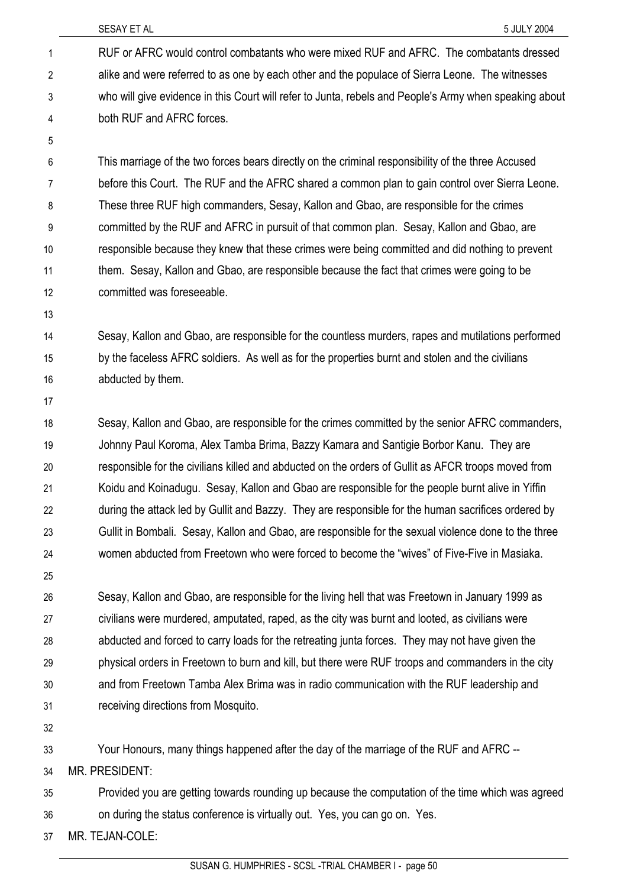RUF or AFRC would control combatants who were mixed RUF and AFRC. The combatants dressed alike and were referred to as one by each other and the populace of Sierra Leone. The witnesses who will give evidence in this Court will refer to Junta, rebels and People's Army when speaking about both RUF and AFRC forces.

This marriage of the two forces bears directly on the criminal responsibility of the three Accused before this Court. The RUF and the AFRC shared a common plan to gain control over Sierra Leone. These three RUF high commanders, Sesay, Kallon and Gbao, are responsible for the crimes committed by the RUF and AFRC in pursuit of that common plan. Sesay, Kallon and Gbao, are responsible because they knew that these crimes were being committed and did nothing to prevent them. Sesay, Kallon and Gbao, are responsible because the fact that crimes were going to be committed was foreseeable.

Sesay, Kallon and Gbao, are responsible for the countless murders, rapes and mutilations performed by the faceless AFRC soldiers. As well as for the properties burnt and stolen and the civilians abducted by them.

Sesay, Kallon and Gbao, are responsible for the crimes committed by the senior AFRC commanders, Johnny Paul Koroma, Alex Tamba Brima, Bazzy Kamara and Santigie Borbor Kanu. They are responsible for the civilians killed and abducted on the orders of Gullit as AFCR troops moved from Koidu and Koinadugu. Sesay, Kallon and Gbao are responsible for the people burnt alive in Yiffin during the attack led by Gullit and Bazzy. They are responsible for the human sacrifices ordered by Gullit in Bombali. Sesay, Kallon and Gbao, are responsible for the sexual violence done to the three women abducted from Freetown who were forced to become the "wives" of Five-Five in Masiaka.

Sesay, Kallon and Gbao, are responsible for the living hell that was Freetown in January 1999 as civilians were murdered, amputated, raped, as the city was burnt and looted, as civilians were abducted and forced to carry loads for the retreating junta forces. They may not have given the physical orders in Freetown to burn and kill, but there were RUF troops and commanders in the city and from Freetown Tamba Alex Brima was in radio communication with the RUF leadership and receiving directions from Mosquito.

Your Honours, many things happened after the day of the marriage of the RUF and AFRC --

MR. PRESIDENT:

Provided you are getting towards rounding up because the computation of the time which was agreed on during the status conference is virtually out. Yes, you can go on. Yes.

MR. TEJAN-COLE: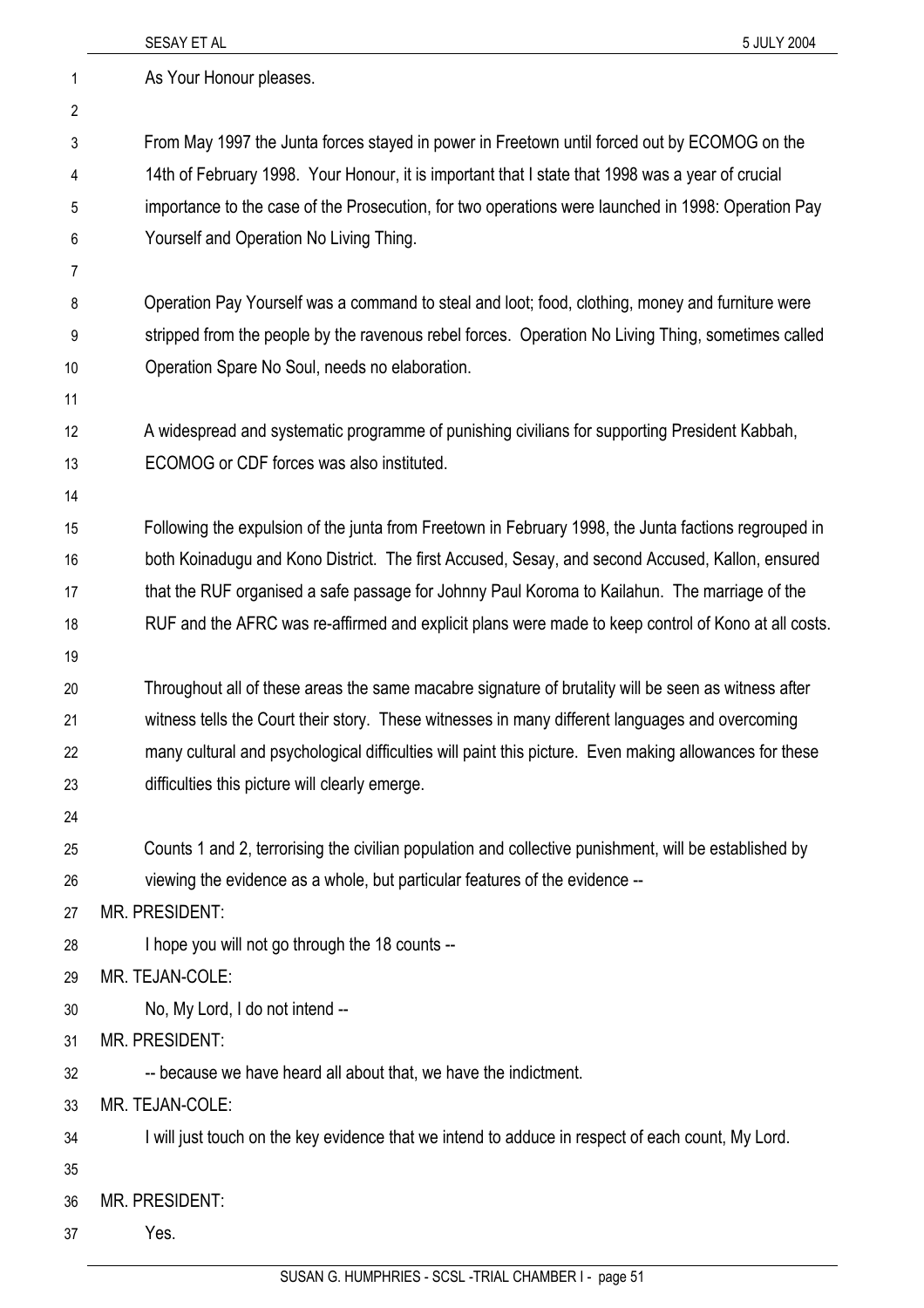As Your Honour pleases.

From May 1997 the Junta forces stayed in power in Freetown until forced out by ECOMOG on the 14th of February 1998. Your Honour, it is important that I state that 1998 was a year of crucial importance to the case of the Prosecution, for two operations were launched in 1998: Operation Pay Yourself and Operation No Living Thing.

Operation Pay Yourself was a command to steal and loot; food, clothing, money and furniture were stripped from the people by the ravenous rebel forces. Operation No Living Thing, sometimes called Operation Spare No Soul, needs no elaboration.

A widespread and systematic programme of punishing civilians for supporting President Kabbah, ECOMOG or CDF forces was also instituted.

Following the expulsion of the junta from Freetown in February 1998, the Junta factions regrouped in both Koinadugu and Kono District. The first Accused, Sesay, and second Accused, Kallon, ensured that the RUF organised a safe passage for Johnny Paul Koroma to Kailahun. The marriage of the RUF and the AFRC was re-affirmed and explicit plans were made to keep control of Kono at all costs.

Throughout all of these areas the same macabre signature of brutality will be seen as witness after witness tells the Court their story. These witnesses in many different languages and overcoming many cultural and psychological difficulties will paint this picture. Even making allowances for these difficulties this picture will clearly emerge.

Counts 1 and 2, terrorising the civilian population and collective punishment, will be established by viewing the evidence as a whole, but particular features of the evidence --

MR. PRESIDENT:

I hope you will not go through the 18 counts --

MR. TEJAN-COLE:

No, My Lord, I do not intend --

MR. PRESIDENT:

-- because we have heard all about that, we have the indictment.

MR. TEJAN-COLE:

I will just touch on the key evidence that we intend to adduce in respect of each count, My Lord.

MR. PRESIDENT:

Yes.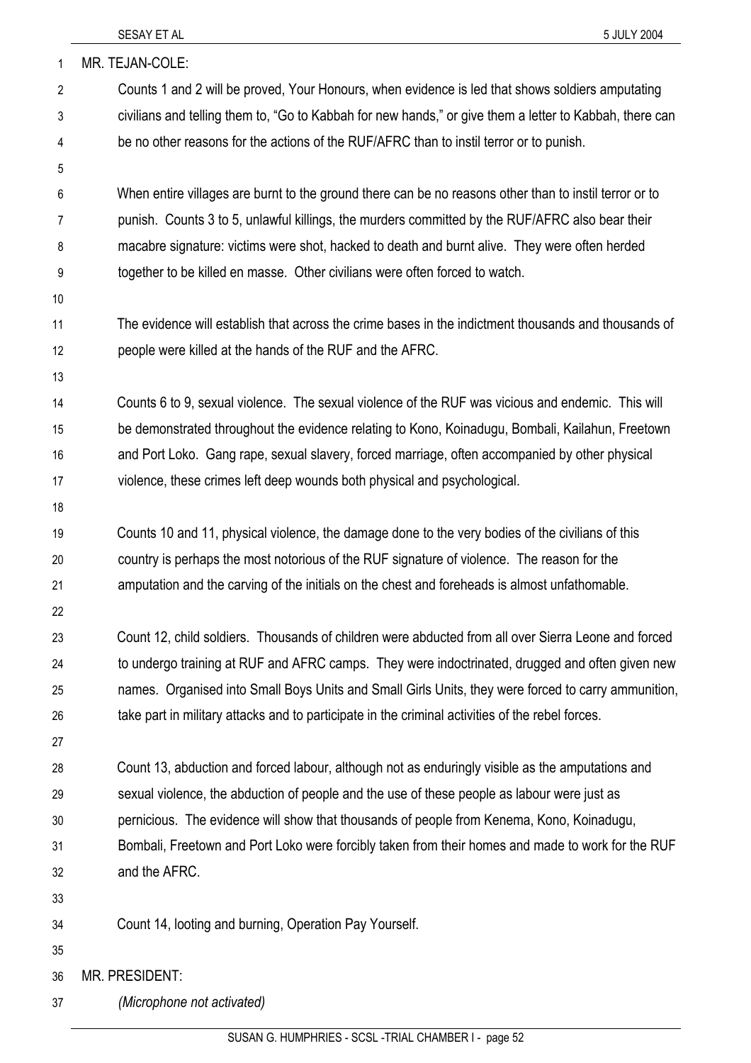MR. TEJAN-COLE:

Counts 1 and 2 will be proved, Your Honours, when evidence is led that shows soldiers amputating civilians and telling them to, "Go to Kabbah for new hands," or give them a letter to Kabbah, there can be no other reasons for the actions of the RUF/AFRC than to instil terror or to punish.

When entire villages are burnt to the ground there can be no reasons other than to instil terror or to punish. Counts 3 to 5, unlawful killings, the murders committed by the RUF/AFRC also bear their macabre signature: victims were shot, hacked to death and burnt alive. They were often herded together to be killed en masse. Other civilians were often forced to watch.

The evidence will establish that across the crime bases in the indictment thousands and thousands of people were killed at the hands of the RUF and the AFRC.

Counts 6 to 9, sexual violence. The sexual violence of the RUF was vicious and endemic. This will be demonstrated throughout the evidence relating to Kono, Koinadugu, Bombali, Kailahun, Freetown and Port Loko. Gang rape, sexual slavery, forced marriage, often accompanied by other physical violence, these crimes left deep wounds both physical and psychological.

Counts 10 and 11, physical violence, the damage done to the very bodies of the civilians of this country is perhaps the most notorious of the RUF signature of violence. The reason for the amputation and the carving of the initials on the chest and foreheads is almost unfathomable.

Count 12, child soldiers. Thousands of children were abducted from all over Sierra Leone and forced to undergo training at RUF and AFRC camps. They were indoctrinated, drugged and often given new names. Organised into Small Boys Units and Small Girls Units, they were forced to carry ammunition, take part in military attacks and to participate in the criminal activities of the rebel forces.

Count 13, abduction and forced labour, although not as enduringly visible as the amputations and sexual violence, the abduction of people and the use of these people as labour were just as pernicious. The evidence will show that thousands of people from Kenema, Kono, Koinadugu, Bombali, Freetown and Port Loko were forcibly taken from their homes and made to work for the RUF and the AFRC.

Count 14, looting and burning, Operation Pay Yourself.

MR. PRESIDENT:

*(Microphone not activated)*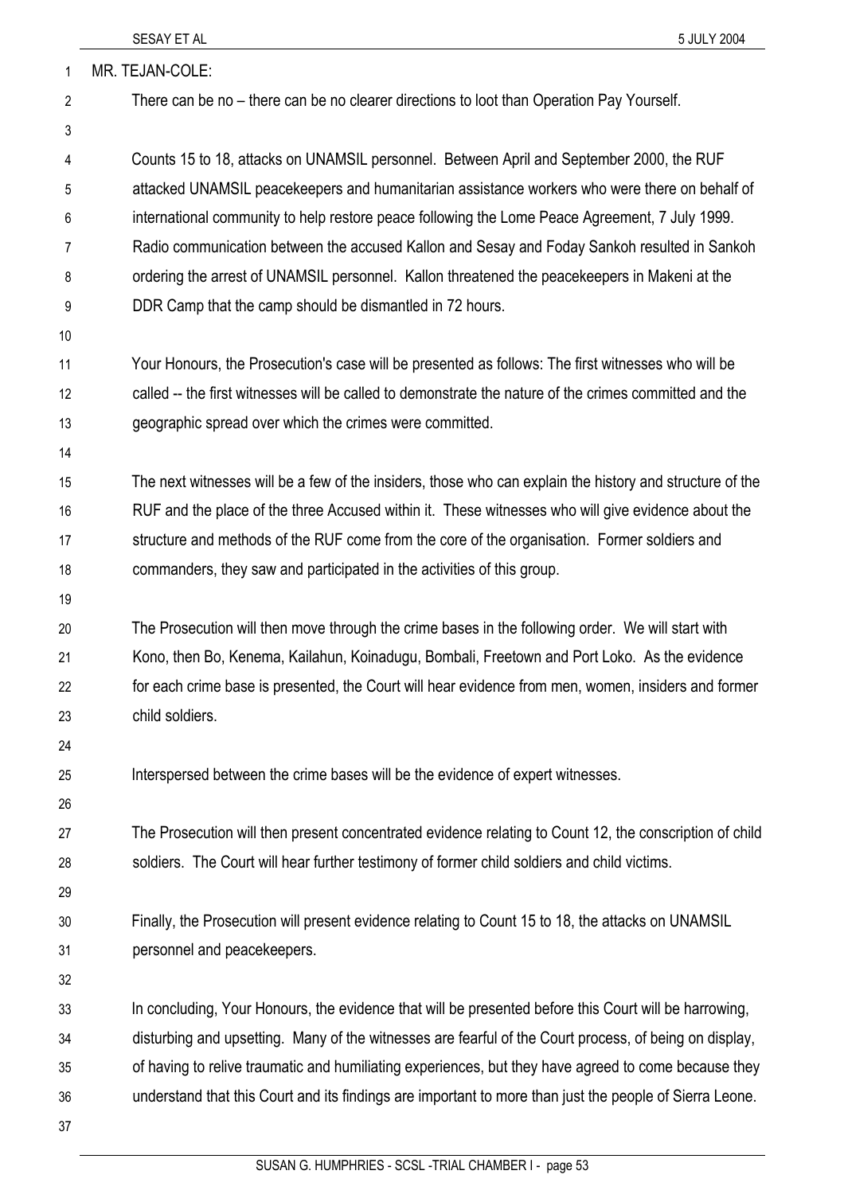MR. TEJAN-COLE:

There can be no – there can be no clearer directions to loot than Operation Pay Yourself.

Counts 15 to 18, attacks on UNAMSIL personnel. Between April and September 2000, the RUF attacked UNAMSIL peacekeepers and humanitarian assistance workers who were there on behalf of international community to help restore peace following the Lome Peace Agreement, 7 July 1999. Radio communication between the accused Kallon and Sesay and Foday Sankoh resulted in Sankoh ordering the arrest of UNAMSIL personnel. Kallon threatened the peacekeepers in Makeni at the DDR Camp that the camp should be dismantled in 72 hours.

Your Honours, the Prosecution's case will be presented as follows: The first witnesses who will be called -- the first witnesses will be called to demonstrate the nature of the crimes committed and the geographic spread over which the crimes were committed.

The next witnesses will be a few of the insiders, those who can explain the history and structure of the RUF and the place of the three Accused within it. These witnesses who will give evidence about the structure and methods of the RUF come from the core of the organisation. Former soldiers and commanders, they saw and participated in the activities of this group.

The Prosecution will then move through the crime bases in the following order. We will start with Kono, then Bo, Kenema, Kailahun, Koinadugu, Bombali, Freetown and Port Loko. As the evidence for each crime base is presented, the Court will hear evidence from men, women, insiders and former child soldiers.

Interspersed between the crime bases will be the evidence of expert witnesses.

The Prosecution will then present concentrated evidence relating to Count 12, the conscription of child soldiers. The Court will hear further testimony of former child soldiers and child victims.

Finally, the Prosecution will present evidence relating to Count 15 to 18, the attacks on UNAMSIL personnel and peacekeepers.

In concluding, Your Honours, the evidence that will be presented before this Court will be harrowing, disturbing and upsetting. Many of the witnesses are fearful of the Court process, of being on display, of having to relive traumatic and humiliating experiences, but they have agreed to come because they understand that this Court and its findings are important to more than just the people of Sierra Leone.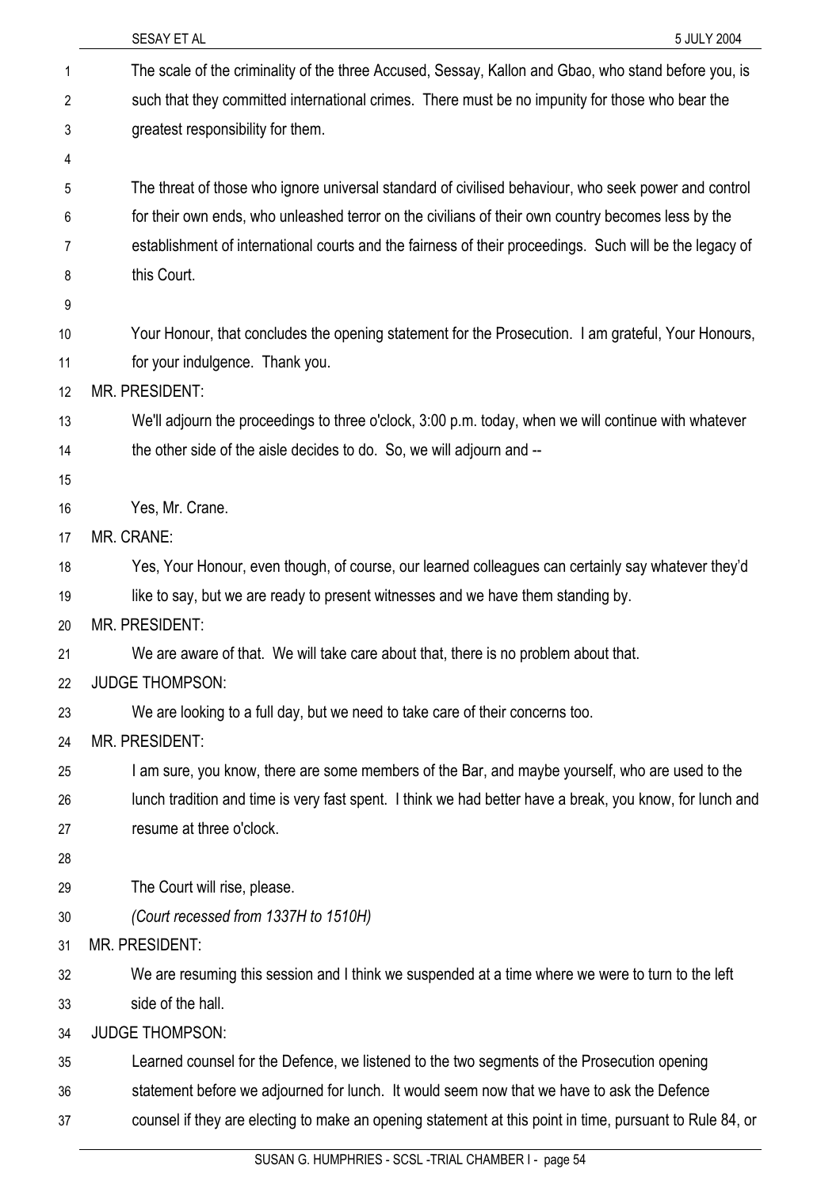The scale of the criminality of the three Accused, Sessay, Kallon and Gbao, who stand before you, is such that they committed international crimes. There must be no impunity for those who bear the greatest responsibility for them.

The threat of those who ignore universal standard of civilised behaviour, who seek power and control for their own ends, who unleashed terror on the civilians of their own country becomes less by the establishment of international courts and the fairness of their proceedings. Such will be the legacy of this Court.

Your Honour, that concludes the opening statement for the Prosecution. I am grateful, Your Honours, for your indulgence. Thank you.

MR. PRESIDENT:

We'll adjourn the proceedings to three o'clock, 3:00 p.m. today, when we will continue with whatever the other side of the aisle decides to do. So, we will adjourn and --

Yes, Mr. Crane.

MR. CRANE:

Yes, Your Honour, even though, of course, our learned colleagues can certainly say whatever they'd like to say, but we are ready to present witnesses and we have them standing by.

MR. PRESIDENT:

We are aware of that. We will take care about that, there is no problem about that.

JUDGE THOMPSON:

We are looking to a full day, but we need to take care of their concerns too.

MR. PRESIDENT:

I am sure, you know, there are some members of the Bar, and maybe yourself, who are used to the lunch tradition and time is very fast spent. I think we had better have a break, you know, for lunch and resume at three o'clock.

The Court will rise, please.

*(Court recessed from 1337H to 1510H)*

MR. PRESIDENT:

We are resuming this session and I think we suspended at a time where we were to turn to the left side of the hall.

JUDGE THOMPSON:

Learned counsel for the Defence, we listened to the two segments of the Prosecution opening statement before we adjourned for lunch. It would seem now that we have to ask the Defence counsel if they are electing to make an opening statement at this point in time, pursuant to Rule 84, or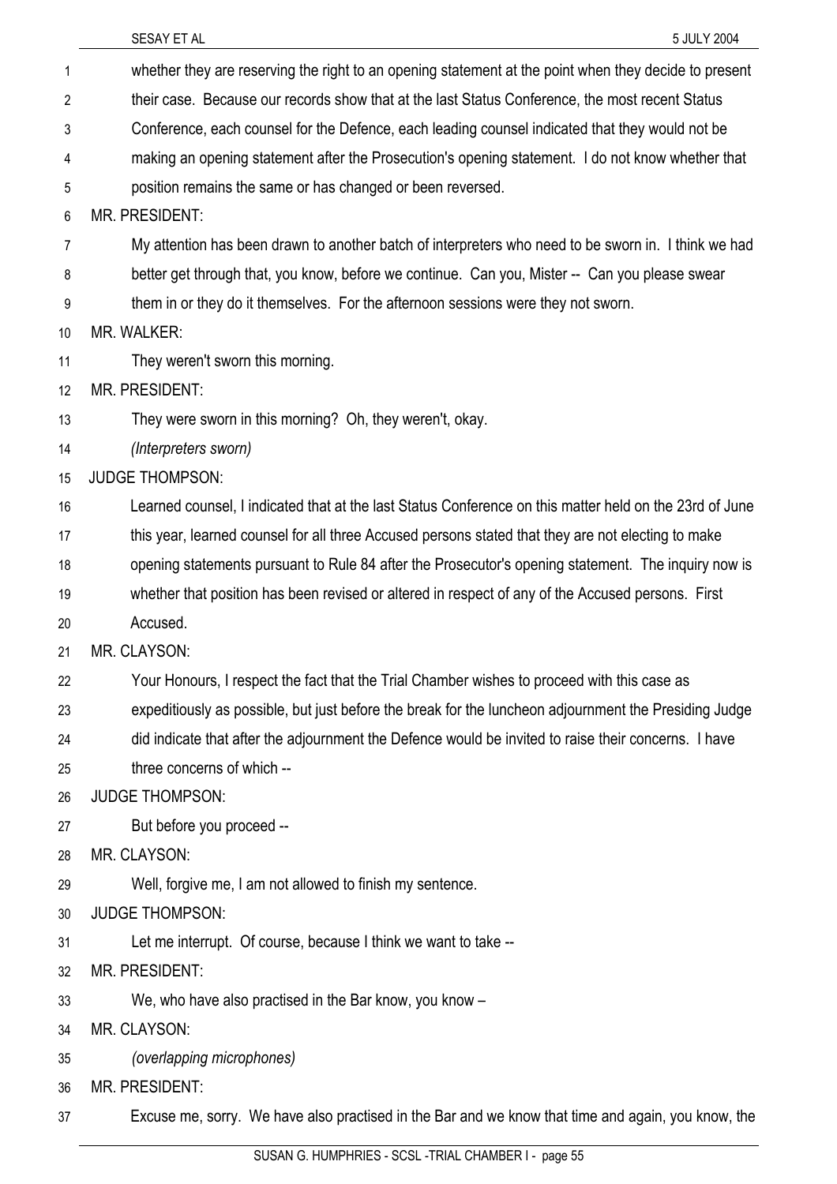whether they are reserving the right to an opening statement at the point when they decide to present their case. Because our records show that at the last Status Conference, the most recent Status Conference, each counsel for the Defence, each leading counsel indicated that they would not be making an opening statement after the Prosecution's opening statement. I do not know whether that position remains the same or has changed or been reversed.

MR. PRESIDENT:

My attention has been drawn to another batch of interpreters who need to be sworn in. I think we had better get through that, you know, before we continue. Can you, Mister -- Can you please swear them in or they do it themselves. For the afternoon sessions were they not sworn.

MR. WALKER:

They weren't sworn this morning.

MR. PRESIDENT:

They were sworn in this morning? Oh, they weren't, okay.

*(Interpreters sworn)*

JUDGE THOMPSON:

Learned counsel, I indicated that at the last Status Conference on this matter held on the 23rd of June this year, learned counsel for all three Accused persons stated that they are not electing to make opening statements pursuant to Rule 84 after the Prosecutor's opening statement. The inquiry now is whether that position has been revised or altered in respect of any of the Accused persons. First Accused.

MR. CLAYSON:

Your Honours, I respect the fact that the Trial Chamber wishes to proceed with this case as expeditiously as possible, but just before the break for the luncheon adjournment the Presiding Judge did indicate that after the adjournment the Defence would be invited to raise their concerns. I have three concerns of which --

JUDGE THOMPSON:

But before you proceed --

MR. CLAYSON:

Well, forgive me, I am not allowed to finish my sentence.

JUDGE THOMPSON:

Let me interrupt. Of course, because I think we want to take --

MR. PRESIDENT:

We, who have also practised in the Bar know, you know –

MR. CLAYSON:

*(overlapping microphones)*

MR. PRESIDENT:

Excuse me, sorry. We have also practised in the Bar and we know that time and again, you know, the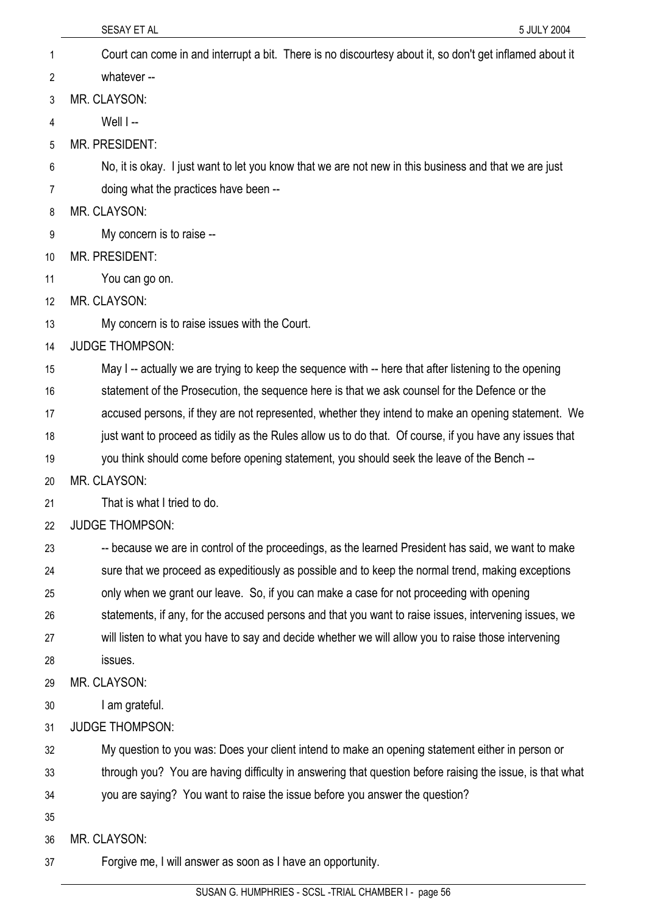Court can come in and interrupt a bit. There is no discourtesy about it, so don't get inflamed about it whatever --

MR. CLAYSON:

Well I --

MR. PRESIDENT:

No, it is okay. I just want to let you know that we are not new in this business and that we are just doing what the practices have been --

MR. CLAYSON:

My concern is to raise --

MR. PRESIDENT:

You can go on.

MR. CLAYSON:

My concern is to raise issues with the Court.

JUDGE THOMPSON:

May I -- actually we are trying to keep the sequence with -- here that after listening to the opening statement of the Prosecution, the sequence here is that we ask counsel for the Defence or the accused persons, if they are not represented, whether they intend to make an opening statement. We just want to proceed as tidily as the Rules allow us to do that. Of course, if you have any issues that you think should come before opening statement, you should seek the leave of the Bench --

MR. CLAYSON:

That is what I tried to do.

JUDGE THOMPSON:

-- because we are in control of the proceedings, as the learned President has said, we want to make sure that we proceed as expeditiously as possible and to keep the normal trend, making exceptions only when we grant our leave. So, if you can make a case for not proceeding with opening statements, if any, for the accused persons and that you want to raise issues, intervening issues, we will listen to what you have to say and decide whether we will allow you to raise those intervening issues.

MR. CLAYSON:

I am grateful.

JUDGE THOMPSON:

My question to you was: Does your client intend to make an opening statement either in person or through you? You are having difficulty in answering that question before raising the issue, is that what you are saying? You want to raise the issue before you answer the question?

MR. CLAYSON:

Forgive me, I will answer as soon as I have an opportunity.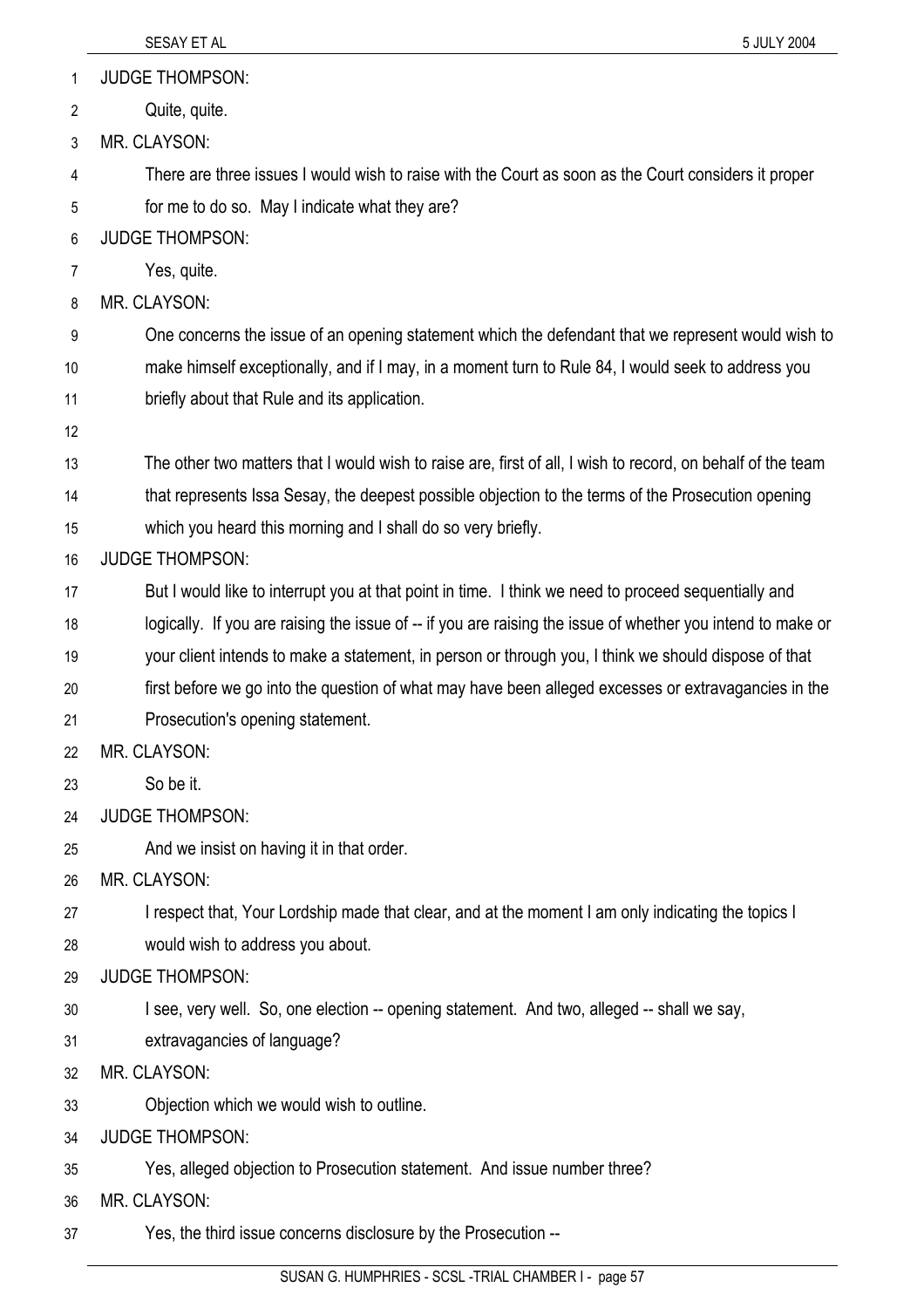JUDGE THOMPSON:

Quite, quite.

MR. CLAYSON:

There are three issues I would wish to raise with the Court as soon as the Court considers it proper for me to do so. May I indicate what they are?

JUDGE THOMPSON:

Yes, quite.

MR. CLAYSON:

One concerns the issue of an opening statement which the defendant that we represent would wish to make himself exceptionally, and if I may, in a moment turn to Rule 84, I would seek to address you briefly about that Rule and its application.

The other two matters that I would wish to raise are, first of all, I wish to record, on behalf of the team that represents Issa Sesay, the deepest possible objection to the terms of the Prosecution opening which you heard this morning and I shall do so very briefly.

JUDGE THOMPSON:

But I would like to interrupt you at that point in time. I think we need to proceed sequentially and logically. If you are raising the issue of -- if you are raising the issue of whether you intend to make or your client intends to make a statement, in person or through you, I think we should dispose of that first before we go into the question of what may have been alleged excesses or extravagancies in the Prosecution's opening statement.

MR. CLAYSON:

So be it.

JUDGE THOMPSON:

And we insist on having it in that order.

MR. CLAYSON:

I respect that, Your Lordship made that clear, and at the moment I am only indicating the topics I would wish to address you about.

JUDGE THOMPSON:

I see, very well. So, one election -- opening statement. And two, alleged -- shall we say, extravagancies of language?

MR. CLAYSON:

Objection which we would wish to outline.

JUDGE THOMPSON:

Yes, alleged objection to Prosecution statement. And issue number three?

MR. CLAYSON:

Yes, the third issue concerns disclosure by the Prosecution --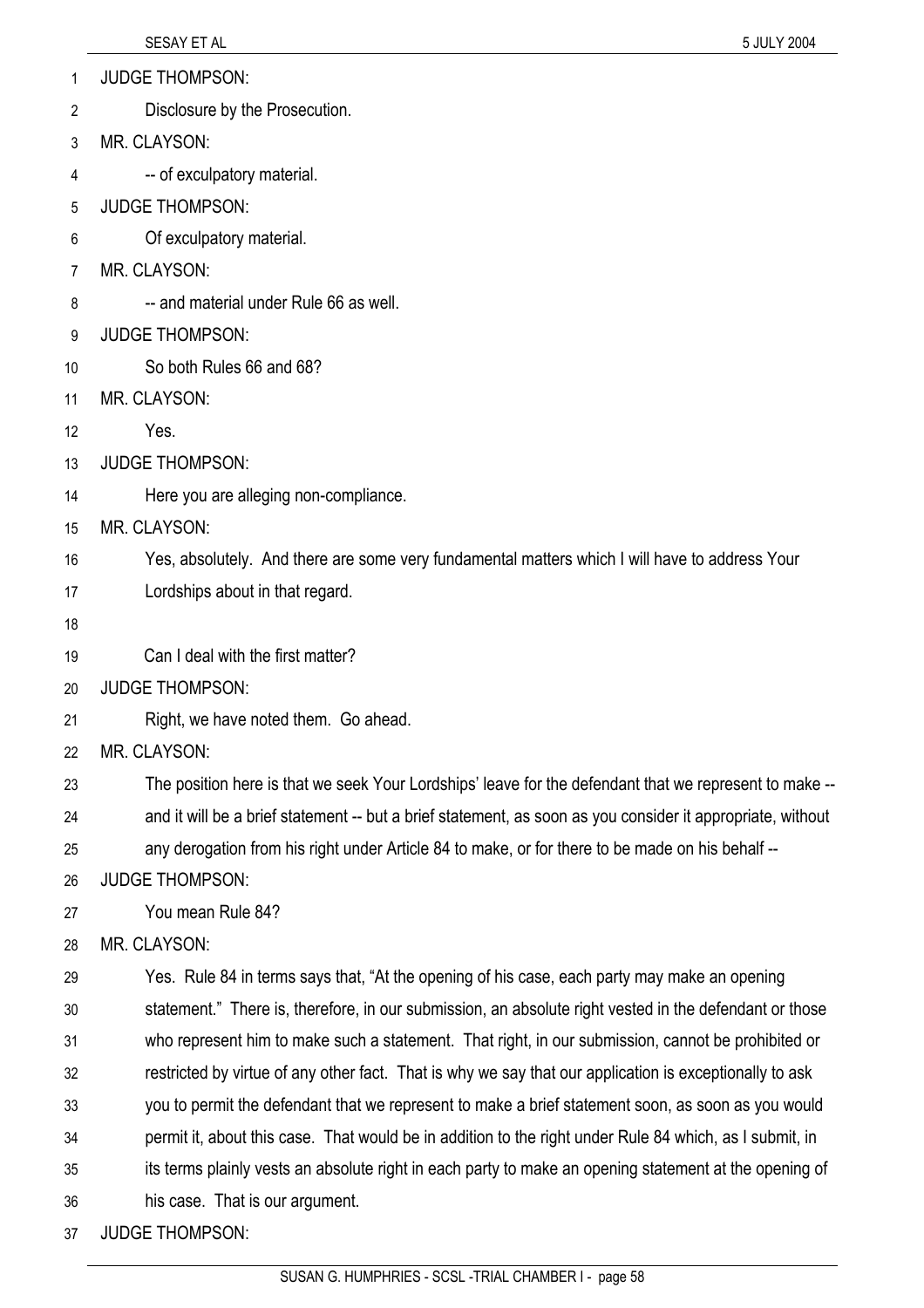JUDGE THOMPSON:

Disclosure by the Prosecution.

MR. CLAYSON:

-- of exculpatory material.

JUDGE THOMPSON:

Of exculpatory material.

MR. CLAYSON:

-- and material under Rule 66 as well.

JUDGE THOMPSON:

So both Rules 66 and 68?

MR. CLAYSON:

Yes.

JUDGE THOMPSON:

Here you are alleging non-compliance.

MR. CLAYSON:

Yes, absolutely. And there are some very fundamental matters which I will have to address Your Lordships about in that regard.

Can I deal with the first matter?

JUDGE THOMPSON:

Right, we have noted them. Go ahead.

MR. CLAYSON:

The position here is that we seek Your Lordships' leave for the defendant that we represent to make -- and it will be a brief statement -- but a brief statement, as soon as you consider it appropriate, without any derogation from his right under Article 84 to make, or for there to be made on his behalf --

JUDGE THOMPSON:

You mean Rule 84?

MR. CLAYSON:

Yes. Rule 84 in terms says that, "At the opening of his case, each party may make an opening statement." There is, therefore, in our submission, an absolute right vested in the defendant or those who represent him to make such a statement. That right, in our submission, cannot be prohibited or restricted by virtue of any other fact. That is why we say that our application is exceptionally to ask you to permit the defendant that we represent to make a brief statement soon, as soon as you would permit it, about this case. That would be in addition to the right under Rule 84 which, as I submit, in its terms plainly vests an absolute right in each party to make an opening statement at the opening of his case. That is our argument.

JUDGE THOMPSON: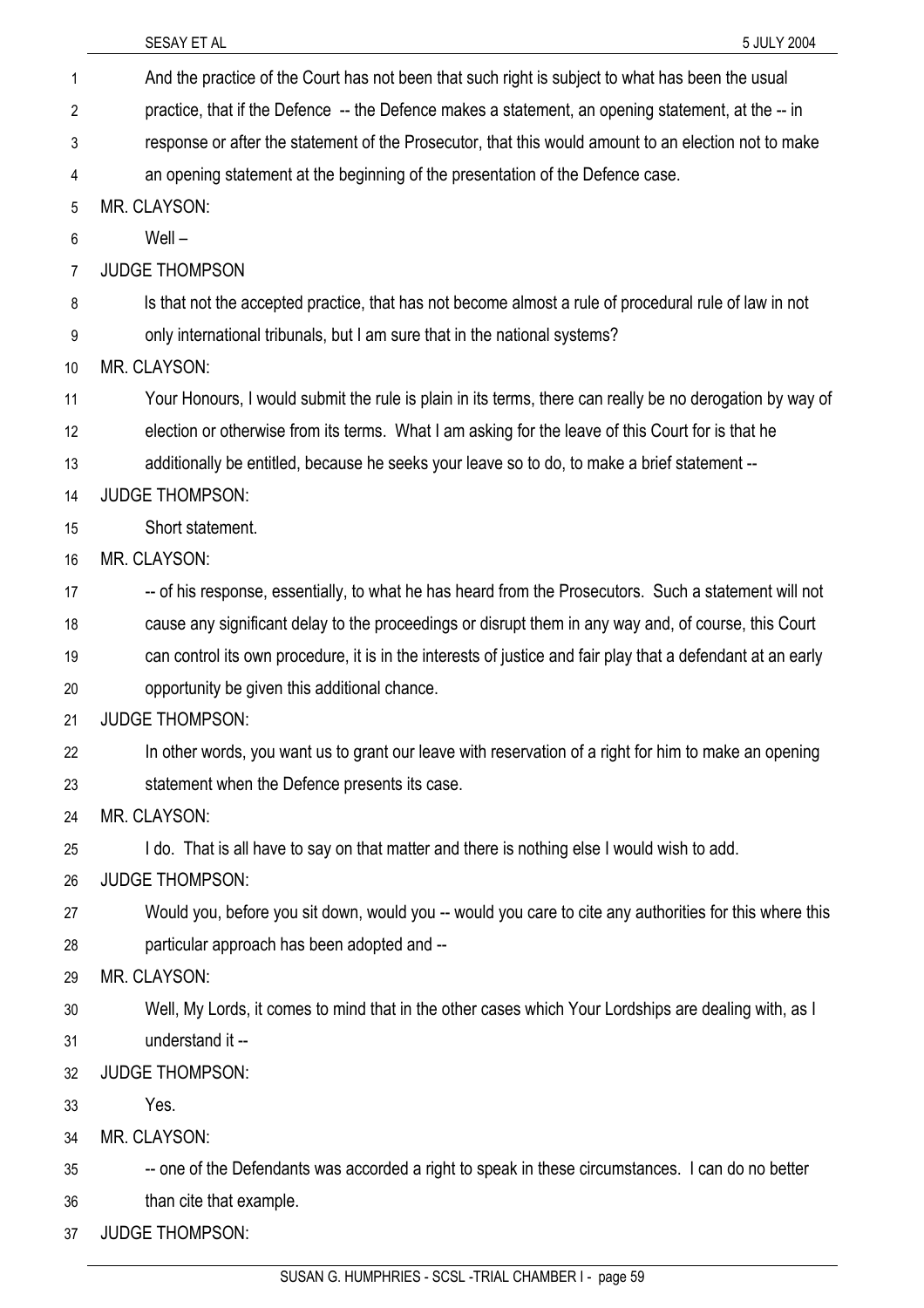And the practice of the Court has not been that such right is subject to what has been the usual practice, that if the Defence -- the Defence makes a statement, an opening statement, at the -- in response or after the statement of the Prosecutor, that this would amount to an election not to make an opening statement at the beginning of the presentation of the Defence case.

MR. CLAYSON:

Well –

JUDGE THOMPSON

Is that not the accepted practice, that has not become almost a rule of procedural rule of law in not only international tribunals, but I am sure that in the national systems?

MR. CLAYSON:

Your Honours, I would submit the rule is plain in its terms, there can really be no derogation by way of election or otherwise from its terms. What I am asking for the leave of this Court for is that he additionally be entitled, because he seeks your leave so to do, to make a brief statement --

JUDGE THOMPSON:

Short statement.

MR. CLAYSON:

-- of his response, essentially, to what he has heard from the Prosecutors. Such a statement will not cause any significant delay to the proceedings or disrupt them in any way and, of course, this Court can control its own procedure, it is in the interests of justice and fair play that a defendant at an early opportunity be given this additional chance.

JUDGE THOMPSON:

In other words, you want us to grant our leave with reservation of a right for him to make an opening statement when the Defence presents its case.

MR. CLAYSON:

I do. That is all have to say on that matter and there is nothing else I would wish to add.

JUDGE THOMPSON:

Would you, before you sit down, would you -- would you care to cite any authorities for this where this particular approach has been adopted and --

MR. CLAYSON:

Well, My Lords, it comes to mind that in the other cases which Your Lordships are dealing with, as I understand it --

JUDGE THOMPSON:

Yes.

MR. CLAYSON:

-- one of the Defendants was accorded a right to speak in these circumstances. I can do no better than cite that example.

JUDGE THOMPSON: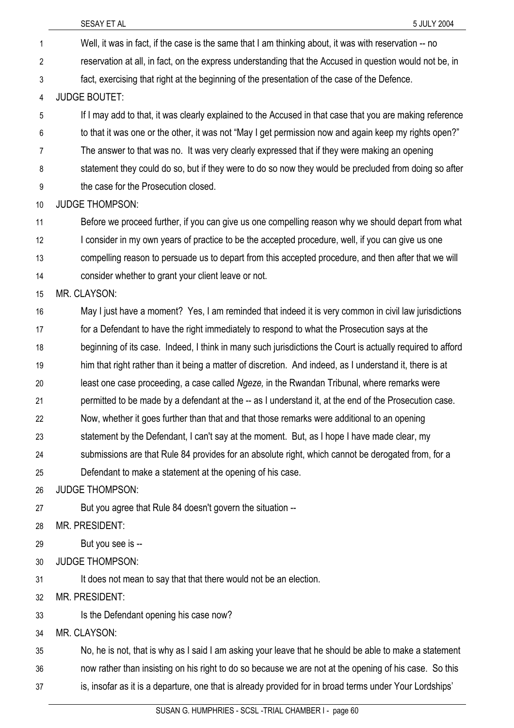Well, it was in fact, if the case is the same that I am thinking about, it was with reservation -- no reservation at all, in fact, on the express understanding that the Accused in question would not be, in fact, exercising that right at the beginning of the presentation of the case of the Defence.

JUDGE BOUTET:

If I may add to that, it was clearly explained to the Accused in that case that you are making reference to that it was one or the other, it was not "May I get permission now and again keep my rights open?" The answer to that was no. It was very clearly expressed that if they were making an opening statement they could do so, but if they were to do so now they would be precluded from doing so after the case for the Prosecution closed.

JUDGE THOMPSON:

Before we proceed further, if you can give us one compelling reason why we should depart from what I consider in my own years of practice to be the accepted procedure, well, if you can give us one compelling reason to persuade us to depart from this accepted procedure, and then after that we will consider whether to grant your client leave or not.

MR. CLAYSON:

May I just have a moment? Yes, I am reminded that indeed it is very common in civil law jurisdictions for a Defendant to have the right immediately to respond to what the Prosecution says at the beginning of its case. Indeed, I think in many such jurisdictions the Court is actually required to afford him that right rather than it being a matter of discretion. And indeed, as I understand it, there is at least one case proceeding, a case called *Ngeze,* in the Rwandan Tribunal, where remarks were permitted to be made by a defendant at the -- as I understand it, at the end of the Prosecution case. Now, whether it goes further than that and that those remarks were additional to an opening statement by the Defendant, I can't say at the moment. But, as I hope I have made clear, my submissions are that Rule 84 provides for an absolute right, which cannot be derogated from, for a Defendant to make a statement at the opening of his case.

JUDGE THOMPSON:

But you agree that Rule 84 doesn't govern the situation --

MR. PRESIDENT:

But you see is --

JUDGE THOMPSON:

It does not mean to say that that there would not be an election.

MR. PRESIDENT:

Is the Defendant opening his case now?

MR. CLAYSON:

No, he is not, that is why as I said I am asking your leave that he should be able to make a statement now rather than insisting on his right to do so because we are not at the opening of his case. So this is, insofar as it is a departure, one that is already provided for in broad terms under Your Lordships'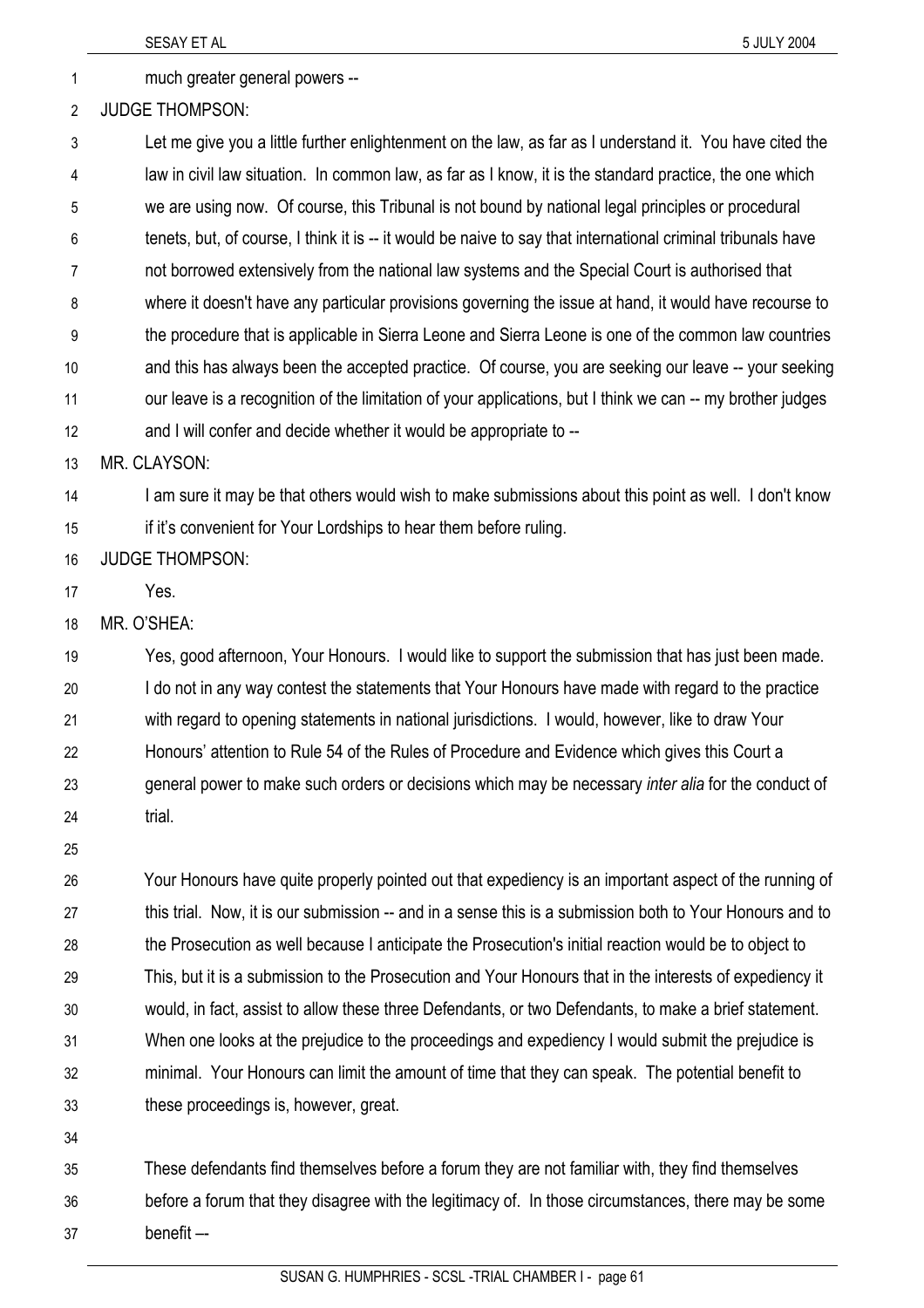much greater general powers --

JUDGE THOMPSON:

Let me give you a little further enlightenment on the law, as far as I understand it. You have cited the law in civil law situation. In common law, as far as I know, it is the standard practice, the one which we are using now. Of course, this Tribunal is not bound by national legal principles or procedural tenets, but, of course, I think it is -- it would be naive to say that international criminal tribunals have not borrowed extensively from the national law systems and the Special Court is authorised that where it doesn't have any particular provisions governing the issue at hand, it would have recourse to the procedure that is applicable in Sierra Leone and Sierra Leone is one of the common law countries and this has always been the accepted practice. Of course, you are seeking our leave -- your seeking our leave is a recognition of the limitation of your applications, but I think we can -- my brother judges and I will confer and decide whether it would be appropriate to --

MR. CLAYSON:

I am sure it may be that others would wish to make submissions about this point as well. I don't know if it's convenient for Your Lordships to hear them before ruling.

JUDGE THOMPSON:

Yes.

MR. O'SHEA:

Yes, good afternoon, Your Honours. I would like to support the submission that has just been made. I do not in any way contest the statements that Your Honours have made with regard to the practice with regard to opening statements in national jurisdictions. I would, however, like to draw Your Honours' attention to Rule 54 of the Rules of Procedure and Evidence which gives this Court a general power to make such orders or decisions which may be necessary *inter alia* for the conduct of trial.

Your Honours have quite properly pointed out that expediency is an important aspect of the running of this trial. Now, it is our submission -- and in a sense this is a submission both to Your Honours and to the Prosecution as well because I anticipate the Prosecution's initial reaction would be to object to This, but it is a submission to the Prosecution and Your Honours that in the interests of expediency it would, in fact, assist to allow these three Defendants, or two Defendants, to make a brief statement. When one looks at the prejudice to the proceedings and expediency I would submit the prejudice is minimal. Your Honours can limit the amount of time that they can speak. The potential benefit to these proceedings is, however, great.

These defendants find themselves before a forum they are not familiar with, they find themselves before a forum that they disagree with the legitimacy of. In those circumstances, there may be some benefit –-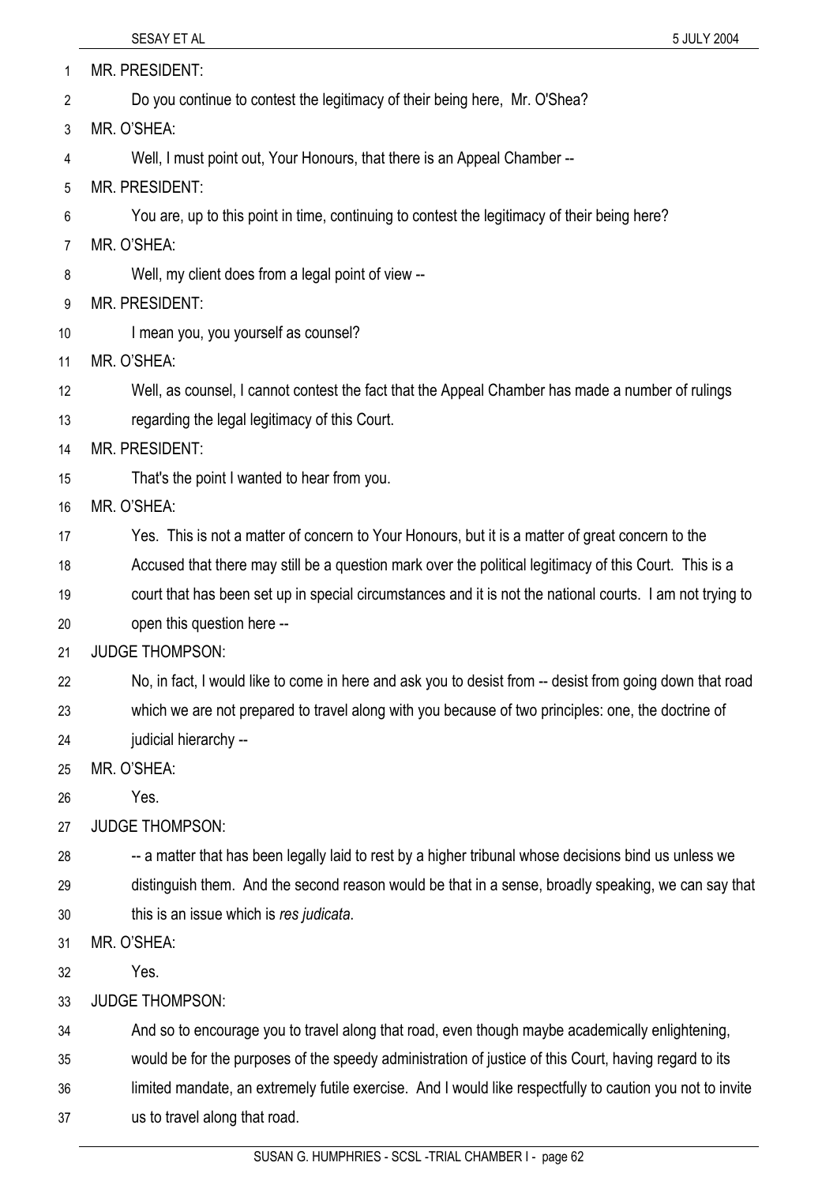MR. PRESIDENT:

Do you continue to contest the legitimacy of their being here, Mr. O'Shea?

MR. O'SHEA:

Well, I must point out, Your Honours, that there is an Appeal Chamber --

MR. PRESIDENT:

You are, up to this point in time, continuing to contest the legitimacy of their being here?

MR. O'SHEA:

Well, my client does from a legal point of view --

MR. PRESIDENT:

I mean you, you yourself as counsel?

MR. O'SHEA:

Well, as counsel, I cannot contest the fact that the Appeal Chamber has made a number of rulings regarding the legal legitimacy of this Court.

MR. PRESIDENT:

That's the point I wanted to hear from you.

MR. O'SHEA:

Yes. This is not a matter of concern to Your Honours, but it is a matter of great concern to the Accused that there may still be a question mark over the political legitimacy of this Court. This is a court that has been set up in special circumstances and it is not the national courts. I am not trying to open this question here --

JUDGE THOMPSON:

No, in fact, I would like to come in here and ask you to desist from -- desist from going down that road which we are not prepared to travel along with you because of two principles: one, the doctrine of judicial hierarchy --

MR. O'SHEA:

Yes.

JUDGE THOMPSON:

-- a matter that has been legally laid to rest by a higher tribunal whose decisions bind us unless we distinguish them. And the second reason would be that in a sense, broadly speaking, we can say that this is an issue which is *res judicata*.

MR. O'SHEA:

Yes.

JUDGE THOMPSON:

And so to encourage you to travel along that road, even though maybe academically enlightening, would be for the purposes of the speedy administration of justice of this Court, having regard to its limited mandate, an extremely futile exercise. And I would like respectfully to caution you not to invite us to travel along that road.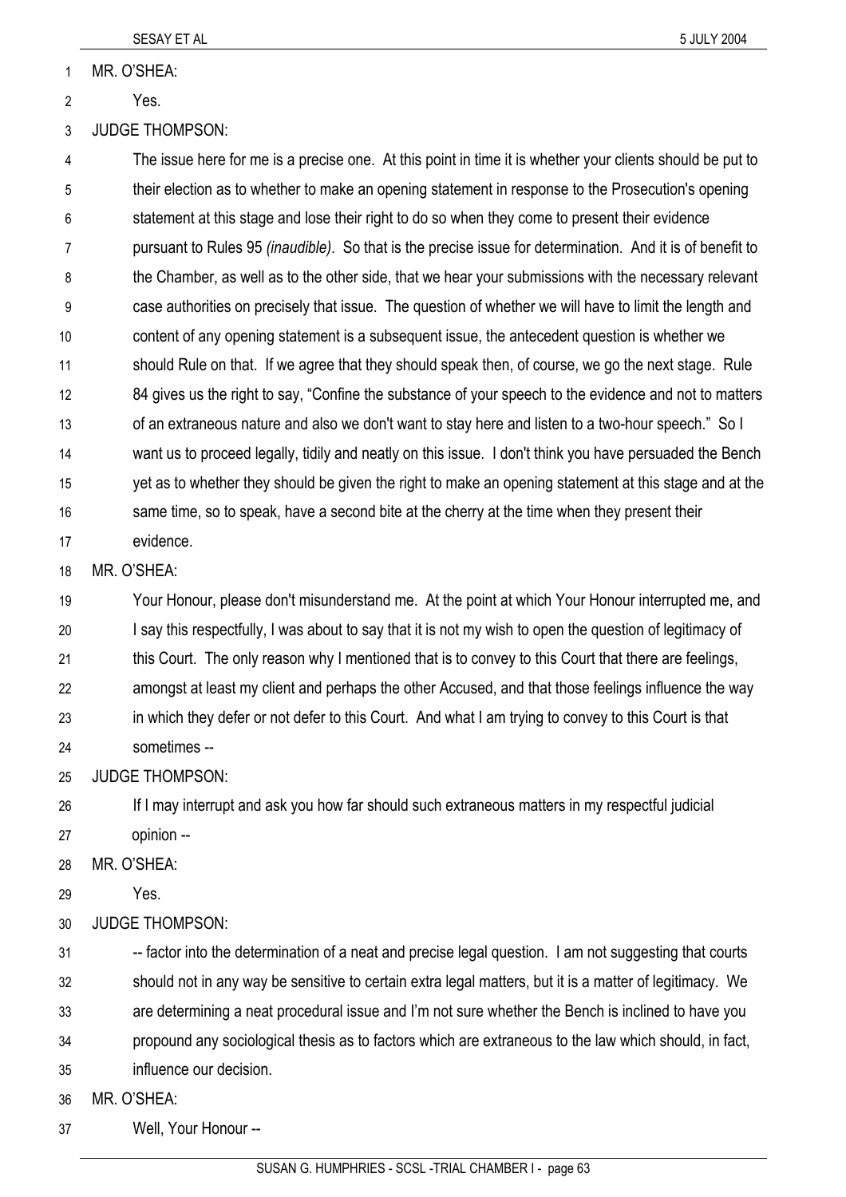MR. O'SHEA:

Yes.

JUDGE THOMPSON:

The issue here for me is a precise one. At this point in time it is whether your clients should be put to their election as to whether to make an opening statement in response to the Prosecution's opening statement at this stage and lose their right to do so when they come to present their evidence pursuant to Rules 95 *(inaudible)*. So that is the precise issue for determination. And it is of benefit to the Chamber, as well as to the other side, that we hear your submissions with the necessary relevant case authorities on precisely that issue. The question of whether we will have to limit the length and content of any opening statement is a subsequent issue, the antecedent question is whether we should Rule on that. If we agree that they should speak then, of course, we go the next stage. Rule 84 gives us the right to say, "Confine the substance of your speech to the evidence and not to matters of an extraneous nature and also we don't want to stay here and listen to a two-hour speech." So I want us to proceed legally, tidily and neatly on this issue. I don't think you have persuaded the Bench yet as to whether they should be given the right to make an opening statement at this stage and at the same time, so to speak, have a second bite at the cherry at the time when they present their evidence.

MR. O'SHEA:

Your Honour, please don't misunderstand me. At the point at which Your Honour interrupted me, and I say this respectfully, I was about to say that it is not my wish to open the question of legitimacy of this Court. The only reason why I mentioned that is to convey to this Court that there are feelings, amongst at least my client and perhaps the other Accused, and that those feelings influence the way in which they defer or not defer to this Court. And what I am trying to convey to this Court is that sometimes --

JUDGE THOMPSON:

If I may interrupt and ask you how far should such extraneous matters in my respectful judicial opinion --

MR. O'SHEA:

Yes.

JUDGE THOMPSON:

-- factor into the determination of a neat and precise legal question. I am not suggesting that courts should not in any way be sensitive to certain extra legal matters, but it is a matter of legitimacy. We are determining a neat procedural issue and I'm not sure whether the Bench is inclined to have you propound any sociological thesis as to factors which are extraneous to the law which should, in fact, influence our decision.

MR. O'SHEA:

Well, Your Honour --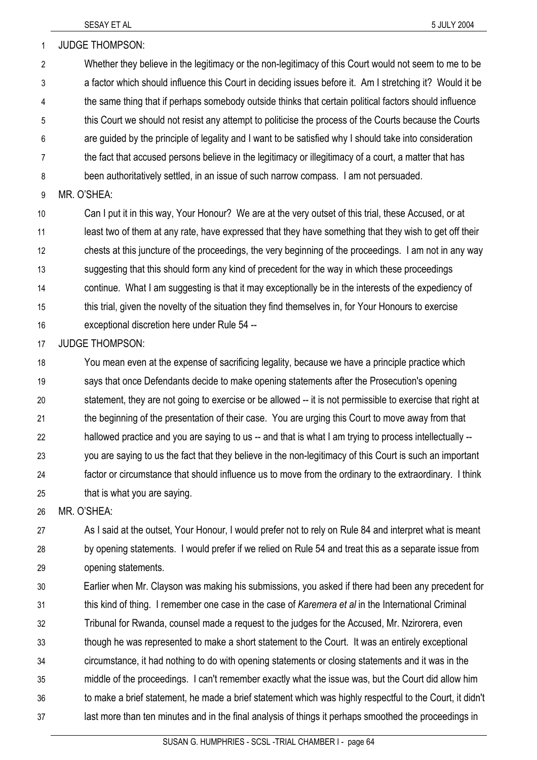JUDGE THOMPSON:

Whether they believe in the legitimacy or the non-legitimacy of this Court would not seem to me to be a factor which should influence this Court in deciding issues before it. Am I stretching it? Would it be the same thing that if perhaps somebody outside thinks that certain political factors should influence this Court we should not resist any attempt to politicise the process of the Courts because the Courts are guided by the principle of legality and I want to be satisfied why I should take into consideration the fact that accused persons believe in the legitimacy or illegitimacy of a court, a matter that has been authoritatively settled, in an issue of such narrow compass. I am not persuaded.

MR. O'SHEA:

Can I put it in this way, Your Honour? We are at the very outset of this trial, these Accused, or at least two of them at any rate, have expressed that they have something that they wish to get off their chests at this juncture of the proceedings, the very beginning of the proceedings. I am not in any way suggesting that this should form any kind of precedent for the way in which these proceedings continue. What I am suggesting is that it may exceptionally be in the interests of the expediency of this trial, given the novelty of the situation they find themselves in, for Your Honours to exercise exceptional discretion here under Rule 54 --

JUDGE THOMPSON:

You mean even at the expense of sacrificing legality, because we have a principle practice which says that once Defendants decide to make opening statements after the Prosecution's opening statement, they are not going to exercise or be allowed -- it is not permissible to exercise that right at the beginning of the presentation of their case. You are urging this Court to move away from that hallowed practice and you are saying to us -- and that is what I am trying to process intellectually -- you are saying to us the fact that they believe in the non-legitimacy of this Court is such an important factor or circumstance that should influence us to move from the ordinary to the extraordinary. I think that is what you are saying.

MR. O'SHEA:

As I said at the outset, Your Honour, I would prefer not to rely on Rule 84 and interpret what is meant by opening statements. I would prefer if we relied on Rule 54 and treat this as a separate issue from opening statements.

Earlier when Mr. Clayson was making his submissions, you asked if there had been any precedent for this kind of thing. I remember one case in the case of *Karemera et al* in the International Criminal Tribunal for Rwanda, counsel made a request to the judges for the Accused, Mr. Nzirorera, even though he was represented to make a short statement to the Court. It was an entirely exceptional circumstance, it had nothing to do with opening statements or closing statements and it was in the middle of the proceedings. I can't remember exactly what the issue was, but the Court did allow him to make a brief statement, he made a brief statement which was highly respectful to the Court, it didn't last more than ten minutes and in the final analysis of things it perhaps smoothed the proceedings in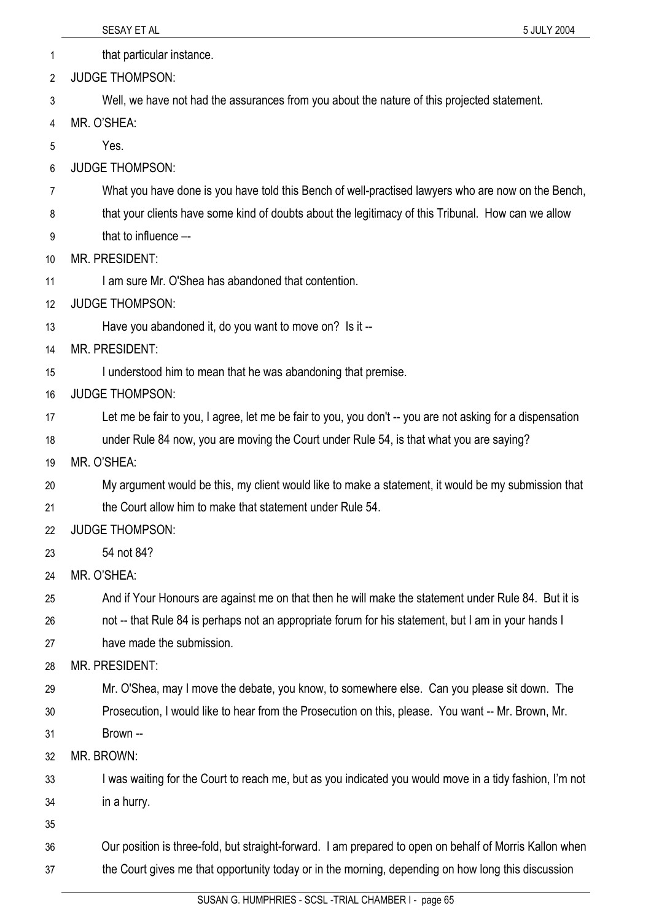that particular instance.

JUDGE THOMPSON:

Well, we have not had the assurances from you about the nature of this projected statement.

MR. O'SHEA:

Yes.

JUDGE THOMPSON:

What you have done is you have told this Bench of well-practised lawyers who are now on the Bench, that your clients have some kind of doubts about the legitimacy of this Tribunal. How can we allow that to influence —-

MR. PRESIDENT:

I am sure Mr. O'Shea has abandoned that contention.

JUDGE THOMPSON:

Have you abandoned it, do you want to move on? Is it --

MR. PRESIDENT:

I understood him to mean that he was abandoning that premise.

JUDGE THOMPSON:

Let me be fair to you, I agree, let me be fair to you, you don't -- you are not asking for a dispensation under Rule 84 now, you are moving the Court under Rule 54, is that what you are saying?

MR. O'SHEA:

My argument would be this, my client would like to make a statement, it would be my submission that the Court allow him to make that statement under Rule 54.

JUDGE THOMPSON:

54 not 84?

MR. O'SHEA:

And if Your Honours are against me on that then he will make the statement under Rule 84. But it is not -- that Rule 84 is perhaps not an appropriate forum for his statement, but I am in your hands I have made the submission.

MR. PRESIDENT:

Mr. O'Shea, may I move the debate, you know, to somewhere else. Can you please sit down. The Prosecution, I would like to hear from the Prosecution on this, please. You want -- Mr. Brown, Mr. Brown --

MR. BROWN:

I was waiting for the Court to reach me, but as you indicated you would move in a tidy fashion, I'm not in a hurry.

Our position is three-fold, but straight-forward. I am prepared to open on behalf of Morris Kallon when the Court gives me that opportunity today or in the morning, depending on how long this discussion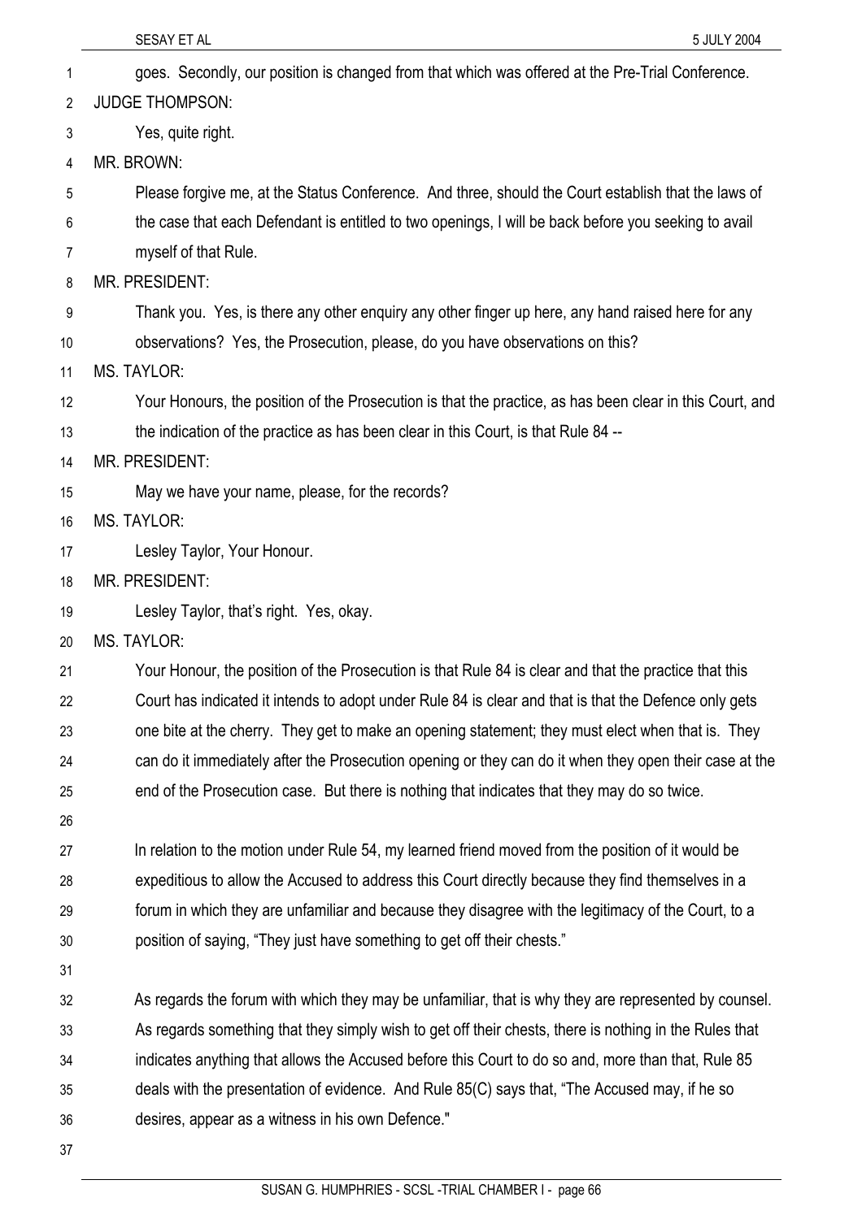goes. Secondly, our position is changed from that which was offered at the Pre-Trial Conference.

JUDGE THOMPSON:

Yes, quite right.

MR. BROWN:

Please forgive me, at the Status Conference. And three, should the Court establish that the laws of the case that each Defendant is entitled to two openings, I will be back before you seeking to avail myself of that Rule.

MR. PRESIDENT:

Thank you. Yes, is there any other enquiry any other finger up here, any hand raised here for any observations? Yes, the Prosecution, please, do you have observations on this?

MS. TAYLOR:

Your Honours, the position of the Prosecution is that the practice, as has been clear in this Court, and the indication of the practice as has been clear in this Court, is that Rule 84 --

MR. PRESIDENT:

May we have your name, please, for the records?

MS. TAYLOR:

Lesley Taylor, Your Honour.

MR. PRESIDENT:

Lesley Taylor, that's right. Yes, okay.

MS. TAYLOR:

Your Honour, the position of the Prosecution is that Rule 84 is clear and that the practice that this Court has indicated it intends to adopt under Rule 84 is clear and that is that the Defence only gets one bite at the cherry. They get to make an opening statement; they must elect when that is. They can do it immediately after the Prosecution opening or they can do it when they open their case at the end of the Prosecution case. But there is nothing that indicates that they may do so twice.

In relation to the motion under Rule 54, my learned friend moved from the position of it would be expeditious to allow the Accused to address this Court directly because they find themselves in a forum in which they are unfamiliar and because they disagree with the legitimacy of the Court, to a position of saying, "They just have something to get off their chests."

As regards the forum with which they may be unfamiliar, that is why they are represented by counsel. As regards something that they simply wish to get off their chests, there is nothing in the Rules that indicates anything that allows the Accused before this Court to do so and, more than that, Rule 85 deals with the presentation of evidence. And Rule 85(C) says that, "The Accused may, if he so desires, appear as a witness in his own Defence."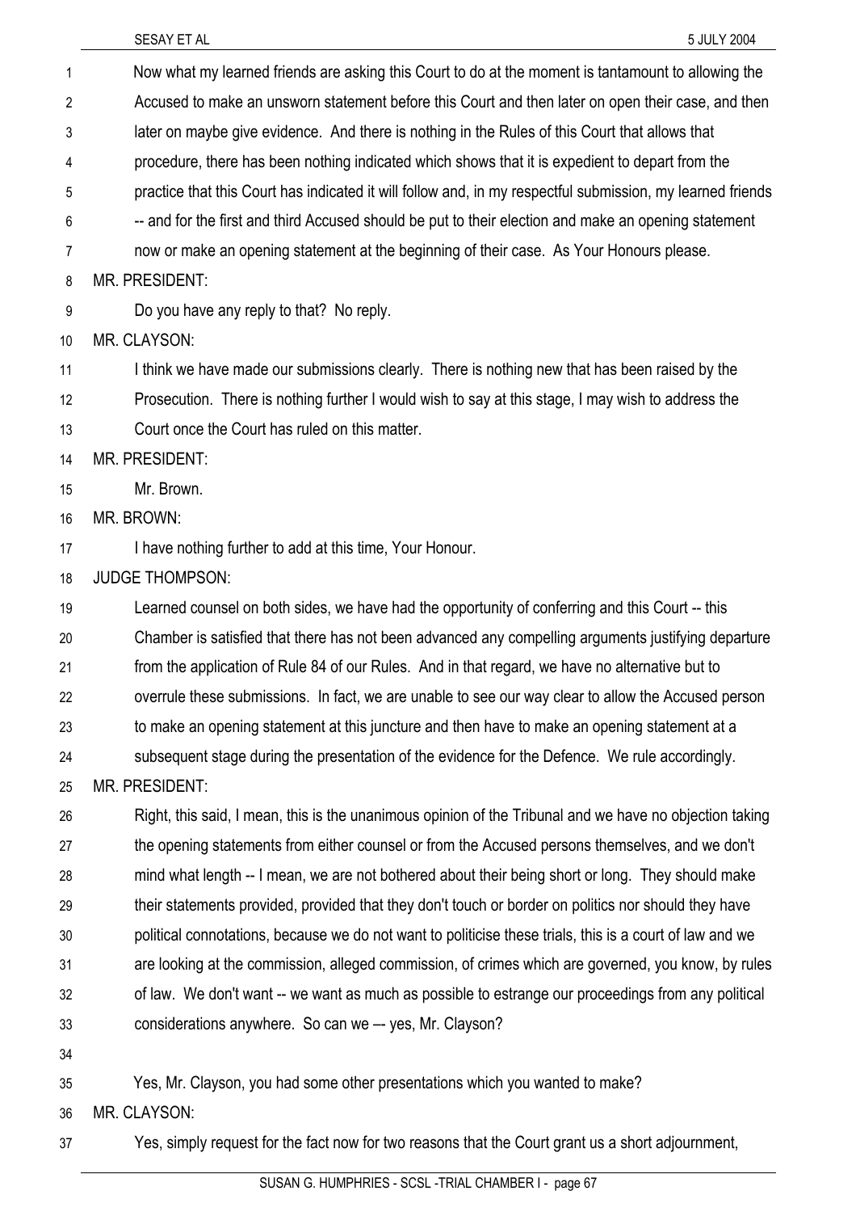Now what my learned friends are asking this Court to do at the moment is tantamount to allowing the Accused to make an unsworn statement before this Court and then later on open their case, and then later on maybe give evidence. And there is nothing in the Rules of this Court that allows that procedure, there has been nothing indicated which shows that it is expedient to depart from the practice that this Court has indicated it will follow and, in my respectful submission, my learned friends -- and for the first and third Accused should be put to their election and make an opening statement now or make an opening statement at the beginning of their case. As Your Honours please.

MR. PRESIDENT:

Do you have any reply to that? No reply.

MR. CLAYSON:

I think we have made our submissions clearly. There is nothing new that has been raised by the Prosecution. There is nothing further I would wish to say at this stage, I may wish to address the Court once the Court has ruled on this matter.

MR. PRESIDENT:

Mr. Brown.

MR. BROWN:

I have nothing further to add at this time, Your Honour.

JUDGE THOMPSON:

Learned counsel on both sides, we have had the opportunity of conferring and this Court -- this Chamber is satisfied that there has not been advanced any compelling arguments justifying departure from the application of Rule 84 of our Rules. And in that regard, we have no alternative but to overrule these submissions. In fact, we are unable to see our way clear to allow the Accused person to make an opening statement at this juncture and then have to make an opening statement at a subsequent stage during the presentation of the evidence for the Defence. We rule accordingly.

MR. PRESIDENT:

Right, this said, I mean, this is the unanimous opinion of the Tribunal and we have no objection taking the opening statements from either counsel or from the Accused persons themselves, and we don't mind what length -- I mean, we are not bothered about their being short or long. They should make their statements provided, provided that they don't touch or border on politics nor should they have political connotations, because we do not want to politicise these trials, this is a court of law and we are looking at the commission, alleged commission, of crimes which are governed, you know, by rules of law. We don't want -- we want as much as possible to estrange our proceedings from any political considerations anywhere. So can we –- yes, Mr. Clayson?

Yes, Mr. Clayson, you had some other presentations which you wanted to make?

MR. CLAYSON:

Yes, simply request for the fact now for two reasons that the Court grant us a short adjournment,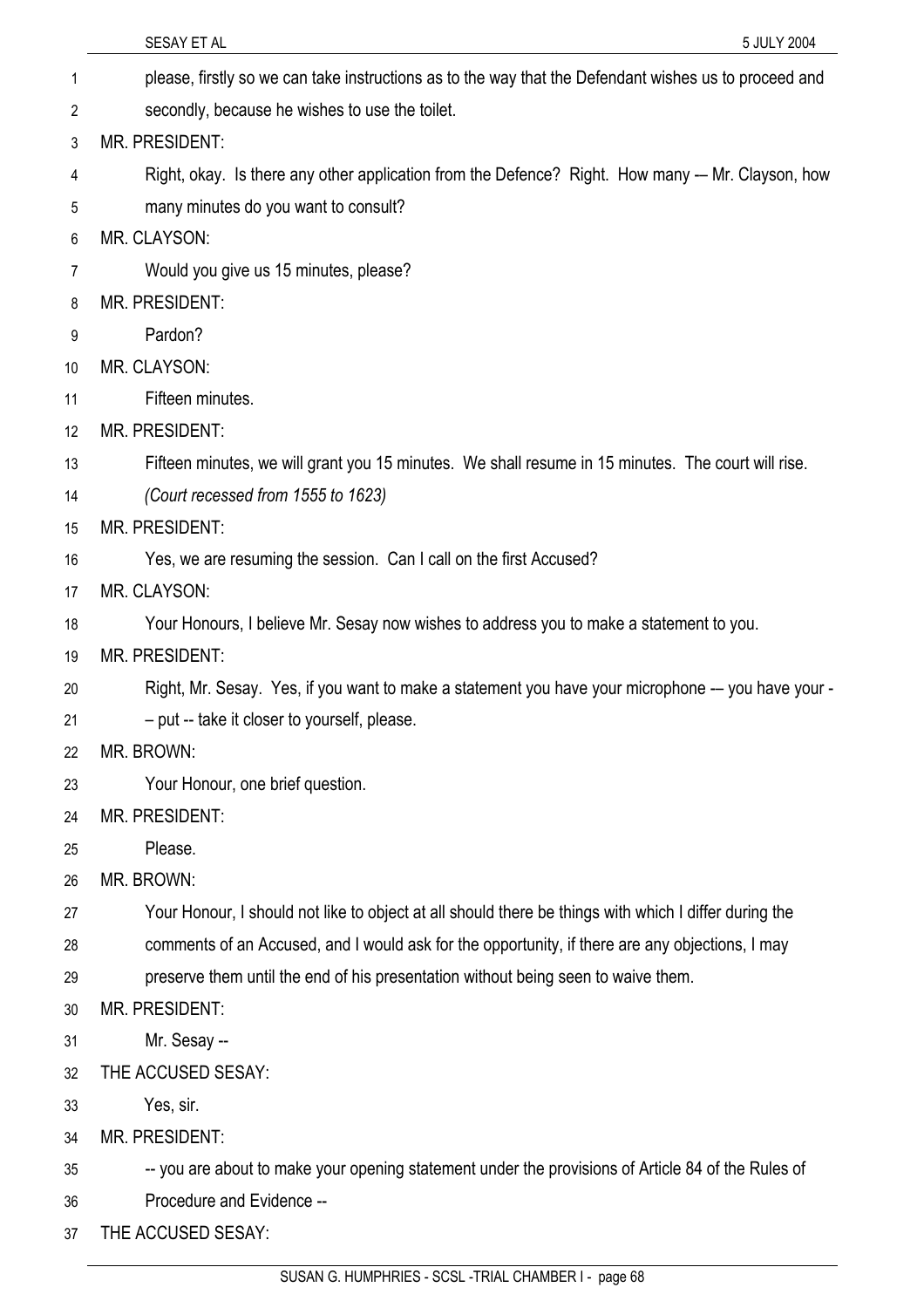please, firstly so we can take instructions as to the way that the Defendant wishes us to proceed and secondly, because he wishes to use the toilet.

MR. PRESIDENT:

Right, okay. Is there any other application from the Defence? Right. How many -– Mr. Clayson, how many minutes do you want to consult?

MR. CLAYSON:

Would you give us 15 minutes, please?

MR. PRESIDENT:

Pardon?

MR. CLAYSON:

Fifteen minutes.

MR. PRESIDENT:

Fifteen minutes, we will grant you 15 minutes. We shall resume in 15 minutes. The court will rise.

*(Court recessed from 1555 to 1623)*

MR. PRESIDENT:

Yes, we are resuming the session. Can I call on the first Accused?

MR. CLAYSON:

Your Honours, I believe Mr. Sesay now wishes to address you to make a statement to you.

MR. PRESIDENT:

Right, Mr. Sesay. Yes, if you want to make a statement you have your microphone -– you have your -– put -- take it closer to yourself, please.

MR. BROWN:

Your Honour, one brief question.

MR. PRESIDENT:

Please.

MR. BROWN:

Your Honour, I should not like to object at all should there be things with which I differ during the comments of an Accused, and I would ask for the opportunity, if there are any objections, I may preserve them until the end of his presentation without being seen to waive them.

MR. PRESIDENT:

Mr. Sesay --

THE ACCUSED SESAY:

Yes, sir.

MR. PRESIDENT:

-- you are about to make your opening statement under the provisions of Article 84 of the Rules of Procedure and Evidence --

THE ACCUSED SESAY: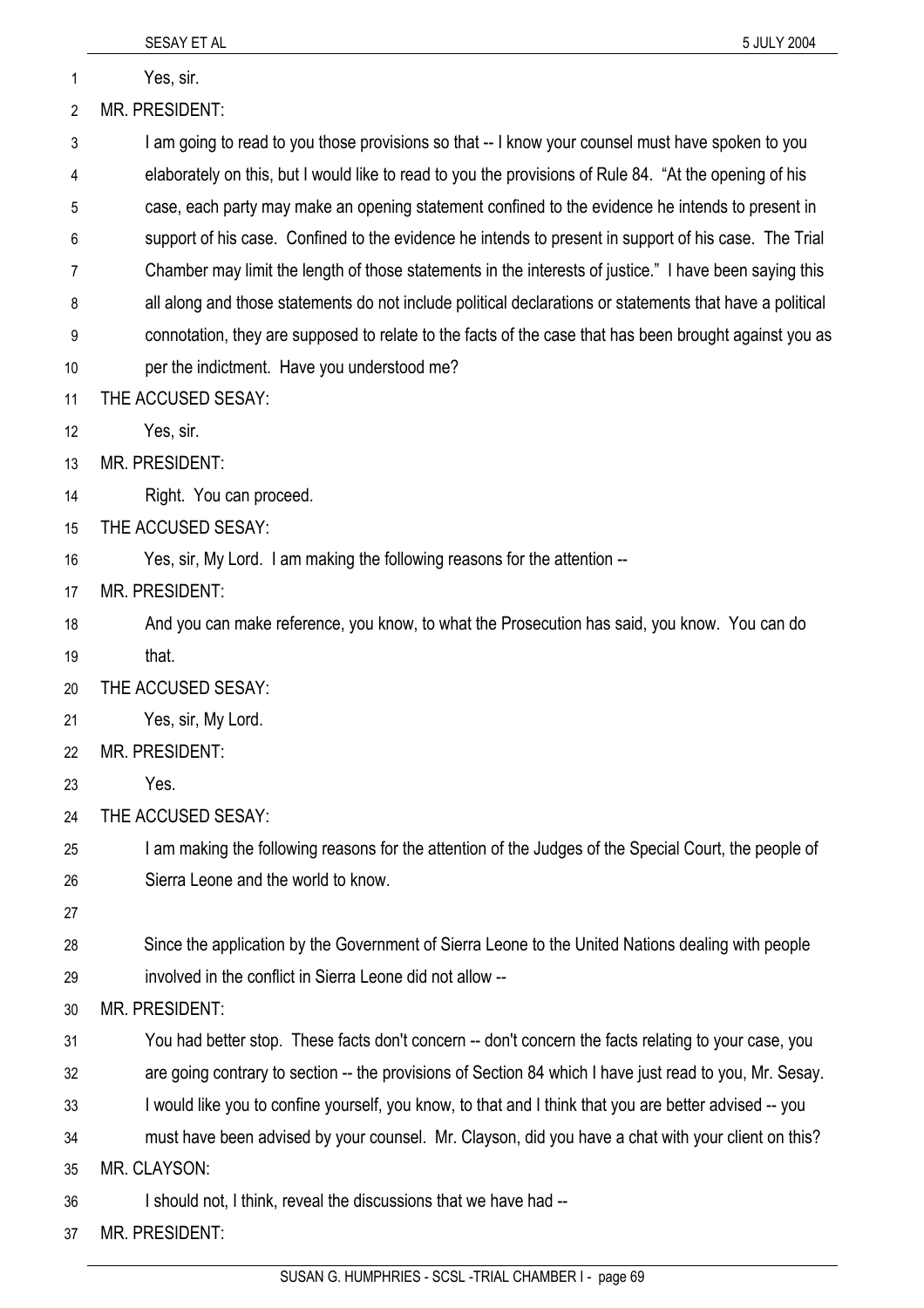Yes, sir.

MR. PRESIDENT:

I am going to read to you those provisions so that -- I know your counsel must have spoken to you elaborately on this, but I would like to read to you the provisions of Rule 84. "At the opening of his case, each party may make an opening statement confined to the evidence he intends to present in support of his case. Confined to the evidence he intends to present in support of his case. The Trial Chamber may limit the length of those statements in the interests of justice." I have been saying this all along and those statements do not include political declarations or statements that have a political connotation, they are supposed to relate to the facts of the case that has been brought against you as per the indictment. Have you understood me?

THE ACCUSED SESAY:

Yes, sir.

MR. PRESIDENT:

Right. You can proceed.

THE ACCUSED SESAY:

Yes, sir, My Lord. I am making the following reasons for the attention --

MR. PRESIDENT:

And you can make reference, you know, to what the Prosecution has said, you know. You can do that.

THE ACCUSED SESAY:

Yes, sir, My Lord.

MR. PRESIDENT:

Yes.

THE ACCUSED SESAY:

I am making the following reasons for the attention of the Judges of the Special Court, the people of Sierra Leone and the world to know.

Since the application by the Government of Sierra Leone to the United Nations dealing with people involved in the conflict in Sierra Leone did not allow --

MR. PRESIDENT:

You had better stop. These facts don't concern -- don't concern the facts relating to your case, you are going contrary to section -- the provisions of Section 84 which I have just read to you, Mr. Sesay. I would like you to confine yourself, you know, to that and I think that you are better advised -- you must have been advised by your counsel. Mr. Clayson, did you have a chat with your client on this?

MR. CLAYSON:

I should not, I think, reveal the discussions that we have had --

MR. PRESIDENT: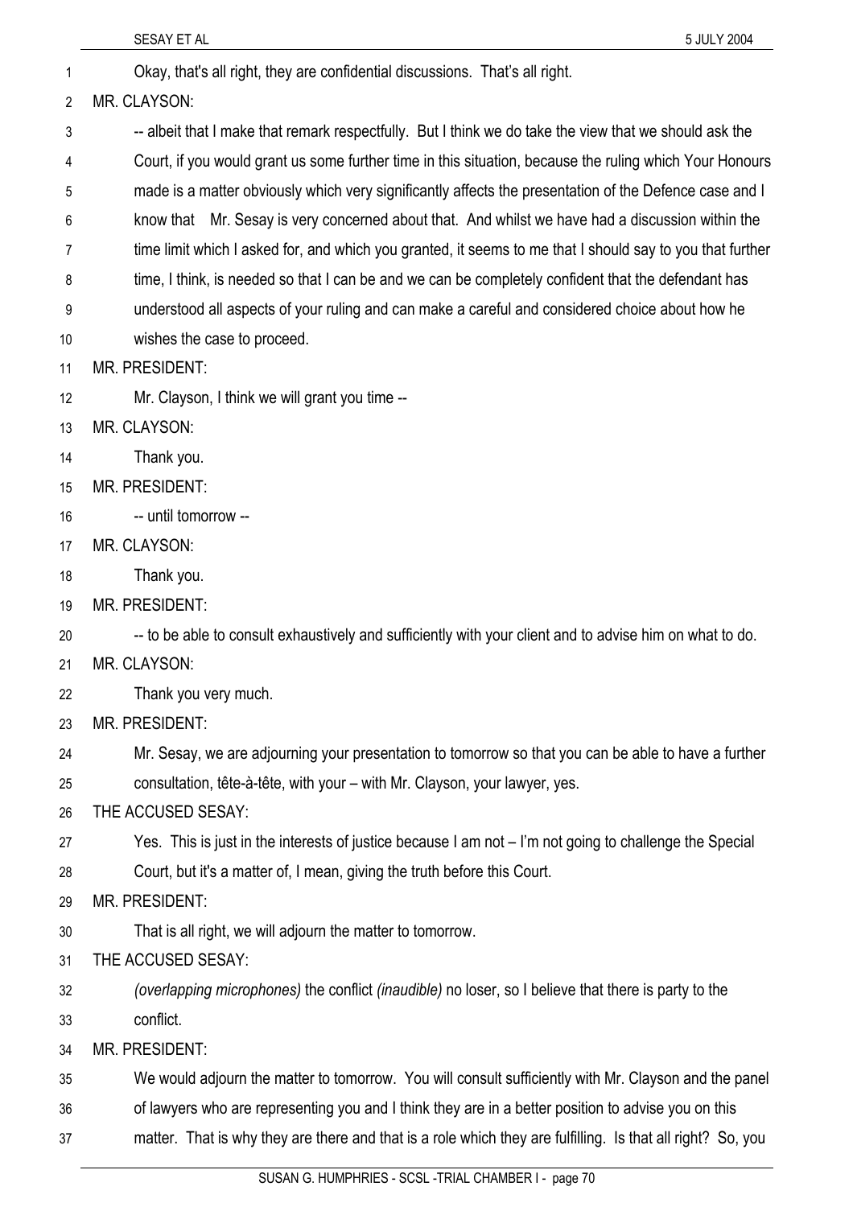Okay, that's all right, they are confidential discussions. That's all right.

MR. CLAYSON:

-- albeit that I make that remark respectfully. But I think we do take the view that we should ask the Court, if you would grant us some further time in this situation, because the ruling which Your Honours made is a matter obviously which very significantly affects the presentation of the Defence case and I know that Mr. Sesay is very concerned about that. And whilst we have had a discussion within the time limit which I asked for, and which you granted, it seems to me that I should say to you that further time, I think, is needed so that I can be and we can be completely confident that the defendant has understood all aspects of your ruling and can make a careful and considered choice about how he wishes the case to proceed.

MR. PRESIDENT:

Mr. Clayson, I think we will grant you time --

MR. CLAYSON:

Thank you.

MR. PRESIDENT:

-- until tomorrow --

MR. CLAYSON:

Thank you.

MR. PRESIDENT:

-- to be able to consult exhaustively and sufficiently with your client and to advise him on what to do.

MR. CLAYSON:

Thank you very much.

MR. PRESIDENT:

Mr. Sesay, we are adjourning your presentation to tomorrow so that you can be able to have a further consultation, tête-à-tête, with your – with Mr. Clayson, your lawyer, yes.

THE ACCUSED SESAY:

Yes. This is just in the interests of justice because I am not – I'm not going to challenge the Special Court, but it's a matter of, I mean, giving the truth before this Court.

MR. PRESIDENT:

That is all right, we will adjourn the matter to tomorrow.

THE ACCUSED SESAY:

*(overlapping microphones)* the conflict *(inaudible)* no loser, so I believe that there is party to the conflict.

MR. PRESIDENT:

We would adjourn the matter to tomorrow. You will consult sufficiently with Mr. Clayson and the panel of lawyers who are representing you and I think they are in a better position to advise you on this matter. That is why they are there and that is a role which they are fulfilling. Is that all right? So, you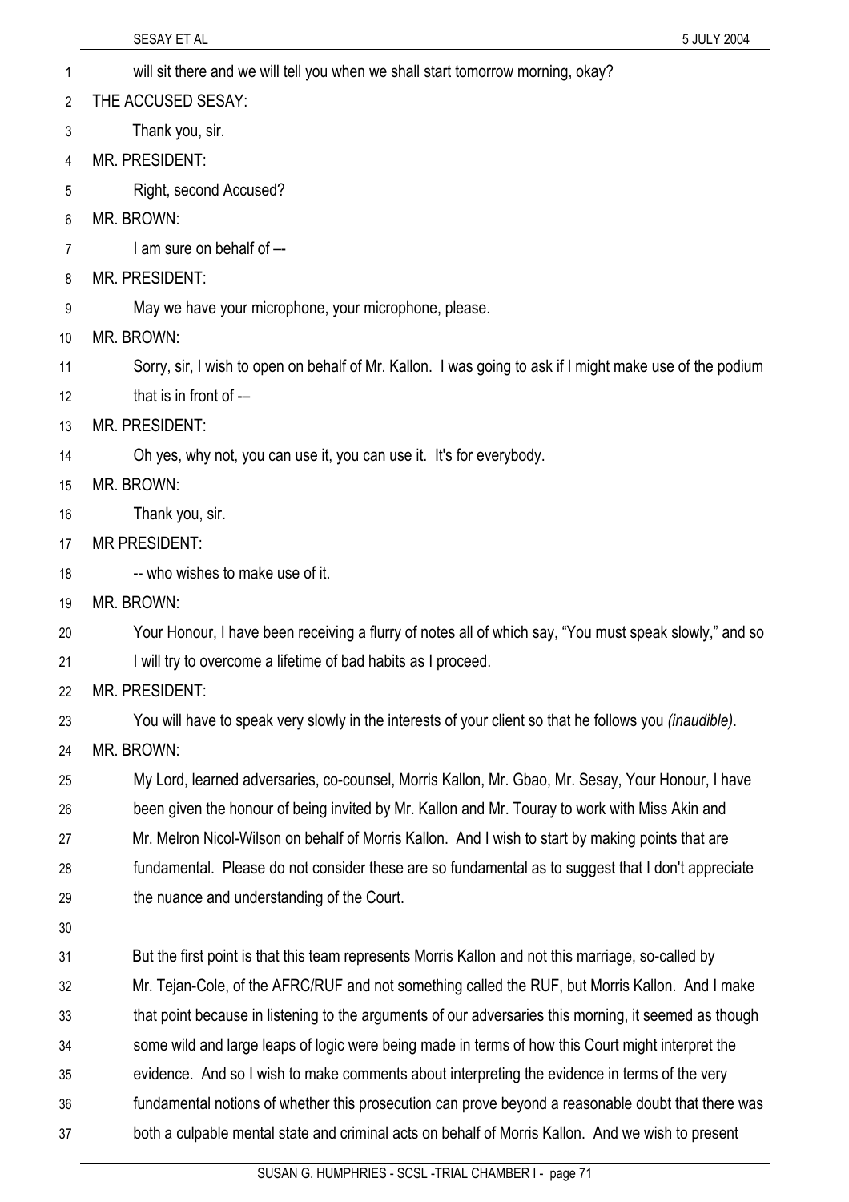will sit there and we will tell you when we shall start tomorrow morning, okay?

THE ACCUSED SESAY:

Thank you, sir.

MR. PRESIDENT:

Right, second Accused?

MR. BROWN:

I am sure on behalf of –-

MR. PRESIDENT:

May we have your microphone, your microphone, please.

MR. BROWN:

Sorry, sir, I wish to open on behalf of Mr. Kallon. I was going to ask if I might make use of the podium that is in front of -–

MR. PRESIDENT:

Oh yes, why not, you can use it, you can use it. It's for everybody.

MR. BROWN:

Thank you, sir.

MR PRESIDENT:

-- who wishes to make use of it.

MR. BROWN:

Your Honour, I have been receiving a flurry of notes all of which say, "You must speak slowly," and so I will try to overcome a lifetime of bad habits as I proceed.

MR. PRESIDENT:

You will have to speak very slowly in the interests of your client so that he follows you *(inaudible)*.

MR. BROWN:

My Lord, learned adversaries, co-counsel, Morris Kallon, Mr. Gbao, Mr. Sesay, Your Honour, I have been given the honour of being invited by Mr. Kallon and Mr. Touray to work with Miss Akin and Mr. Melron Nicol-Wilson on behalf of Morris Kallon. And I wish to start by making points that are fundamental. Please do not consider these are so fundamental as to suggest that I don't appreciate the nuance and understanding of the Court.

But the first point is that this team represents Morris Kallon and not this marriage, so-called by Mr. Tejan-Cole, of the AFRC/RUF and not something called the RUF, but Morris Kallon. And I make that point because in listening to the arguments of our adversaries this morning, it seemed as though some wild and large leaps of logic were being made in terms of how this Court might interpret the evidence. And so I wish to make comments about interpreting the evidence in terms of the very fundamental notions of whether this prosecution can prove beyond a reasonable doubt that there was both a culpable mental state and criminal acts on behalf of Morris Kallon. And we wish to present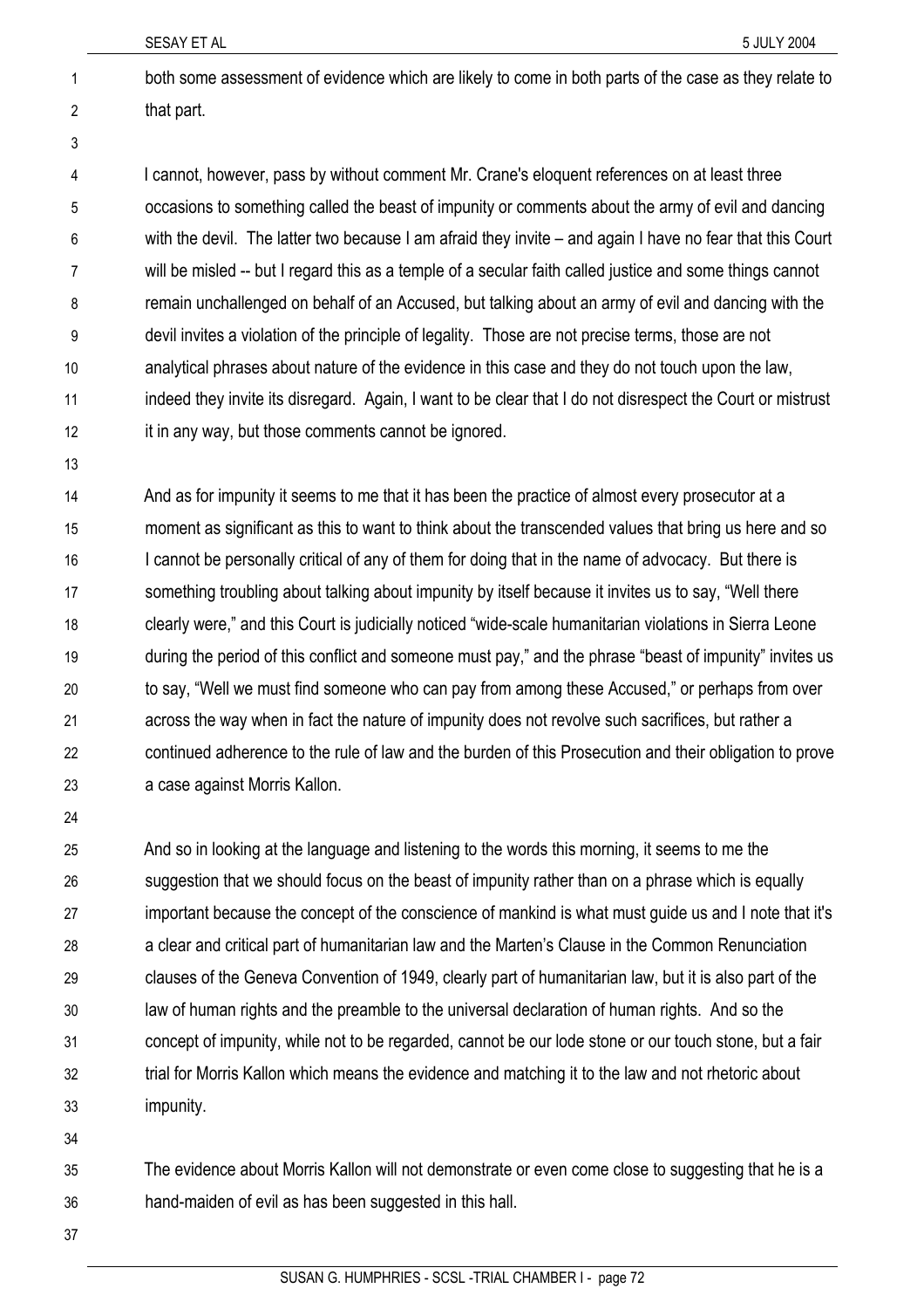both some assessment of evidence which are likely to come in both parts of the case as they relate to that part.

I cannot, however, pass by without comment Mr. Crane's eloquent references on at least three occasions to something called the beast of impunity or comments about the army of evil and dancing with the devil. The latter two because I am afraid they invite – and again I have no fear that this Court will be misled -- but I regard this as a temple of a secular faith called justice and some things cannot remain unchallenged on behalf of an Accused, but talking about an army of evil and dancing with the devil invites a violation of the principle of legality. Those are not precise terms, those are not analytical phrases about nature of the evidence in this case and they do not touch upon the law, indeed they invite its disregard. Again, I want to be clear that I do not disrespect the Court or mistrust it in any way, but those comments cannot be ignored.

And as for impunity it seems to me that it has been the practice of almost every prosecutor at a moment as significant as this to want to think about the transcended values that bring us here and so I cannot be personally critical of any of them for doing that in the name of advocacy. But there is something troubling about talking about impunity by itself because it invites us to say, "Well there clearly were," and this Court is judicially noticed "wide-scale humanitarian violations in Sierra Leone during the period of this conflict and someone must pay," and the phrase "beast of impunity" invites us to say, "Well we must find someone who can pay from among these Accused," or perhaps from over across the way when in fact the nature of impunity does not revolve such sacrifices, but rather a continued adherence to the rule of law and the burden of this Prosecution and their obligation to prove a case against Morris Kallon.

And so in looking at the language and listening to the words this morning, it seems to me the suggestion that we should focus on the beast of impunity rather than on a phrase which is equally important because the concept of the conscience of mankind is what must guide us and I note that it's a clear and critical part of humanitarian law and the Marten's Clause in the Common Renunciation clauses of the Geneva Convention of 1949, clearly part of humanitarian law, but it is also part of the law of human rights and the preamble to the universal declaration of human rights. And so the concept of impunity, while not to be regarded, cannot be our lode stone or our touch stone, but a fair trial for Morris Kallon which means the evidence and matching it to the law and not rhetoric about impunity.

The evidence about Morris Kallon will not demonstrate or even come close to suggesting that he is a hand-maiden of evil as has been suggested in this hall.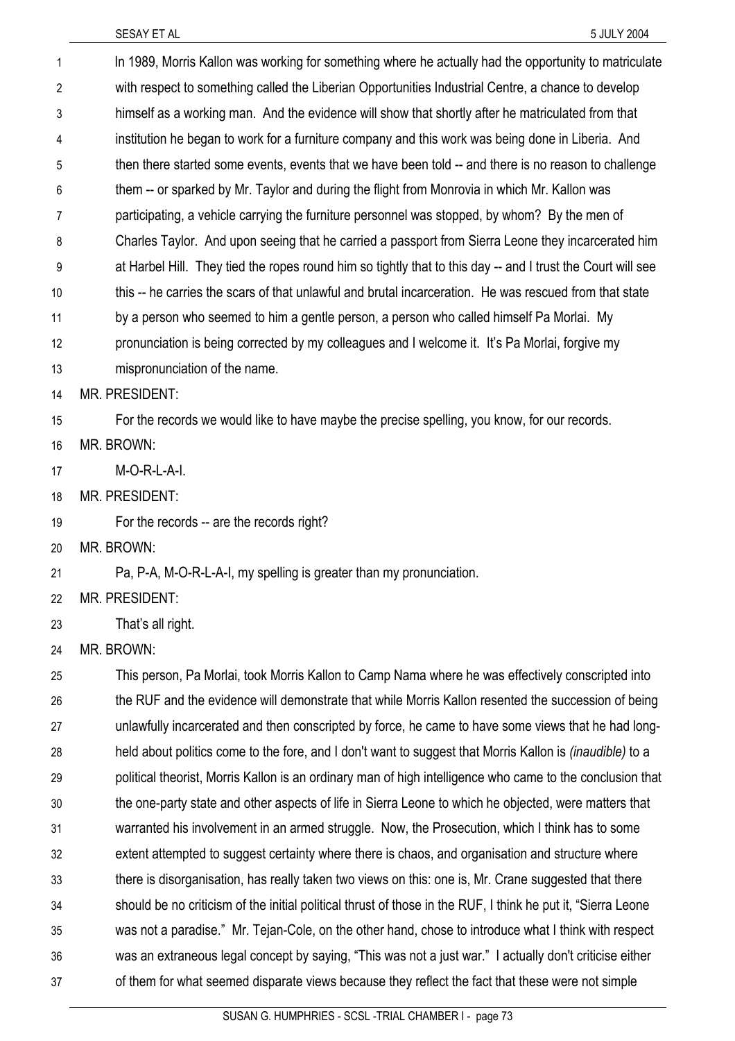In 1989, Morris Kallon was working for something where he actually had the opportunity to matriculate with respect to something called the Liberian Opportunities Industrial Centre, a chance to develop himself as a working man. And the evidence will show that shortly after he matriculated from that institution he began to work for a furniture company and this work was being done in Liberia. And then there started some events, events that we have been told -- and there is no reason to challenge them -- or sparked by Mr. Taylor and during the flight from Monrovia in which Mr. Kallon was participating, a vehicle carrying the furniture personnel was stopped, by whom? By the men of Charles Taylor. And upon seeing that he carried a passport from Sierra Leone they incarcerated him at Harbel Hill. They tied the ropes round him so tightly that to this day -- and I trust the Court will see this -- he carries the scars of that unlawful and brutal incarceration. He was rescued from that state by a person who seemed to him a gentle person, a person who called himself Pa Morlai. My pronunciation is being corrected by my colleagues and I welcome it. It's Pa Morlai, forgive my mispronunciation of the name.

MR. PRESIDENT:

For the records we would like to have maybe the precise spelling, you know, for our records.

MR. BROWN:

M-O-R-L-A-I.

MR. PRESIDENT:

For the records -- are the records right?

MR. BROWN:

Pa, P-A, M-O-R-L-A-I, my spelling is greater than my pronunciation.

MR. PRESIDENT:

That's all right.

MR. BROWN:

This person, Pa Morlai, took Morris Kallon to Camp Nama where he was effectively conscripted into the RUF and the evidence will demonstrate that while Morris Kallon resented the succession of being unlawfully incarcerated and then conscripted by force, he came to have some views that he had long-held about politics come to the fore, and I don't want to suggest that Morris Kallon is *(inaudible)* to a political theorist, Morris Kallon is an ordinary man of high intelligence who came to the conclusion that the one-party state and other aspects of life in Sierra Leone to which he objected, were matters that warranted his involvement in an armed struggle. Now, the Prosecution, which I think has to some extent attempted to suggest certainty where there is chaos, and organisation and structure where there is disorganisation, has really taken two views on this: one is, Mr. Crane suggested that there should be no criticism of the initial political thrust of those in the RUF, I think he put it, "Sierra Leone was not a paradise." Mr. Tejan-Cole, on the other hand, chose to introduce what I think with respect was an extraneous legal concept by saying, "This was not a just war." I actually don't criticise either of them for what seemed disparate views because they reflect the fact that these were not simple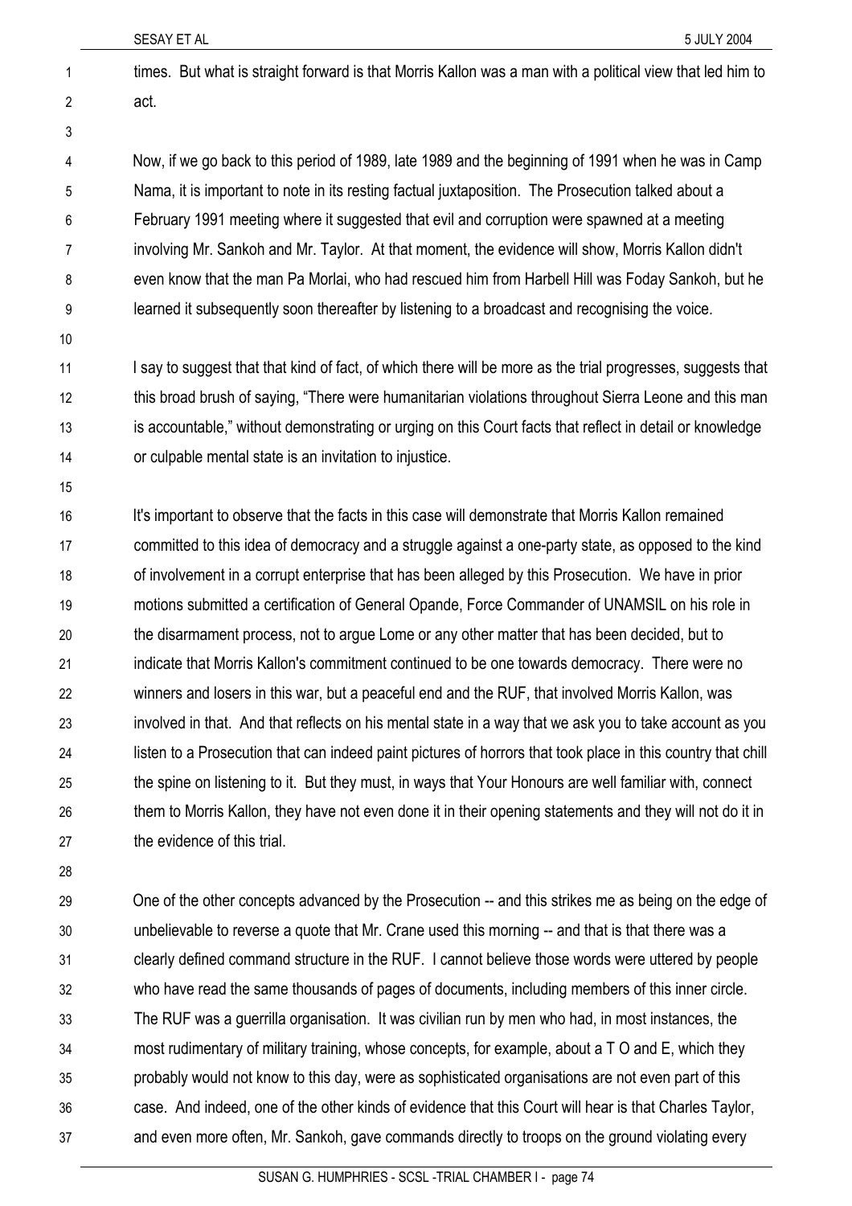times. But what is straight forward is that Morris Kallon was a man with a political view that led him to act.

Now, if we go back to this period of 1989, late 1989 and the beginning of 1991 when he was in Camp Nama, it is important to note in its resting factual juxtaposition. The Prosecution talked about a February 1991 meeting where it suggested that evil and corruption were spawned at a meeting involving Mr. Sankoh and Mr. Taylor. At that moment, the evidence will show, Morris Kallon didn't even know that the man Pa Morlai, who had rescued him from Harbell Hill was Foday Sankoh, but he learned it subsequently soon thereafter by listening to a broadcast and recognising the voice.

I say to suggest that that kind of fact, of which there will be more as the trial progresses, suggests that this broad brush of saying, "There were humanitarian violations throughout Sierra Leone and this man is accountable," without demonstrating or urging on this Court facts that reflect in detail or knowledge or culpable mental state is an invitation to injustice.

It's important to observe that the facts in this case will demonstrate that Morris Kallon remained committed to this idea of democracy and a struggle against a one-party state, as opposed to the kind of involvement in a corrupt enterprise that has been alleged by this Prosecution. We have in prior motions submitted a certification of General Opande, Force Commander of UNAMSIL on his role in the disarmament process, not to argue Lome or any other matter that has been decided, but to indicate that Morris Kallon's commitment continued to be one towards democracy. There were no winners and losers in this war, but a peaceful end and the RUF, that involved Morris Kallon, was involved in that. And that reflects on his mental state in a way that we ask you to take account as you listen to a Prosecution that can indeed paint pictures of horrors that took place in this country that chill the spine on listening to it. But they must, in ways that Your Honours are well familiar with, connect them to Morris Kallon, they have not even done it in their opening statements and they will not do it in the evidence of this trial.

One of the other concepts advanced by the Prosecution -- and this strikes me as being on the edge of unbelievable to reverse a quote that Mr. Crane used this morning -- and that is that there was a clearly defined command structure in the RUF. I cannot believe those words were uttered by people who have read the same thousands of pages of documents, including members of this inner circle. The RUF was a guerrilla organisation. It was civilian run by men who had, in most instances, the most rudimentary of military training, whose concepts, for example, about a T O and E, which they probably would not know to this day, were as sophisticated organisations are not even part of this case. And indeed, one of the other kinds of evidence that this Court will hear is that Charles Taylor, and even more often, Mr. Sankoh, gave commands directly to troops on the ground violating every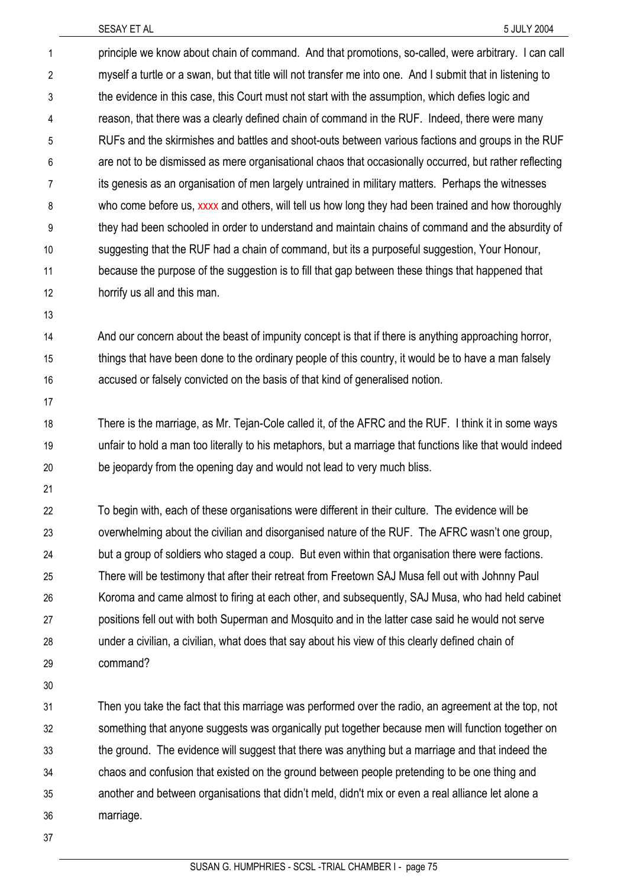principle we know about chain of command. And that promotions, so-called, were arbitrary. I can call myself a turtle or a swan, but that title will not transfer me into one. And I submit that in listening to the evidence in this case, this Court must not start with the assumption, which defies logic and reason, that there was a clearly defined chain of command in the RUF. Indeed, there were many RUFs and the skirmishes and battles and shoot-outs between various factions and groups in the RUF are not to be dismissed as mere organisational chaos that occasionally occurred, but rather reflecting its genesis as an organisation of men largely untrained in military matters. Perhaps the witnesses who come before us, xxxx and others, will tell us how long they had been trained and how thoroughly they had been schooled in order to understand and maintain chains of command and the absurdity of suggesting that the RUF had a chain of command, but its a purposeful suggestion, Your Honour, because the purpose of the suggestion is to fill that gap between these things that happened that horrify us all and this man.

And our concern about the beast of impunity concept is that if there is anything approaching horror, things that have been done to the ordinary people of this country, it would be to have a man falsely accused or falsely convicted on the basis of that kind of generalised notion.

There is the marriage, as Mr. Tejan-Cole called it, of the AFRC and the RUF. I think it in some ways unfair to hold a man too literally to his metaphors, but a marriage that functions like that would indeed be jeopardy from the opening day and would not lead to very much bliss.

To begin with, each of these organisations were different in their culture. The evidence will be overwhelming about the civilian and disorganised nature of the RUF. The AFRC wasn't one group, but a group of soldiers who staged a coup. But even within that organisation there were factions. There will be testimony that after their retreat from Freetown SAJ Musa fell out with Johnny Paul Koroma and came almost to firing at each other, and subsequently, SAJ Musa, who had held cabinet positions fell out with both Superman and Mosquito and in the latter case said he would not serve under a civilian, a civilian, what does that say about his view of this clearly defined chain of command?

Then you take the fact that this marriage was performed over the radio, an agreement at the top, not something that anyone suggests was organically put together because men will function together on the ground. The evidence will suggest that there was anything but a marriage and that indeed the chaos and confusion that existed on the ground between people pretending to be one thing and another and between organisations that didn't meld, didn't mix or even a real alliance let alone a marriage.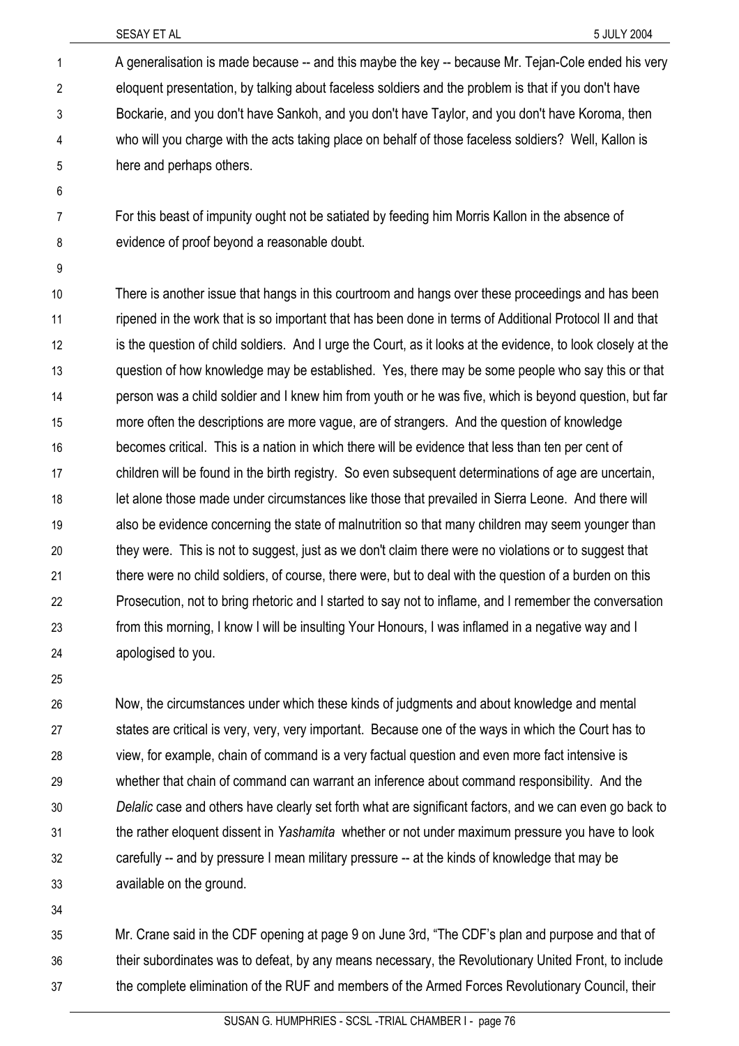A generalisation is made because -- and this maybe the key -- because Mr. Tejan-Cole ended his very eloquent presentation, by talking about faceless soldiers and the problem is that if you don't have Bockarie, and you don't have Sankoh, and you don't have Taylor, and you don't have Koroma, then who will you charge with the acts taking place on behalf of those faceless soldiers? Well, Kallon is here and perhaps others.

For this beast of impunity ought not be satiated by feeding him Morris Kallon in the absence of evidence of proof beyond a reasonable doubt.

There is another issue that hangs in this courtroom and hangs over these proceedings and has been ripened in the work that is so important that has been done in terms of Additional Protocol II and that is the question of child soldiers. And I urge the Court, as it looks at the evidence, to look closely at the question of how knowledge may be established. Yes, there may be some people who say this or that person was a child soldier and I knew him from youth or he was five, which is beyond question, but far more often the descriptions are more vague, are of strangers. And the question of knowledge becomes critical. This is a nation in which there will be evidence that less than ten per cent of children will be found in the birth registry. So even subsequent determinations of age are uncertain, let alone those made under circumstances like those that prevailed in Sierra Leone. And there will also be evidence concerning the state of malnutrition so that many children may seem younger than they were. This is not to suggest, just as we don't claim there were no violations or to suggest that there were no child soldiers, of course, there were, but to deal with the question of a burden on this Prosecution, not to bring rhetoric and I started to say not to inflame, and I remember the conversation from this morning, I know I will be insulting Your Honours, I was inflamed in a negative way and I apologised to you.

Now, the circumstances under which these kinds of judgments and about knowledge and mental states are critical is very, very, very important. Because one of the ways in which the Court has to view, for example, chain of command is a very factual question and even more fact intensive is whether that chain of command can warrant an inference about command responsibility. And the *Delalic* case and others have clearly set forth what are significant factors, and we can even go back to the rather eloquent dissent in *Yashamita* whether or not under maximum pressure you have to look carefully -- and by pressure I mean military pressure -- at the kinds of knowledge that may be available on the ground.

Mr. Crane said in the CDF opening at page 9 on June 3rd, "The CDF's plan and purpose and that of their subordinates was to defeat, by any means necessary, the Revolutionary United Front, to include the complete elimination of the RUF and members of the Armed Forces Revolutionary Council, their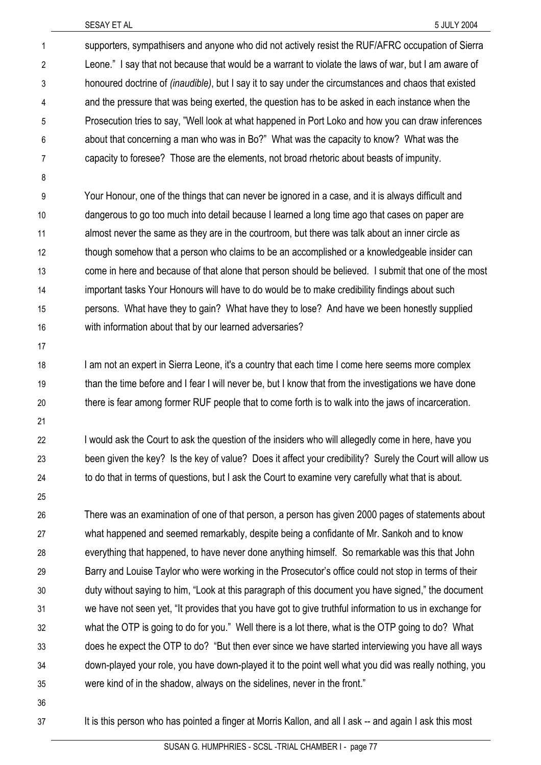supporters, sympathisers and anyone who did not actively resist the RUF/AFRC occupation of Sierra Leone." I say that not because that would be a warrant to violate the laws of war, but I am aware of honoured doctrine of *(inaudible)*, but I say it to say under the circumstances and chaos that existed and the pressure that was being exerted, the question has to be asked in each instance when the Prosecution tries to say, "Well look at what happened in Port Loko and how you can draw inferences about that concerning a man who was in Bo?" What was the capacity to know? What was the capacity to foresee? Those are the elements, not broad rhetoric about beasts of impunity.

Your Honour, one of the things that can never be ignored in a case, and it is always difficult and dangerous to go too much into detail because I learned a long time ago that cases on paper are almost never the same as they are in the courtroom, but there was talk about an inner circle as though somehow that a person who claims to be an accomplished or a knowledgeable insider can come in here and because of that alone that person should be believed. I submit that one of the most important tasks Your Honours will have to do would be to make credibility findings about such persons. What have they to gain? What have they to lose? And have we been honestly supplied with information about that by our learned adversaries?

I am not an expert in Sierra Leone, it's a country that each time I come here seems more complex than the time before and I fear I will never be, but I know that from the investigations we have done there is fear among former RUF people that to come forth is to walk into the jaws of incarceration.

I would ask the Court to ask the question of the insiders who will allegedly come in here, have you been given the key? Is the key of value? Does it affect your credibility? Surely the Court will allow us to do that in terms of questions, but I ask the Court to examine very carefully what that is about.

There was an examination of one of that person, a person has given 2000 pages of statements about what happened and seemed remarkably, despite being a confidante of Mr. Sankoh and to know everything that happened, to have never done anything himself. So remarkable was this that John Barry and Louise Taylor who were working in the Prosecutor's office could not stop in terms of their duty without saying to him, "Look at this paragraph of this document you have signed," the document we have not seen yet, "It provides that you have got to give truthful information to us in exchange for what the OTP is going to do for you." Well there is a lot there, what is the OTP going to do? What does he expect the OTP to do? "But then ever since we have started interviewing you have all ways down-played your role, you have down-played it to the point well what you did was really nothing, you were kind of in the shadow, always on the sidelines, never in the front."

It is this person who has pointed a finger at Morris Kallon, and all I ask -- and again I ask this most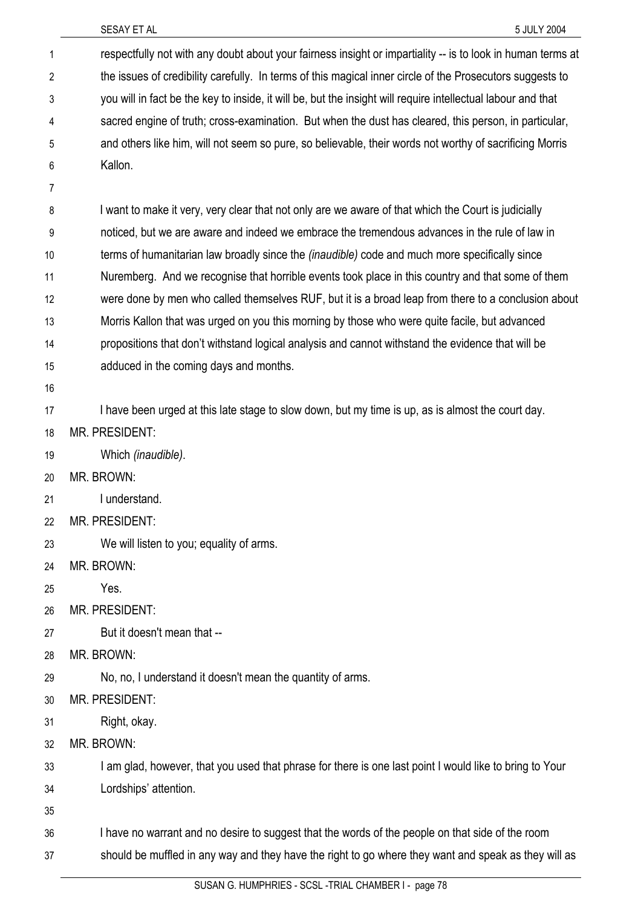respectfully not with any doubt about your fairness insight or impartiality -- is to look in human terms at the issues of credibility carefully. In terms of this magical inner circle of the Prosecutors suggests to you will in fact be the key to inside, it will be, but the insight will require intellectual labour and that sacred engine of truth; cross-examination. But when the dust has cleared, this person, in particular, and others like him, will not seem so pure, so believable, their words not worthy of sacrificing Morris Kallon.

I want to make it very, very clear that not only are we aware of that which the Court is judicially noticed, but we are aware and indeed we embrace the tremendous advances in the rule of law in terms of humanitarian law broadly since the *(inaudible)* code and much more specifically since Nuremberg. And we recognise that horrible events took place in this country and that some of them were done by men who called themselves RUF, but it is a broad leap from there to a conclusion about Morris Kallon that was urged on you this morning by those who were quite facile, but advanced propositions that don't withstand logical analysis and cannot withstand the evidence that will be adduced in the coming days and months.

I have been urged at this late stage to slow down, but my time is up, as is almost the court day.

MR. PRESIDENT:

Which *(inaudible)*.

MR. BROWN:

I understand.

MR. PRESIDENT:

We will listen to you; equality of arms.

MR. BROWN:

Yes.

MR. PRESIDENT:

But it doesn't mean that --

MR. BROWN:

No, no, I understand it doesn't mean the quantity of arms.

MR. PRESIDENT:

Right, okay.

MR. BROWN:

I am glad, however, that you used that phrase for there is one last point I would like to bring to Your Lordships' attention.

I have no warrant and no desire to suggest that the words of the people on that side of the room should be muffled in any way and they have the right to go where they want and speak as they will as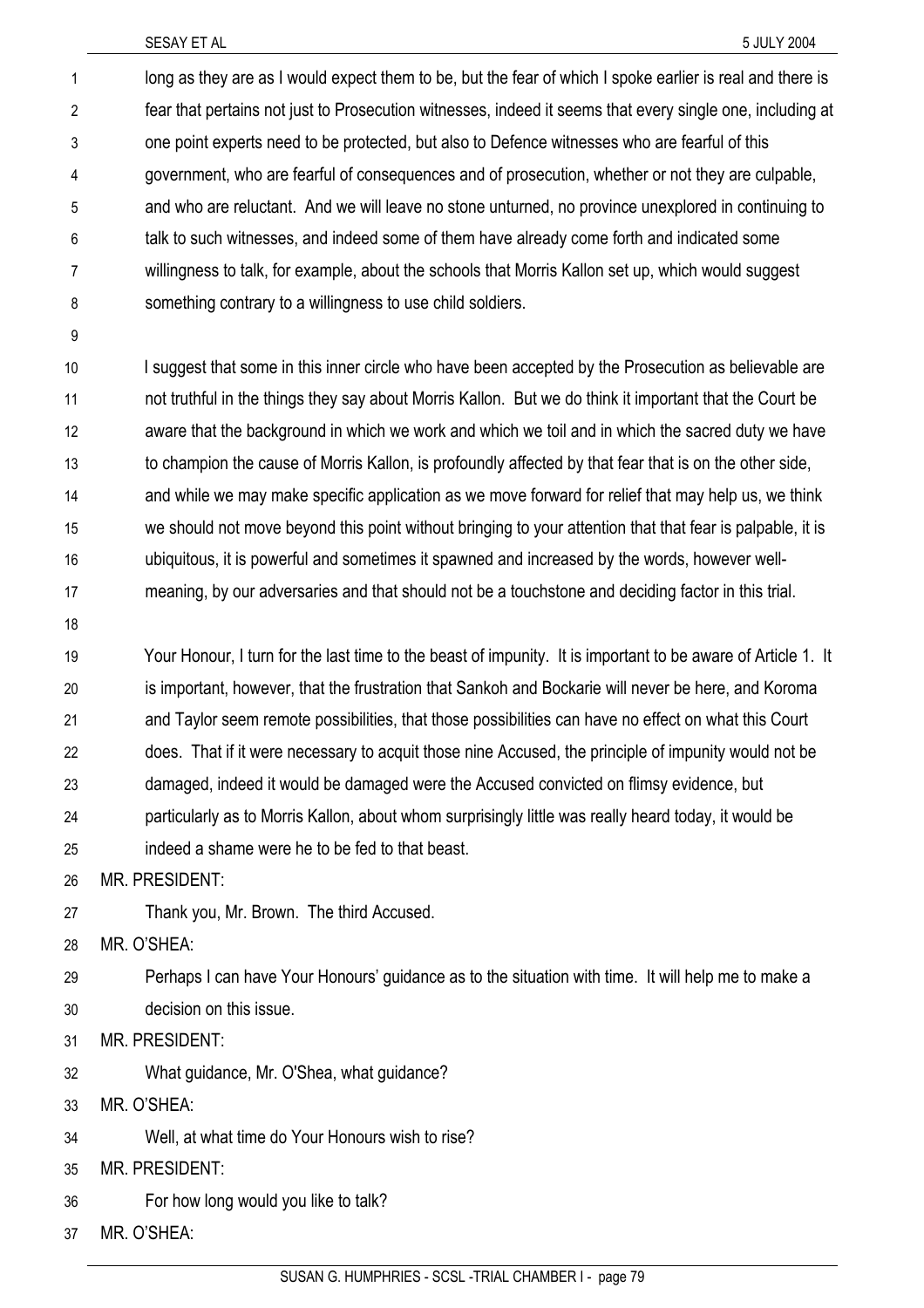long as they are as I would expect them to be, but the fear of which I spoke earlier is real and there is fear that pertains not just to Prosecution witnesses, indeed it seems that every single one, including at one point experts need to be protected, but also to Defence witnesses who are fearful of this government, who are fearful of consequences and of prosecution, whether or not they are culpable, and who are reluctant. And we will leave no stone unturned, no province unexplored in continuing to talk to such witnesses, and indeed some of them have already come forth and indicated some willingness to talk, for example, about the schools that Morris Kallon set up, which would suggest something contrary to a willingness to use child soldiers.

I suggest that some in this inner circle who have been accepted by the Prosecution as believable are not truthful in the things they say about Morris Kallon. But we do think it important that the Court be aware that the background in which we work and which we toil and in which the sacred duty we have to champion the cause of Morris Kallon, is profoundly affected by that fear that is on the other side, and while we may make specific application as we move forward for relief that may help us, we think we should not move beyond this point without bringing to your attention that that fear is palpable, it is ubiquitous, it is powerful and sometimes it spawned and increased by the words, however well-meaning, by our adversaries and that should not be a touchstone and deciding factor in this trial.

Your Honour, I turn for the last time to the beast of impunity. It is important to be aware of Article 1. It is important, however, that the frustration that Sankoh and Bockarie will never be here, and Koroma and Taylor seem remote possibilities, that those possibilities can have no effect on what this Court does. That if it were necessary to acquit those nine Accused, the principle of impunity would not be damaged, indeed it would be damaged were the Accused convicted on flimsy evidence, but particularly as to Morris Kallon, about whom surprisingly little was really heard today, it would be indeed a shame were he to be fed to that beast.

MR. PRESIDENT:

Thank you, Mr. Brown. The third Accused.

MR. O'SHEA:

Perhaps I can have Your Honours' guidance as to the situation with time. It will help me to make a decision on this issue.

MR. PRESIDENT:

What guidance, Mr. O'Shea, what guidance?

MR. O'SHEA:

Well, at what time do Your Honours wish to rise?

MR. PRESIDENT:

For how long would you like to talk?

MR. O'SHEA: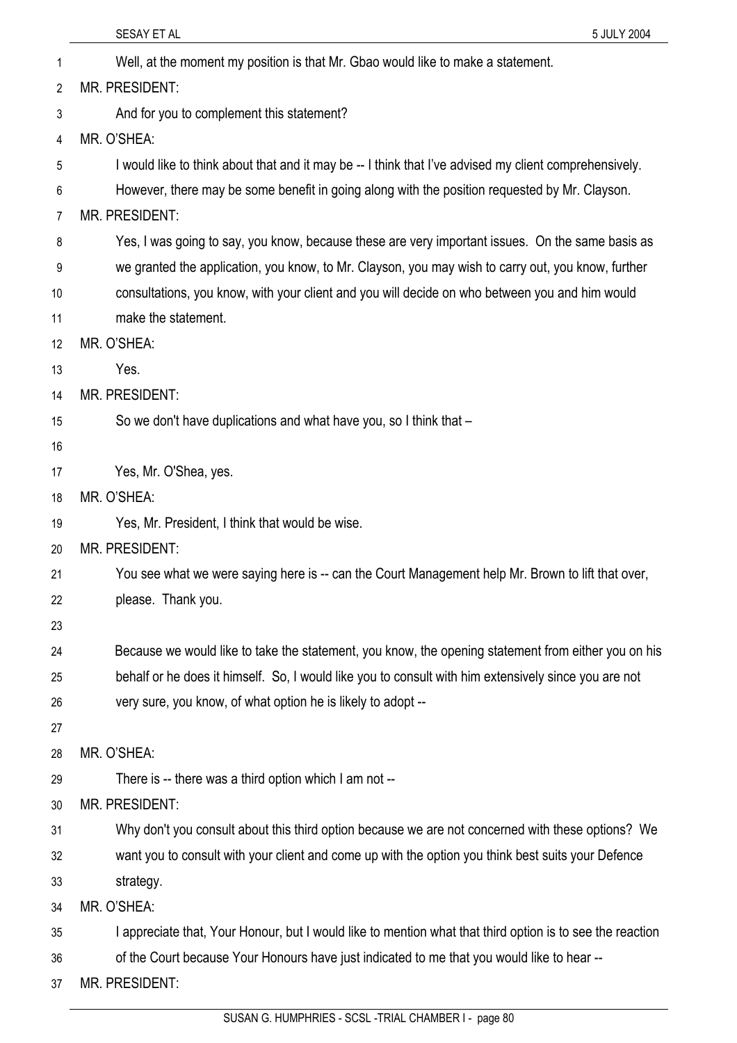Well, at the moment my position is that Mr. Gbao would like to make a statement.

MR. PRESIDENT:

And for you to complement this statement?

MR. O'SHEA:

I would like to think about that and it may be -- I think that I've advised my client comprehensively. However, there may be some benefit in going along with the position requested by Mr. Clayson.

MR. PRESIDENT:

Yes, I was going to say, you know, because these are very important issues. On the same basis as we granted the application, you know, to Mr. Clayson, you may wish to carry out, you know, further consultations, you know, with your client and you will decide on who between you and him would make the statement.

MR. O'SHEA:

Yes.

MR. PRESIDENT:

So we don't have duplications and what have you, so I think that –

Yes, Mr. O'Shea, yes.

MR. O'SHEA:

Yes, Mr. President, I think that would be wise.

MR. PRESIDENT:

You see what we were saying here is -- can the Court Management help Mr. Brown to lift that over, please. Thank you.

Because we would like to take the statement, you know, the opening statement from either you on his behalf or he does it himself. So, I would like you to consult with him extensively since you are not very sure, you know, of what option he is likely to adopt --

MR. O'SHEA:

There is -- there was a third option which I am not --

MR. PRESIDENT:

Why don't you consult about this third option because we are not concerned with these options? We want you to consult with your client and come up with the option you think best suits your Defence strategy.

MR. O'SHEA:

I appreciate that, Your Honour, but I would like to mention what that third option is to see the reaction of the Court because Your Honours have just indicated to me that you would like to hear --

MR. PRESIDENT: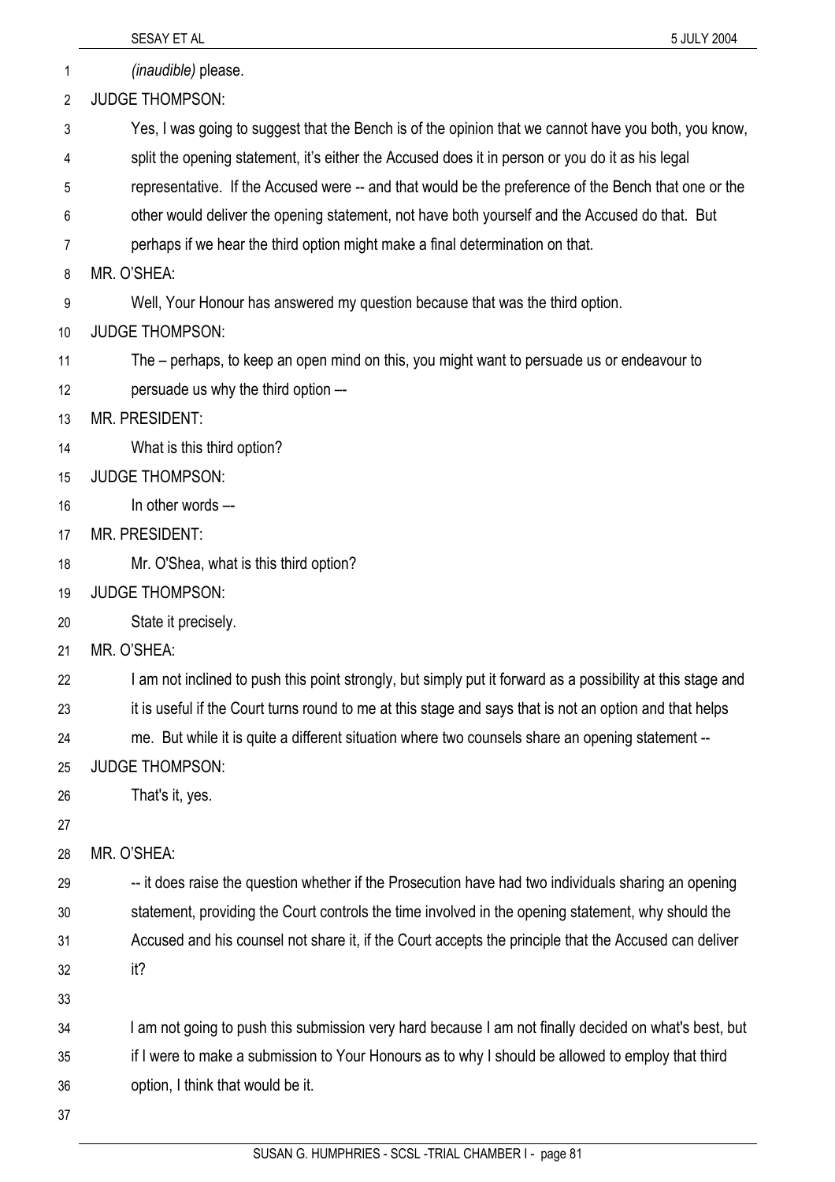*(inaudible)* please.

JUDGE THOMPSON:

Yes, I was going to suggest that the Bench is of the opinion that we cannot have you both, you know, split the opening statement, it's either the Accused does it in person or you do it as his legal representative. If the Accused were -- and that would be the preference of the Bench that one or the other would deliver the opening statement, not have both yourself and the Accused do that. But perhaps if we hear the third option might make a final determination on that.

MR. O'SHEA:

Well, Your Honour has answered my question because that was the third option.

JUDGE THOMPSON:

The – perhaps, to keep an open mind on this, you might want to persuade us or endeavour to persuade us why the third option –-

MR. PRESIDENT:

What is this third option?

JUDGE THOMPSON:

In other words –-

MR. PRESIDENT:

Mr. O'Shea, what is this third option?

JUDGE THOMPSON:

State it precisely.

MR. O'SHEA:

I am not inclined to push this point strongly, but simply put it forward as a possibility at this stage and it is useful if the Court turns round to me at this stage and says that is not an option and that helps me. But while it is quite a different situation where two counsels share an opening statement --

JUDGE THOMPSON:

That's it, yes.

MR. O'SHEA:

-- it does raise the question whether if the Prosecution have had two individuals sharing an opening statement, providing the Court controls the time involved in the opening statement, why should the Accused and his counsel not share it, if the Court accepts the principle that the Accused can deliver it?

I am not going to push this submission very hard because I am not finally decided on what's best, but if I were to make a submission to Your Honours as to why I should be allowed to employ that third option, I think that would be it.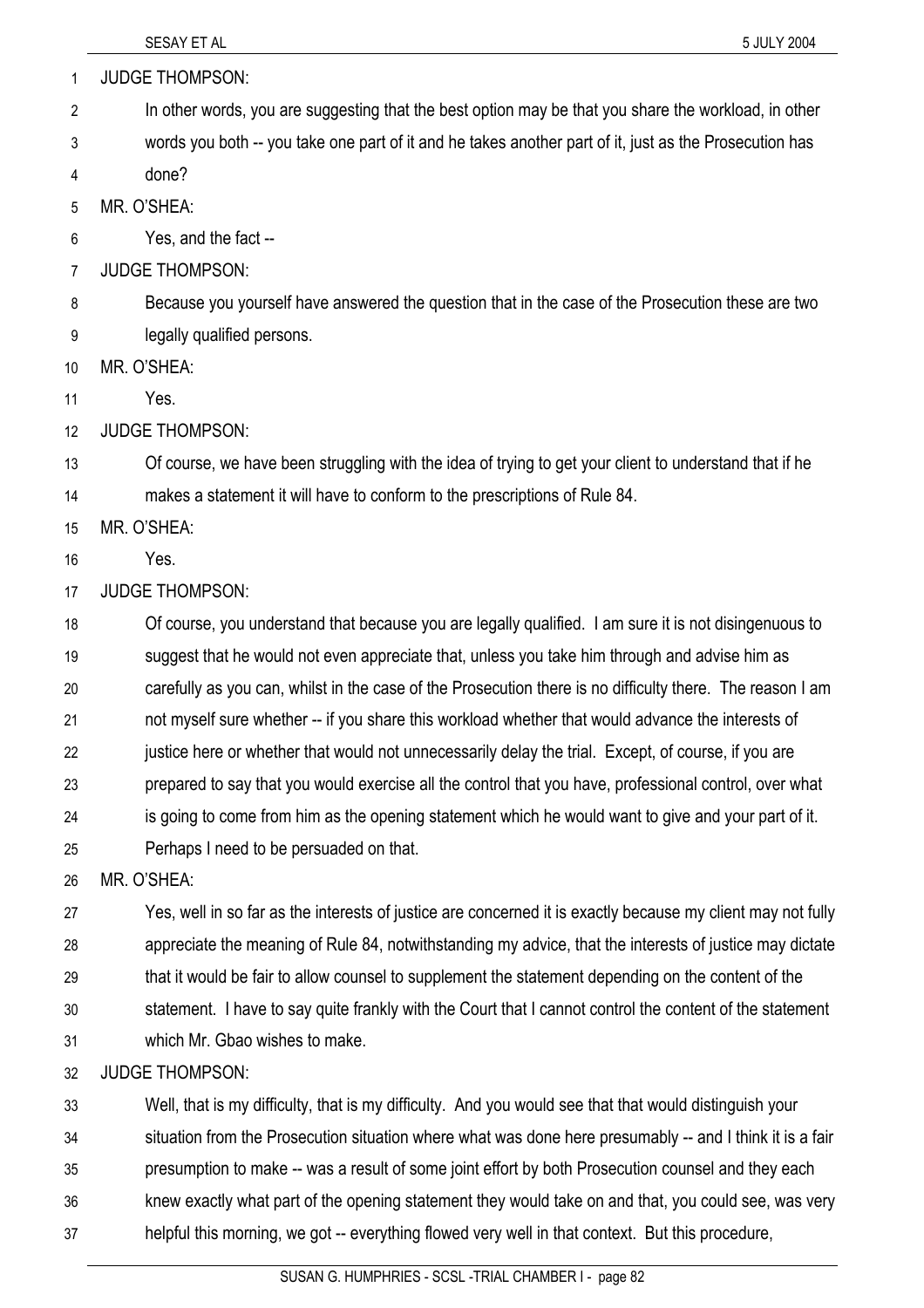JUDGE THOMPSON:

In other words, you are suggesting that the best option may be that you share the workload, in other words you both -- you take one part of it and he takes another part of it, just as the Prosecution has done?

MR. O'SHEA:

Yes, and the fact --

JUDGE THOMPSON:

Because you yourself have answered the question that in the case of the Prosecution these are two legally qualified persons.

MR. O'SHEA:

Yes.

JUDGE THOMPSON:

Of course, we have been struggling with the idea of trying to get your client to understand that if he makes a statement it will have to conform to the prescriptions of Rule 84.

MR. O'SHEA:

Yes.

JUDGE THOMPSON:

Of course, you understand that because you are legally qualified. I am sure it is not disingenuous to suggest that he would not even appreciate that, unless you take him through and advise him as carefully as you can, whilst in the case of the Prosecution there is no difficulty there. The reason I am not myself sure whether -- if you share this workload whether that would advance the interests of justice here or whether that would not unnecessarily delay the trial. Except, of course, if you are prepared to say that you would exercise all the control that you have, professional control, over what is going to come from him as the opening statement which he would want to give and your part of it. Perhaps I need to be persuaded on that.

MR. O'SHEA:

Yes, well in so far as the interests of justice are concerned it is exactly because my client may not fully appreciate the meaning of Rule 84, notwithstanding my advice, that the interests of justice may dictate that it would be fair to allow counsel to supplement the statement depending on the content of the statement. I have to say quite frankly with the Court that I cannot control the content of the statement which Mr. Gbao wishes to make.

JUDGE THOMPSON:

Well, that is my difficulty, that is my difficulty. And you would see that that would distinguish your situation from the Prosecution situation where what was done here presumably -- and I think it is a fair presumption to make -- was a result of some joint effort by both Prosecution counsel and they each knew exactly what part of the opening statement they would take on and that, you could see, was very helpful this morning, we got -- everything flowed very well in that context. But this procedure,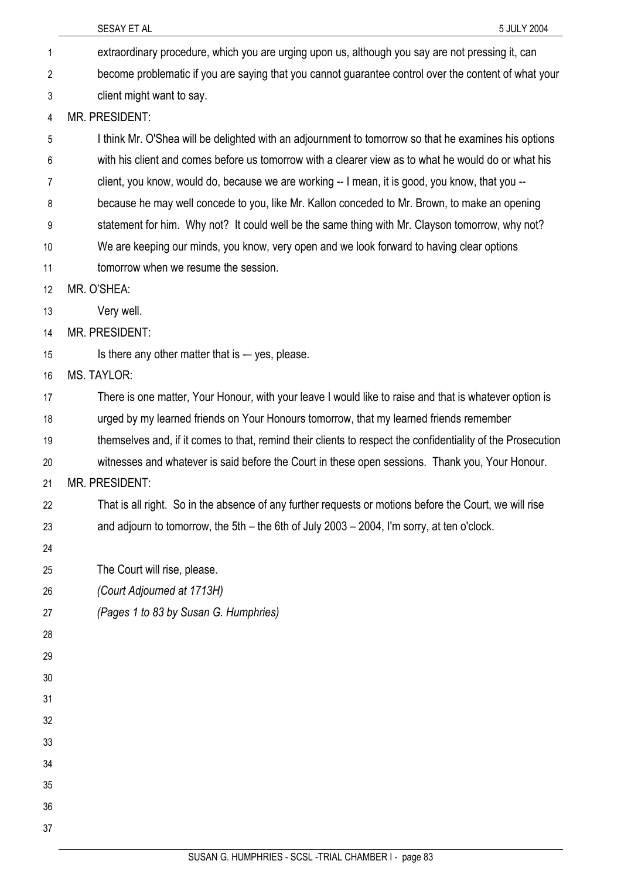extraordinary procedure, which you are urging upon us, although you say are not pressing it, can become problematic if you are saying that you cannot guarantee control over the content of what your client might want to say.

MR. PRESIDENT:

I think Mr. O'Shea will be delighted with an adjournment to tomorrow so that he examines his options with his client and comes before us tomorrow with a clearer view as to what he would do or what his client, you know, would do, because we are working -- I mean, it is good, you know, that you -- because he may well concede to you, like Mr. Kallon conceded to Mr. Brown, to make an opening statement for him. Why not? It could well be the same thing with Mr. Clayson tomorrow, why not? We are keeping our minds, you know, very open and we look forward to having clear options tomorrow when we resume the session.

MR. O'SHEA:

Very well.

MR. PRESIDENT:

Is there any other matter that is -– yes, please.

MS. TAYLOR:

There is one matter, Your Honour, with your leave I would like to raise and that is whatever option is urged by my learned friends on Your Honours tomorrow, that my learned friends remember themselves and, if it comes to that, remind their clients to respect the confidentiality of the Prosecution witnesses and whatever is said before the Court in these open sessions. Thank you, Your Honour.

MR. PRESIDENT:

That is all right. So in the absence of any further requests or motions before the Court, we will rise and adjourn to tomorrow, the 5th – the 6th of July 2003 – 2004, I'm sorry, at ten o'clock.

The Court will rise, please.

*(Court Adjourned at 1713H)*

*(Pages 1 to 83 by Susan G. Humphries)*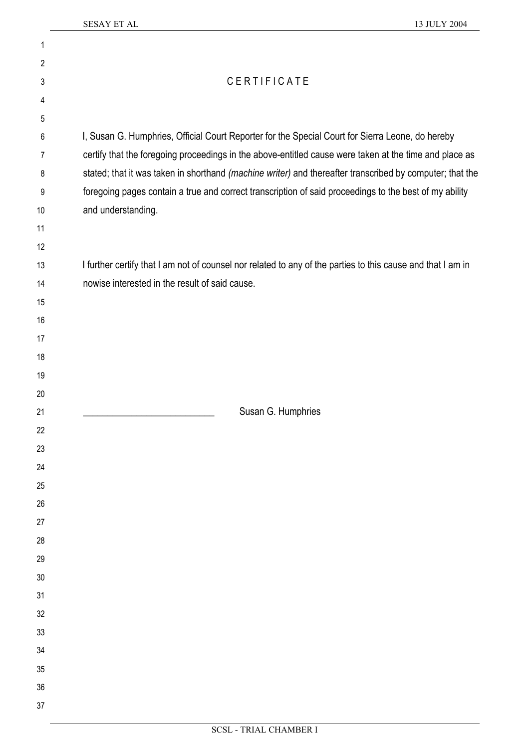# CERTIFICATE

I, Susan G. Humphries, Official Court Reporter for the Special Court for Sierra Leone, do hereby certify that the foregoing proceedings in the above-entitled cause were taken at the time and place as stated; that it was taken in shorthand *(machine writer)* and thereafter transcribed by computer; that the foregoing pages contain a true and correct transcription of said proceedings to the best of my ability and understanding.

I further certify that I am not of counsel nor related to any of the parties to this cause and that I am in nowise interested in the result of said cause.

___________________________ Susan G. Humphries